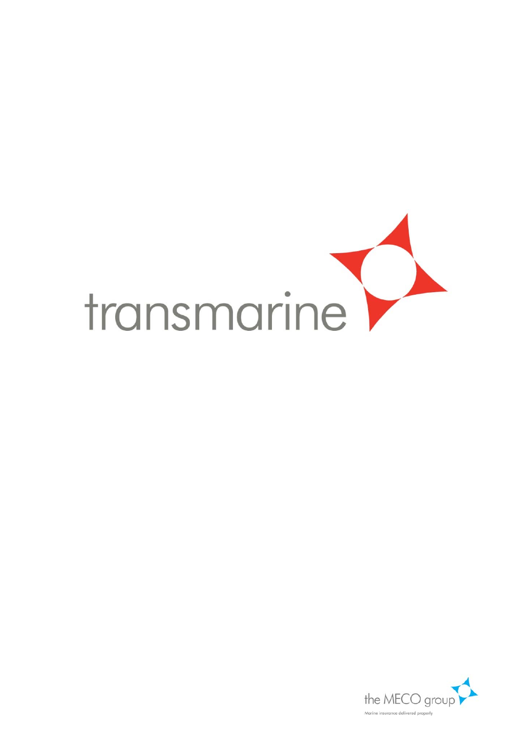# transmarine

the MECO group

Marine insurance delivered properly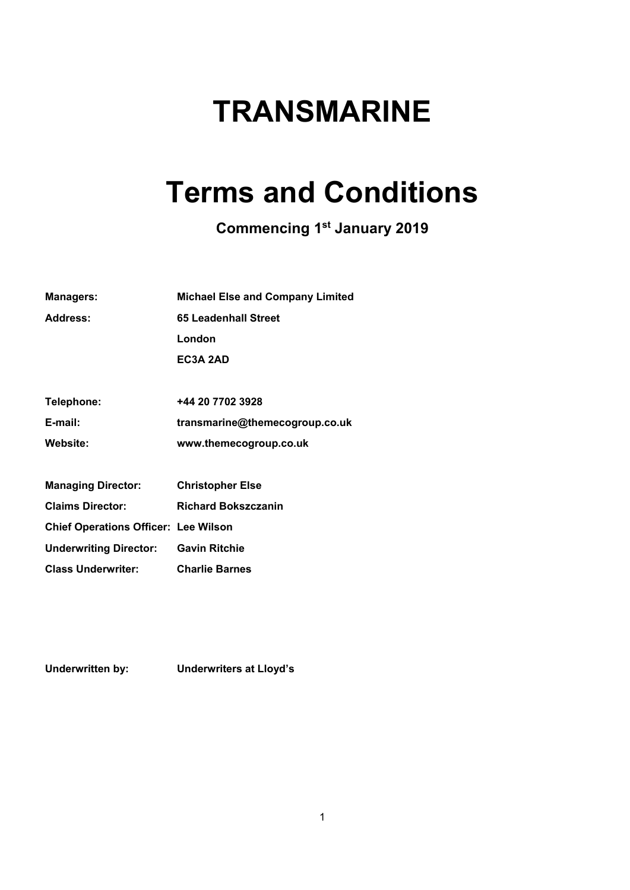# TRANSMARINE

# Terms and Conditions

### Commencing 1st January 2019

| | |
|---|---|
| **Managers:** | **Michael Else and Company Limited** |
| **Address:** | **65 Leadenhall Street** |
| | **London** |
| | **EC3A 2AD** |
| | |
| **Telephone:** | **+44 20 7702 3928** |
| **E-mail:** | **transmarine@themecogroup.co.uk** |
| **Website:** | **www.themecogroup.co.uk** |
| | |
| **Managing Director:** | **Christopher Else** |
| **Claims Director:** | **Richard Bokszczanin** |
| **Chief Operations Officer:** | **Lee Wilson** |
| **Underwriting Director:** | **Gavin Ritchie** |
| **Class Underwriter:** | **Charlie Barnes** |

| | |
|---|---|
| **Underwritten by:** | **Underwriters at Lloyd's** |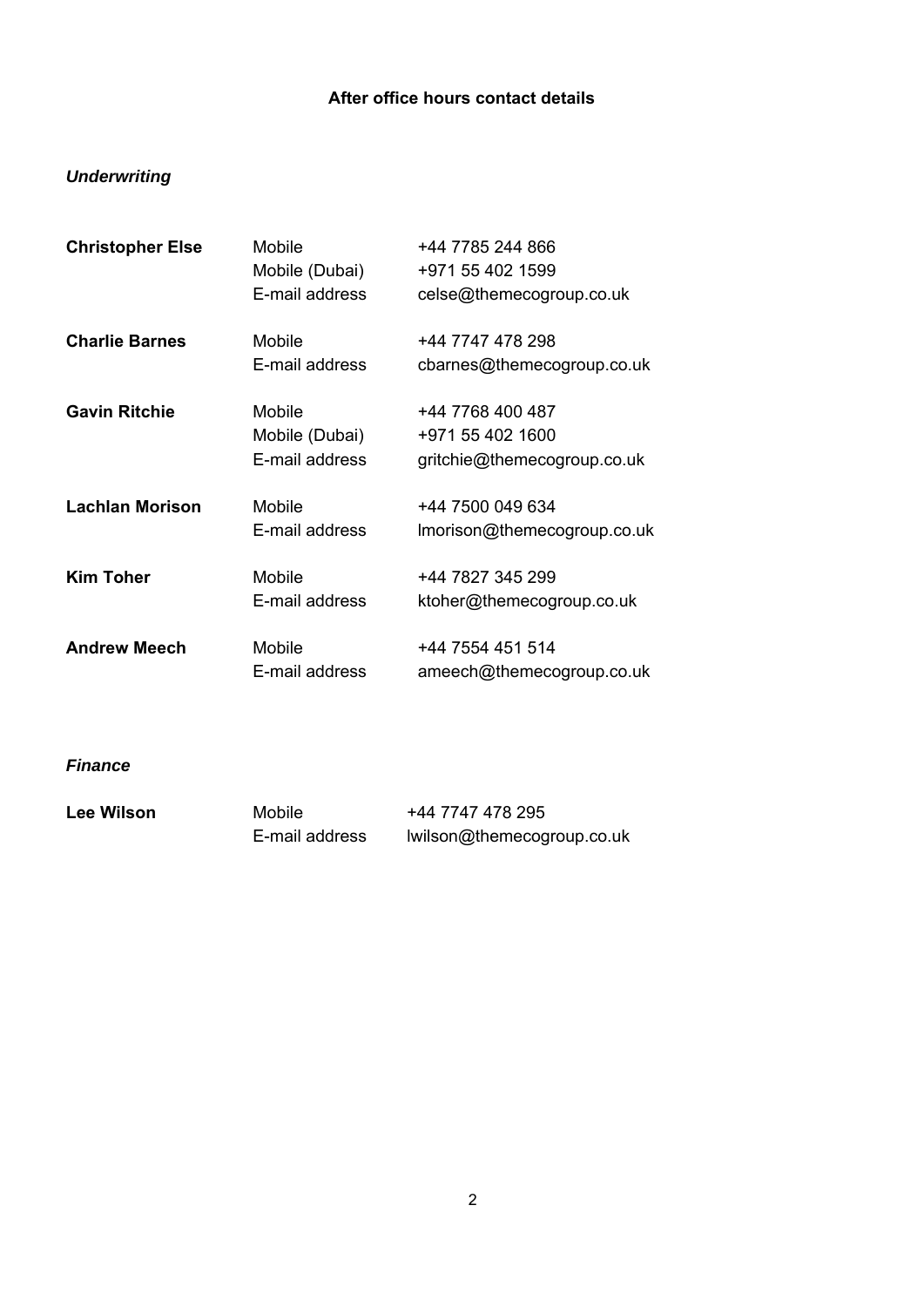## After office hours contact details

### *Underwriting*

| | | |
|---|---|---|
| **Christopher Else** | Mobile | +44 7785 244 866 |
| | Mobile (Dubai) | +971 55 402 1599 |
| | E-mail address | celse@themecogroup.co.uk |
| **Charlie Barnes** | Mobile | +44 7747 478 298 |
| | E-mail address | cbarnes@themecogroup.co.uk |
| **Gavin Ritchie** | Mobile | +44 7768 400 487 |
| | Mobile (Dubai) | +971 55 402 1600 |
| | E-mail address | gritchie@themecogroup.co.uk |
| **Lachlan Morison** | Mobile | +44 7500 049 634 |
| | E-mail address | lmorison@themecogroup.co.uk |
| **Kim Toher** | Mobile | +44 7827 345 299 |
| | E-mail address | ktoher@themecogroup.co.uk |
| **Andrew Meech** | Mobile | +44 7554 451 514 |
| | E-mail address | ameech@themecogroup.co.uk |

### *Finance*

| | | |
|---|---|---|
| **Lee Wilson** | Mobile | +44 7747 478 295 |
| | E-mail address | lwilson@themecogroup.co.uk |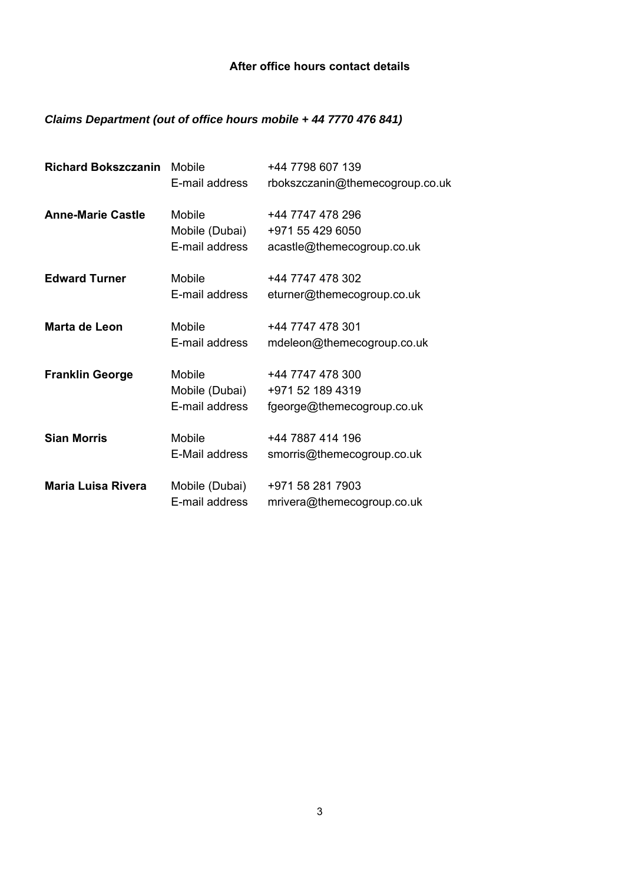## After office hours contact details

### *Claims Department (out of office hours mobile + 44 7770 476 841)*

| | | |
|---|---|---|
| **Richard Bokszczanin** | Mobile | +44 7798 607 139 |
| | E-mail address | rbokszczanin@themecogroup.co.uk |
| **Anne-Marie Castle** | Mobile | +44 7747 478 296 |
| | Mobile (Dubai) | +971 55 429 6050 |
| | E-mail address | acastle@themecogroup.co.uk |
| **Edward Turner** | Mobile | +44 7747 478 302 |
| | E-mail address | eturner@themecogroup.co.uk |
| **Marta de Leon** | Mobile | +44 7747 478 301 |
| | E-mail address | mdeleon@themecogroup.co.uk |
| **Franklin George** | Mobile | +44 7747 478 300 |
| | Mobile (Dubai) | +971 52 189 4319 |
| | E-mail address | fgeorge@themecogroup.co.uk |
| **Sian Morris** | Mobile | +44 7887 414 196 |
| | E-Mail address | smorris@themecogroup.co.uk |
| **Maria Luisa Rivera** | Mobile (Dubai) | +971 58 281 7903 |
| | E-mail address | mrivera@themecogroup.co.uk |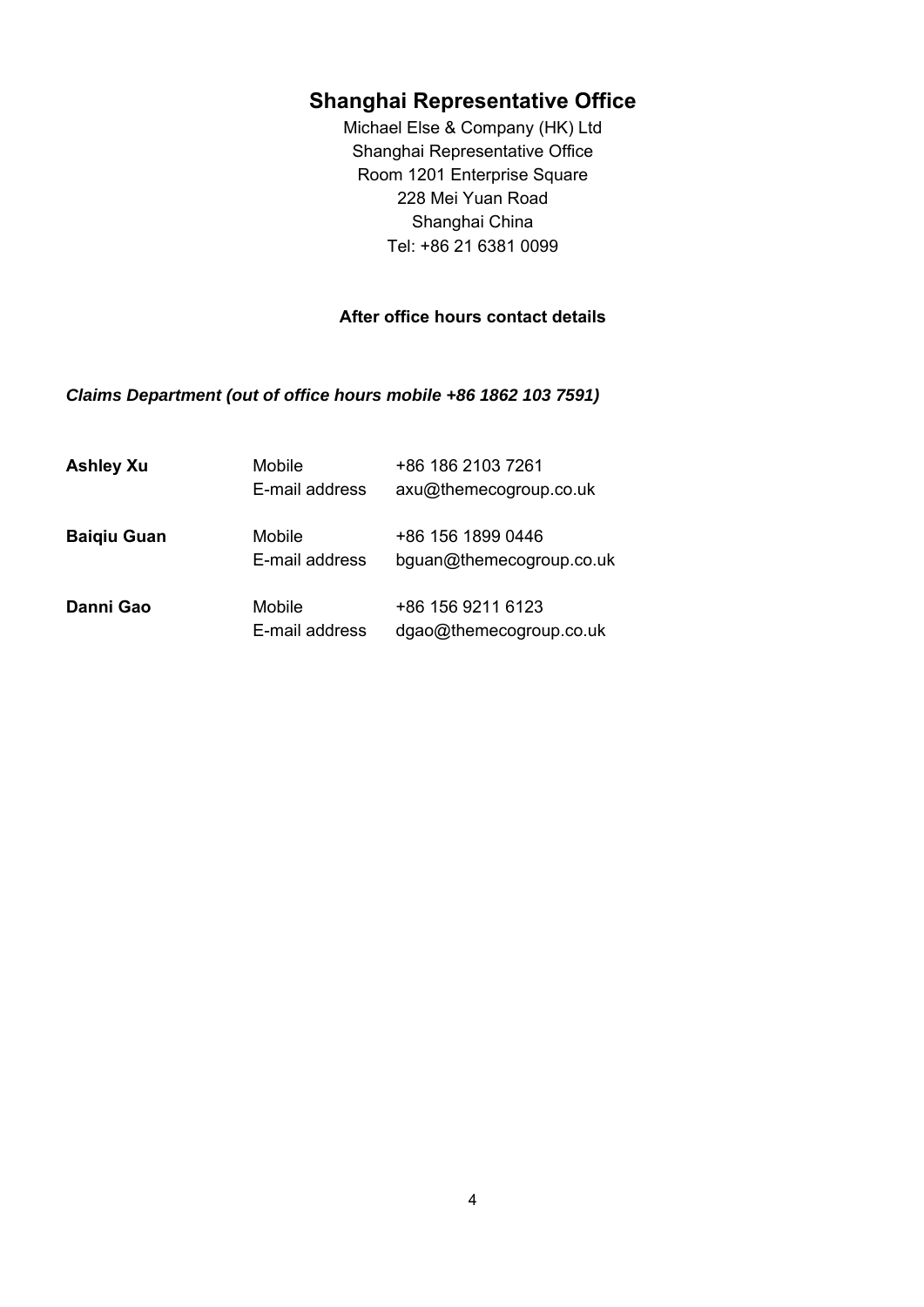## Shanghai Representative Office

Michael Else & Company (HK) Ltd
Shanghai Representative Office
Room 1201 Enterprise Square
228 Mei Yuan Road
Shanghai China
Tel: +86 21 6381 0099

**After office hours contact details**

***Claims Department (out of office hours mobile +86 1862 103 7591)***

| | | |
|---|---|---|
| **Ashley Xu** | Mobile | +86 186 2103 7261 |
| | E-mail address | axu@themecogroup.co.uk |
| **Baiqiu Guan** | Mobile | +86 156 1899 0446 |
| | E-mail address | bguan@themecogroup.co.uk |
| **Danni Gao** | Mobile | +86 156 9211 6123 |
| | E-mail address | dgao@themecogroup.co.uk |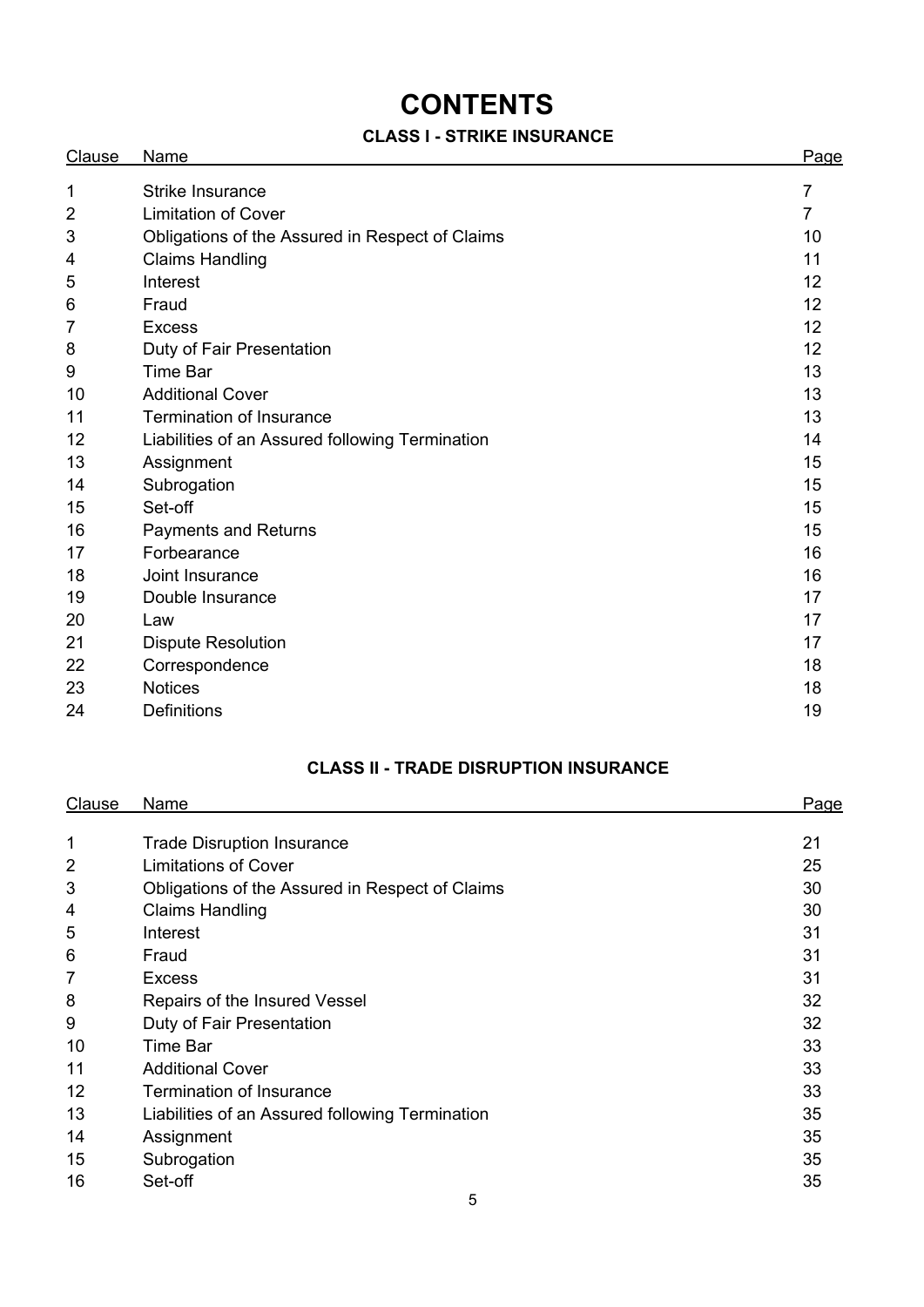# CONTENTS

## CLASS I - STRIKE INSURANCE

| Clause | Name | Page |
|---|---|---|
| 1 | Strike Insurance | 7 |
| 2 | Limitation of Cover | 7 |
| 3 | Obligations of the Assured in Respect of Claims | 10 |
| 4 | Claims Handling | 11 |
| 5 | Interest | 12 |
| 6 | Fraud | 12 |
| 7 | Excess | 12 |
| 8 | Duty of Fair Presentation | 12 |
| 9 | Time Bar | 13 |
| 10 | Additional Cover | 13 |
| 11 | Termination of Insurance | 13 |
| 12 | Liabilities of an Assured following Termination | 14 |
| 13 | Assignment | 15 |
| 14 | Subrogation | 15 |
| 15 | Set-off | 15 |
| 16 | Payments and Returns | 15 |
| 17 | Forbearance | 16 |
| 18 | Joint Insurance | 16 |
| 19 | Double Insurance | 17 |
| 20 | Law | 17 |
| 21 | Dispute Resolution | 17 |
| 22 | Correspondence | 18 |
| 23 | Notices | 18 |
| 24 | Definitions | 19 |

## CLASS II - TRADE DISRUPTION INSURANCE

| Clause | Name | Page |
|---|---|---|
| 1 | Trade Disruption Insurance | 21 |
| 2 | Limitations of Cover | 25 |
| 3 | Obligations of the Assured in Respect of Claims | 30 |
| 4 | Claims Handling | 30 |
| 5 | Interest | 31 |
| 6 | Fraud | 31 |
| 7 | Excess | 31 |
| 8 | Repairs of the Insured Vessel | 32 |
| 9 | Duty of Fair Presentation | 32 |
| 10 | Time Bar | 33 |
| 11 | Additional Cover | 33 |
| 12 | Termination of Insurance | 33 |
| 13 | Liabilities of an Assured following Termination | 35 |
| 14 | Assignment | 35 |
| 15 | Subrogation | 35 |
| 16 | Set-off | 35 |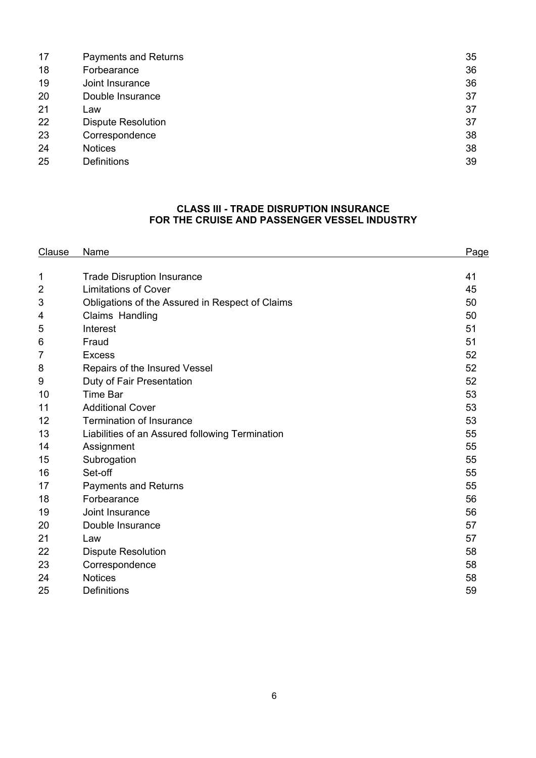| | | |
|---|---|---|
| 17 | Payments and Returns | 35 |
| 18 | Forbearance | 36 |
| 19 | Joint Insurance | 36 |
| 20 | Double Insurance | 37 |
| 21 | Law | 37 |
| 22 | Dispute Resolution | 37 |
| 23 | Correspondence | 38 |
| 24 | Notices | 38 |
| 25 | Definitions | 39 |

## CLASS III - TRADE DISRUPTION INSURANCE FOR THE CRUISE AND PASSENGER VESSEL INDUSTRY

| Clause | Name | Page |
|---|---|---|
| 1 | Trade Disruption Insurance | 41 |
| 2 | Limitations of Cover | 45 |
| 3 | Obligations of the Assured in Respect of Claims | 50 |
| 4 | Claims Handling | 50 |
| 5 | Interest | 51 |
| 6 | Fraud | 51 |
| 7 | Excess | 52 |
| 8 | Repairs of the Insured Vessel | 52 |
| 9 | Duty of Fair Presentation | 52 |
| 10 | Time Bar | 53 |
| 11 | Additional Cover | 53 |
| 12 | Termination of Insurance | 53 |
| 13 | Liabilities of an Assured following Termination | 55 |
| 14 | Assignment | 55 |
| 15 | Subrogation | 55 |
| 16 | Set-off | 55 |
| 17 | Payments and Returns | 55 |
| 18 | Forbearance | 56 |
| 19 | Joint Insurance | 56 |
| 20 | Double Insurance | 57 |
| 21 | Law | 57 |
| 22 | Dispute Resolution | 58 |
| 23 | Correspondence | 58 |
| 24 | Notices | 58 |
| 25 | Definitions | 59 |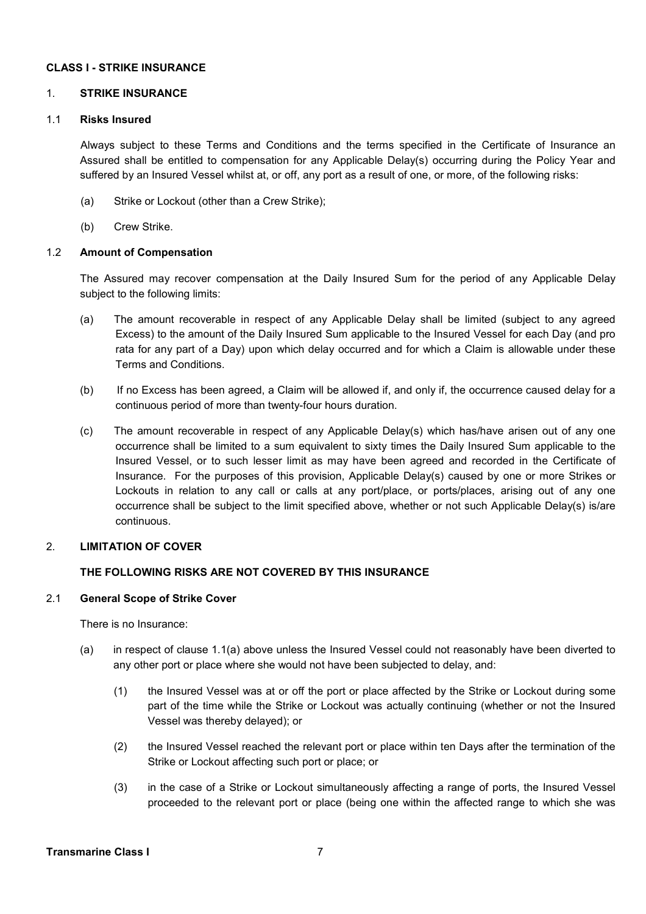**CLASS I - STRIKE INSURANCE**

1. **STRIKE INSURANCE**

1.1 **Risks Insured**

Always subject to these Terms and Conditions and the terms specified in the Certificate of Insurance an Assured shall be entitled to compensation for any Applicable Delay(s) occurring during the Policy Year and suffered by an Insured Vessel whilst at, or off, any port as a result of one, or more, of the following risks:

(a) Strike or Lockout (other than a Crew Strike);

(b) Crew Strike.

1.2 **Amount of Compensation**

The Assured may recover compensation at the Daily Insured Sum for the period of any Applicable Delay subject to the following limits:

(a) The amount recoverable in respect of any Applicable Delay shall be limited (subject to any agreed Excess) to the amount of the Daily Insured Sum applicable to the Insured Vessel for each Day (and pro rata for any part of a Day) upon which delay occurred and for which a Claim is allowable under these Terms and Conditions.

(b) If no Excess has been agreed, a Claim will be allowed if, and only if, the occurrence caused delay for a continuous period of more than twenty-four hours duration.

(c) The amount recoverable in respect of any Applicable Delay(s) which has/have arisen out of any one occurrence shall be limited to a sum equivalent to sixty times the Daily Insured Sum applicable to the Insured Vessel, or to such lesser limit as may have been agreed and recorded in the Certificate of Insurance. For the purposes of this provision, Applicable Delay(s) caused by one or more Strikes or Lockouts in relation to any call or calls at any port/place, or ports/places, arising out of any one occurrence shall be subject to the limit specified above, whether or not such Applicable Delay(s) is/are continuous.

2. **LIMITATION OF COVER**

**THE FOLLOWING RISKS ARE NOT COVERED BY THIS INSURANCE**

2.1 **General Scope of Strike Cover**

There is no Insurance:

(a) in respect of clause 1.1(a) above unless the Insured Vessel could not reasonably have been diverted to any other port or place where she would not have been subjected to delay, and:

(1) the Insured Vessel was at or off the port or place affected by the Strike or Lockout during some part of the time while the Strike or Lockout was actually continuing (whether or not the Insured Vessel was thereby delayed); or

(2) the Insured Vessel reached the relevant port or place within ten Days after the termination of the Strike or Lockout affecting such port or place; or

(3) in the case of a Strike or Lockout simultaneously affecting a range of ports, the Insured Vessel proceeded to the relevant port or place (being one within the affected range to which she was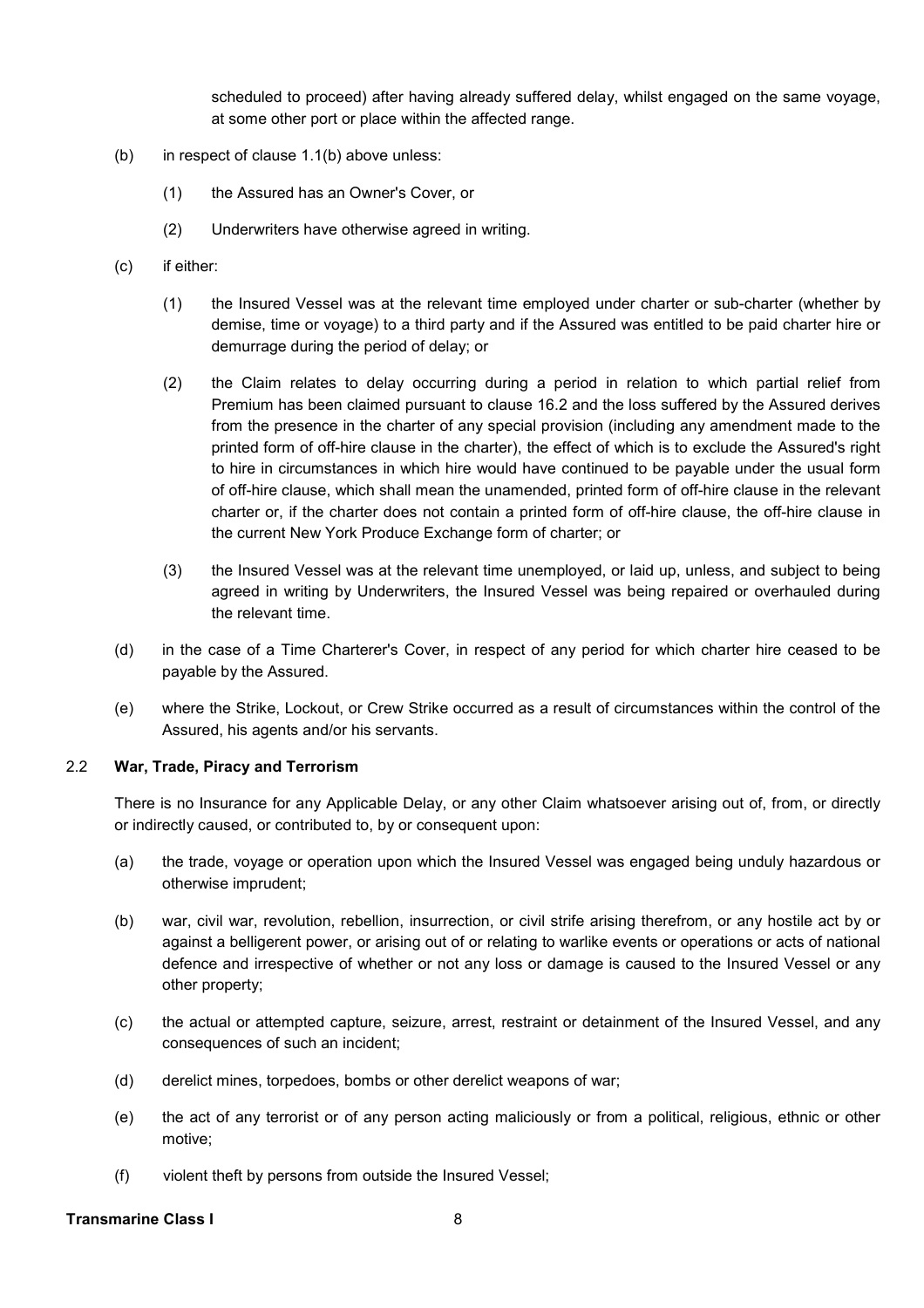scheduled to proceed) after having already suffered delay, whilst engaged on the same voyage, at some other port or place within the affected range.

(b) in respect of clause 1.1(b) above unless:

   (1) the Assured has an Owner's Cover, or

   (2) Underwriters have otherwise agreed in writing.

(c) if either:

   (1) the Insured Vessel was at the relevant time employed under charter or sub-charter (whether by demise, time or voyage) to a third party and if the Assured was entitled to be paid charter hire or demurrage during the period of delay; or

   (2) the Claim relates to delay occurring during a period in relation to which partial relief from Premium has been claimed pursuant to clause 16.2 and the loss suffered by the Assured derives from the presence in the charter of any special provision (including any amendment made to the printed form of off-hire clause in the charter), the effect of which is to exclude the Assured's right to hire in circumstances in which hire would have continued to be payable under the usual form of off-hire clause, which shall mean the unamended, printed form of off-hire clause in the relevant charter or, if the charter does not contain a printed form of off-hire clause, the off-hire clause in the current New York Produce Exchange form of charter; or

   (3) the Insured Vessel was at the relevant time unemployed, or laid up, unless, and subject to being agreed in writing by Underwriters, the Insured Vessel was being repaired or overhauled during the relevant time.

(d) in the case of a Time Charterer's Cover, in respect of any period for which charter hire ceased to be payable by the Assured.

(e) where the Strike, Lockout, or Crew Strike occurred as a result of circumstances within the control of the Assured, his agents and/or his servants.

### 2.2 War, Trade, Piracy and Terrorism

There is no Insurance for any Applicable Delay, or any other Claim whatsoever arising out of, from, or directly or indirectly caused, or contributed to, by or consequent upon:

(a) the trade, voyage or operation upon which the Insured Vessel was engaged being unduly hazardous or otherwise imprudent;

(b) war, civil war, revolution, rebellion, insurrection, or civil strife arising therefrom, or any hostile act by or against a belligerent power, or arising out of or relating to warlike events or operations or acts of national defence and irrespective of whether or not any loss or damage is caused to the Insured Vessel or any other property;

(c) the actual or attempted capture, seizure, arrest, restraint or detainment of the Insured Vessel, and any consequences of such an incident;

(d) derelict mines, torpedoes, bombs or other derelict weapons of war;

(e) the act of any terrorist or of any person acting maliciously or from a political, religious, ethnic or other motive;

(f) violent theft by persons from outside the Insured Vessel;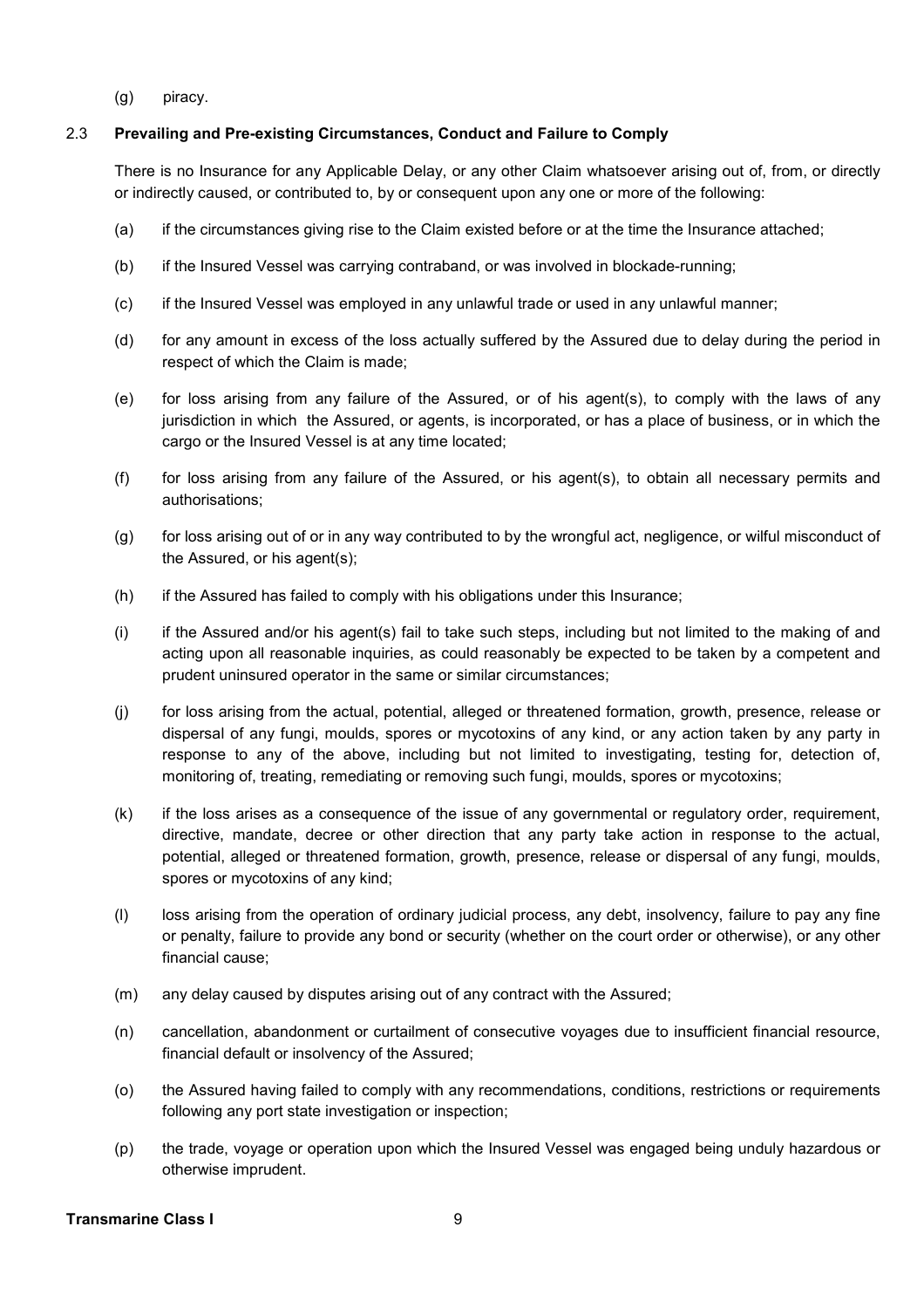(g) piracy.

## 2.3 Prevailing and Pre-existing Circumstances, Conduct and Failure to Comply

There is no Insurance for any Applicable Delay, or any other Claim whatsoever arising out of, from, or directly or indirectly caused, or contributed to, by or consequent upon any one or more of the following:

(a) if the circumstances giving rise to the Claim existed before or at the time the Insurance attached;

(b) if the Insured Vessel was carrying contraband, or was involved in blockade-running;

(c) if the Insured Vessel was employed in any unlawful trade or used in any unlawful manner;

(d) for any amount in excess of the loss actually suffered by the Assured due to delay during the period in respect of which the Claim is made;

(e) for loss arising from any failure of the Assured, or of his agent(s), to comply with the laws of any jurisdiction in which the Assured, or agents, is incorporated, or has a place of business, or in which the cargo or the Insured Vessel is at any time located;

(f) for loss arising from any failure of the Assured, or his agent(s), to obtain all necessary permits and authorisations;

(g) for loss arising out of or in any way contributed to by the wrongful act, negligence, or wilful misconduct of the Assured, or his agent(s);

(h) if the Assured has failed to comply with his obligations under this Insurance;

(i) if the Assured and/or his agent(s) fail to take such steps, including but not limited to the making of and acting upon all reasonable inquiries, as could reasonably be expected to be taken by a competent and prudent uninsured operator in the same or similar circumstances;

(j) for loss arising from the actual, potential, alleged or threatened formation, growth, presence, release or dispersal of any fungi, moulds, spores or mycotoxins of any kind, or any action taken by any party in response to any of the above, including but not limited to investigating, testing for, detection of, monitoring of, treating, remediating or removing such fungi, moulds, spores or mycotoxins;

(k) if the loss arises as a consequence of the issue of any governmental or regulatory order, requirement, directive, mandate, decree or other direction that any party take action in response to the actual, potential, alleged or threatened formation, growth, presence, release or dispersal of any fungi, moulds, spores or mycotoxins of any kind;

(l) loss arising from the operation of ordinary judicial process, any debt, insolvency, failure to pay any fine or penalty, failure to provide any bond or security (whether on the court order or otherwise), or any other financial cause;

(m) any delay caused by disputes arising out of any contract with the Assured;

(n) cancellation, abandonment or curtailment of consecutive voyages due to insufficient financial resource, financial default or insolvency of the Assured;

(o) the Assured having failed to comply with any recommendations, conditions, restrictions or requirements following any port state investigation or inspection;

(p) the trade, voyage or operation upon which the Insured Vessel was engaged being unduly hazardous or otherwise imprudent.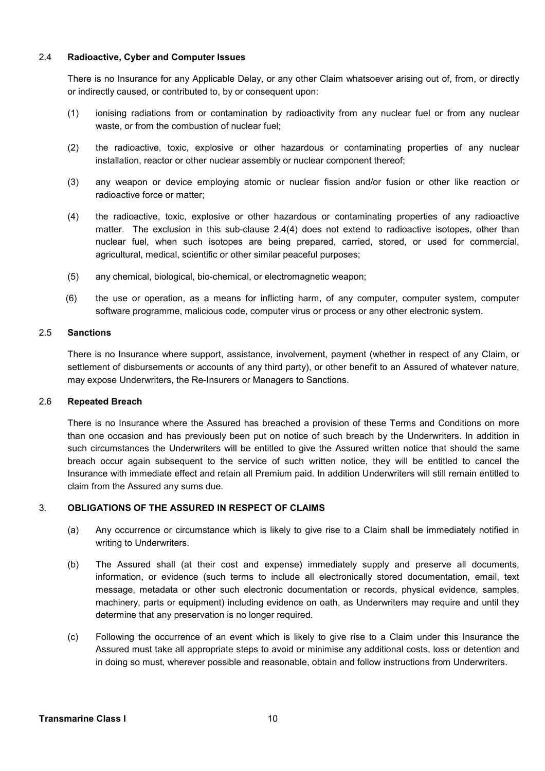### 2.4 Radioactive, Cyber and Computer Issues

There is no Insurance for any Applicable Delay, or any other Claim whatsoever arising out of, from, or directly or indirectly caused, or contributed to, by or consequent upon:

(1) ionising radiations from or contamination by radioactivity from any nuclear fuel or from any nuclear waste, or from the combustion of nuclear fuel;

(2) the radioactive, toxic, explosive or other hazardous or contaminating properties of any nuclear installation, reactor or other nuclear assembly or nuclear component thereof;

(3) any weapon or device employing atomic or nuclear fission and/or fusion or other like reaction or radioactive force or matter;

(4) the radioactive, toxic, explosive or other hazardous or contaminating properties of any radioactive matter. The exclusion in this sub-clause 2.4(4) does not extend to radioactive isotopes, other than nuclear fuel, when such isotopes are being prepared, carried, stored, or used for commercial, agricultural, medical, scientific or other similar peaceful purposes;

(5) any chemical, biological, bio-chemical, or electromagnetic weapon;

(6) the use or operation, as a means for inflicting harm, of any computer, computer system, computer software programme, malicious code, computer virus or process or any other electronic system.

### 2.5 Sanctions

There is no Insurance where support, assistance, involvement, payment (whether in respect of any Claim, or settlement of disbursements or accounts of any third party), or other benefit to an Assured of whatever nature, may expose Underwriters, the Re-Insurers or Managers to Sanctions.

### 2.6 Repeated Breach

There is no Insurance where the Assured has breached a provision of these Terms and Conditions on more than one occasion and has previously been put on notice of such breach by the Underwriters. In addition in such circumstances the Underwriters will be entitled to give the Assured written notice that should the same breach occur again subsequent to the service of such written notice, they will be entitled to cancel the Insurance with immediate effect and retain all Premium paid. In addition Underwriters will still remain entitled to claim from the Assured any sums due.

## 3. OBLIGATIONS OF THE ASSURED IN RESPECT OF CLAIMS

(a) Any occurrence or circumstance which is likely to give rise to a Claim shall be immediately notified in writing to Underwriters.

(b) The Assured shall (at their cost and expense) immediately supply and preserve all documents, information, or evidence (such terms to include all electronically stored documentation, email, text message, metadata or other such electronic documentation or records, physical evidence, samples, machinery, parts or equipment) including evidence on oath, as Underwriters may require and until they determine that any preservation is no longer required.

(c) Following the occurrence of an event which is likely to give rise to a Claim under this Insurance the Assured must take all appropriate steps to avoid or minimise any additional costs, loss or detention and in doing so must, wherever possible and reasonable, obtain and follow instructions from Underwriters.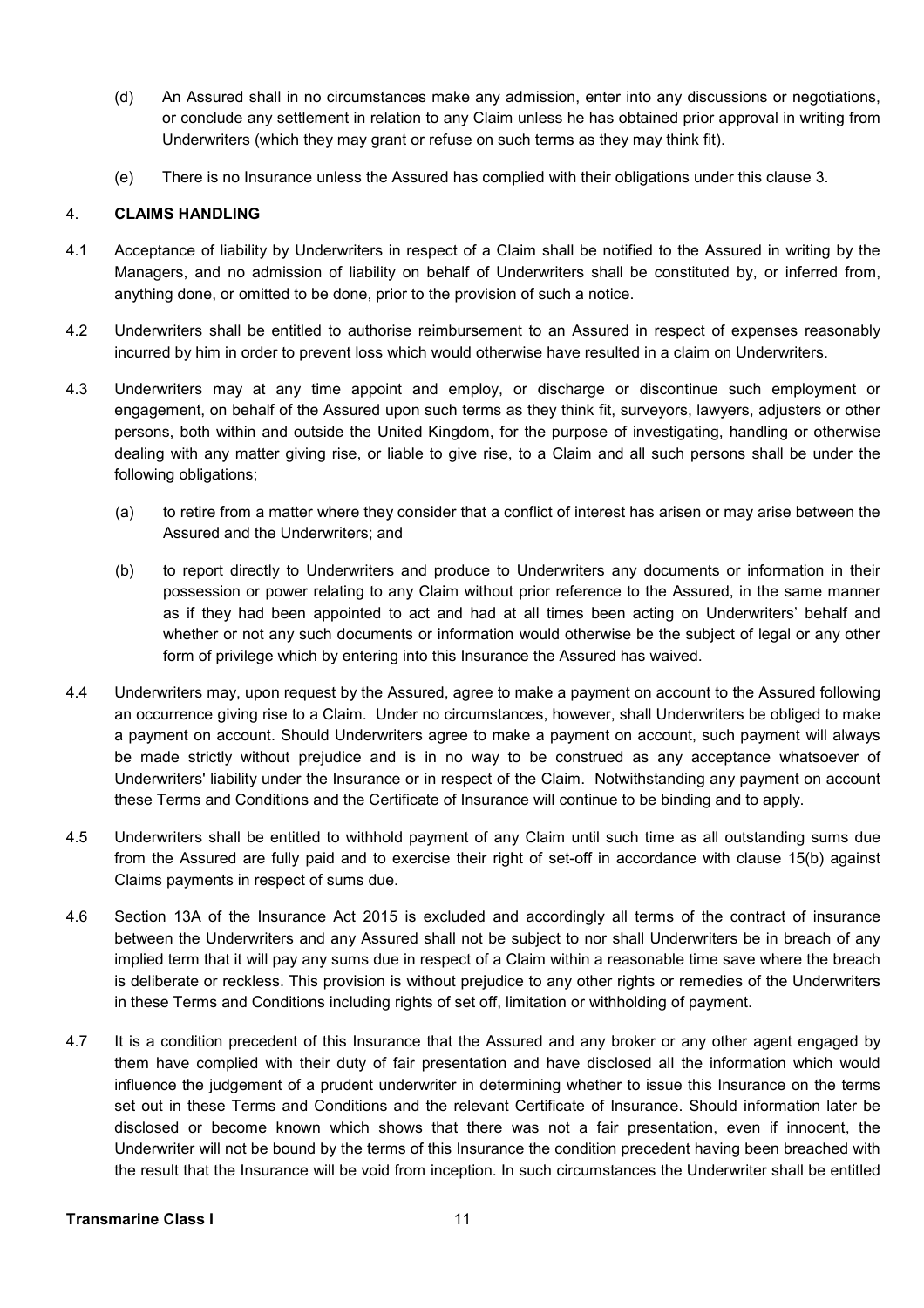(d) An Assured shall in no circumstances make any admission, enter into any discussions or negotiations, or conclude any settlement in relation to any Claim unless he has obtained prior approval in writing from Underwriters (which they may grant or refuse on such terms as they may think fit).

(e) There is no Insurance unless the Assured has complied with their obligations under this clause 3.

## 4. CLAIMS HANDLING

4.1 Acceptance of liability by Underwriters in respect of a Claim shall be notified to the Assured in writing by the Managers, and no admission of liability on behalf of Underwriters shall be constituted by, or inferred from, anything done, or omitted to be done, prior to the provision of such a notice.

4.2 Underwriters shall be entitled to authorise reimbursement to an Assured in respect of expenses reasonably incurred by him in order to prevent loss which would otherwise have resulted in a claim on Underwriters.

4.3 Underwriters may at any time appoint and employ, or discharge or discontinue such employment or engagement, on behalf of the Assured upon such terms as they think fit, surveyors, lawyers, adjusters or other persons, both within and outside the United Kingdom, for the purpose of investigating, handling or otherwise dealing with any matter giving rise, or liable to give rise, to a Claim and all such persons shall be under the following obligations;

(a) to retire from a matter where they consider that a conflict of interest has arisen or may arise between the Assured and the Underwriters; and

(b) to report directly to Underwriters and produce to Underwriters any documents or information in their possession or power relating to any Claim without prior reference to the Assured, in the same manner as if they had been appointed to act and had at all times been acting on Underwriters' behalf and whether or not any such documents or information would otherwise be the subject of legal or any other form of privilege which by entering into this Insurance the Assured has waived.

4.4 Underwriters may, upon request by the Assured, agree to make a payment on account to the Assured following an occurrence giving rise to a Claim. Under no circumstances, however, shall Underwriters be obliged to make a payment on account. Should Underwriters agree to make a payment on account, such payment will always be made strictly without prejudice and is in no way to be construed as any acceptance whatsoever of Underwriters' liability under the Insurance or in respect of the Claim. Notwithstanding any payment on account these Terms and Conditions and the Certificate of Insurance will continue to be binding and to apply.

4.5 Underwriters shall be entitled to withhold payment of any Claim until such time as all outstanding sums due from the Assured are fully paid and to exercise their right of set-off in accordance with clause 15(b) against Claims payments in respect of sums due.

4.6 Section 13A of the Insurance Act 2015 is excluded and accordingly all terms of the contract of insurance between the Underwriters and any Assured shall not be subject to nor shall Underwriters be in breach of any implied term that it will pay any sums due in respect of a Claim within a reasonable time save where the breach is deliberate or reckless. This provision is without prejudice to any other rights or remedies of the Underwriters in these Terms and Conditions including rights of set off, limitation or withholding of payment.

4.7 It is a condition precedent of this Insurance that the Assured and any broker or any other agent engaged by them have complied with their duty of fair presentation and have disclosed all the information which would influence the judgement of a prudent underwriter in determining whether to issue this Insurance on the terms set out in these Terms and Conditions and the relevant Certificate of Insurance. Should information later be disclosed or become known which shows that there was not a fair presentation, even if innocent, the Underwriter will not be bound by the terms of this Insurance the condition precedent having been breached with the result that the Insurance will be void from inception. In such circumstances the Underwriter shall be entitled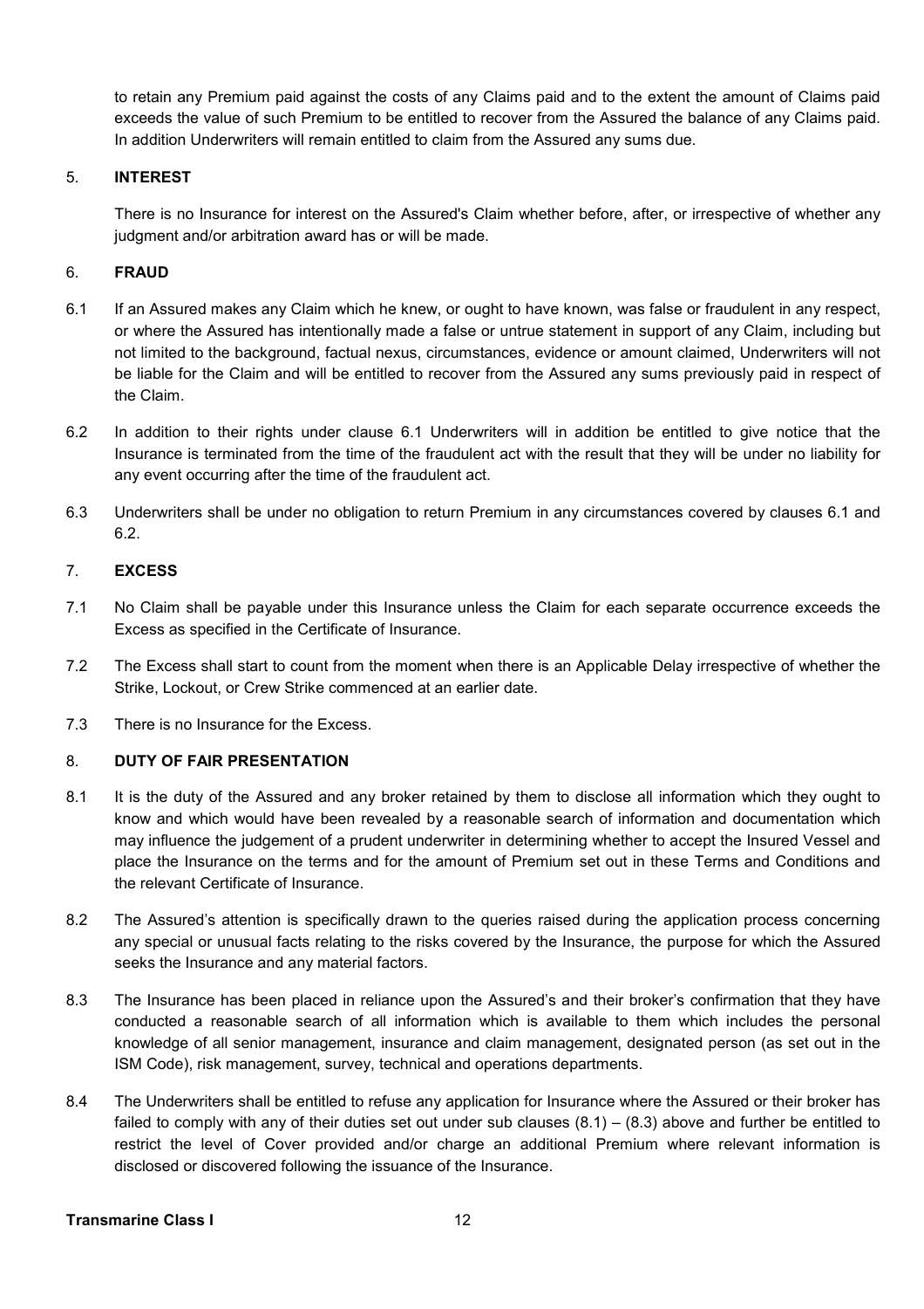to retain any Premium paid against the costs of any Claims paid and to the extent the amount of Claims paid exceeds the value of such Premium to be entitled to recover from the Assured the balance of any Claims paid. In addition Underwriters will remain entitled to claim from the Assured any sums due.

## 5. INTEREST

There is no Insurance for interest on the Assured's Claim whether before, after, or irrespective of whether any judgment and/or arbitration award has or will be made.

## 6. FRAUD

6.1 If an Assured makes any Claim which he knew, or ought to have known, was false or fraudulent in any respect, or where the Assured has intentionally made a false or untrue statement in support of any Claim, including but not limited to the background, factual nexus, circumstances, evidence or amount claimed, Underwriters will not be liable for the Claim and will be entitled to recover from the Assured any sums previously paid in respect of the Claim.

6.2 In addition to their rights under clause 6.1 Underwriters will in addition be entitled to give notice that the Insurance is terminated from the time of the fraudulent act with the result that they will be under no liability for any event occurring after the time of the fraudulent act.

6.3 Underwriters shall be under no obligation to return Premium in any circumstances covered by clauses 6.1 and 6.2.

## 7. EXCESS

7.1 No Claim shall be payable under this Insurance unless the Claim for each separate occurrence exceeds the Excess as specified in the Certificate of Insurance.

7.2 The Excess shall start to count from the moment when there is an Applicable Delay irrespective of whether the Strike, Lockout, or Crew Strike commenced at an earlier date.

7.3 There is no Insurance for the Excess.

## 8. DUTY OF FAIR PRESENTATION

8.1 It is the duty of the Assured and any broker retained by them to disclose all information which they ought to know and which would have been revealed by a reasonable search of information and documentation which may influence the judgement of a prudent underwriter in determining whether to accept the Insured Vessel and place the Insurance on the terms and for the amount of Premium set out in these Terms and Conditions and the relevant Certificate of Insurance.

8.2 The Assured's attention is specifically drawn to the queries raised during the application process concerning any special or unusual facts relating to the risks covered by the Insurance, the purpose for which the Assured seeks the Insurance and any material factors.

8.3 The Insurance has been placed in reliance upon the Assured's and their broker's confirmation that they have conducted a reasonable search of all information which is available to them which includes the personal knowledge of all senior management, insurance and claim management, designated person (as set out in the ISM Code), risk management, survey, technical and operations departments.

8.4 The Underwriters shall be entitled to refuse any application for Insurance where the Assured or their broker has failed to comply with any of their duties set out under sub clauses (8.1) – (8.3) above and further be entitled to restrict the level of Cover provided and/or charge an additional Premium where relevant information is disclosed or discovered following the issuance of the Insurance.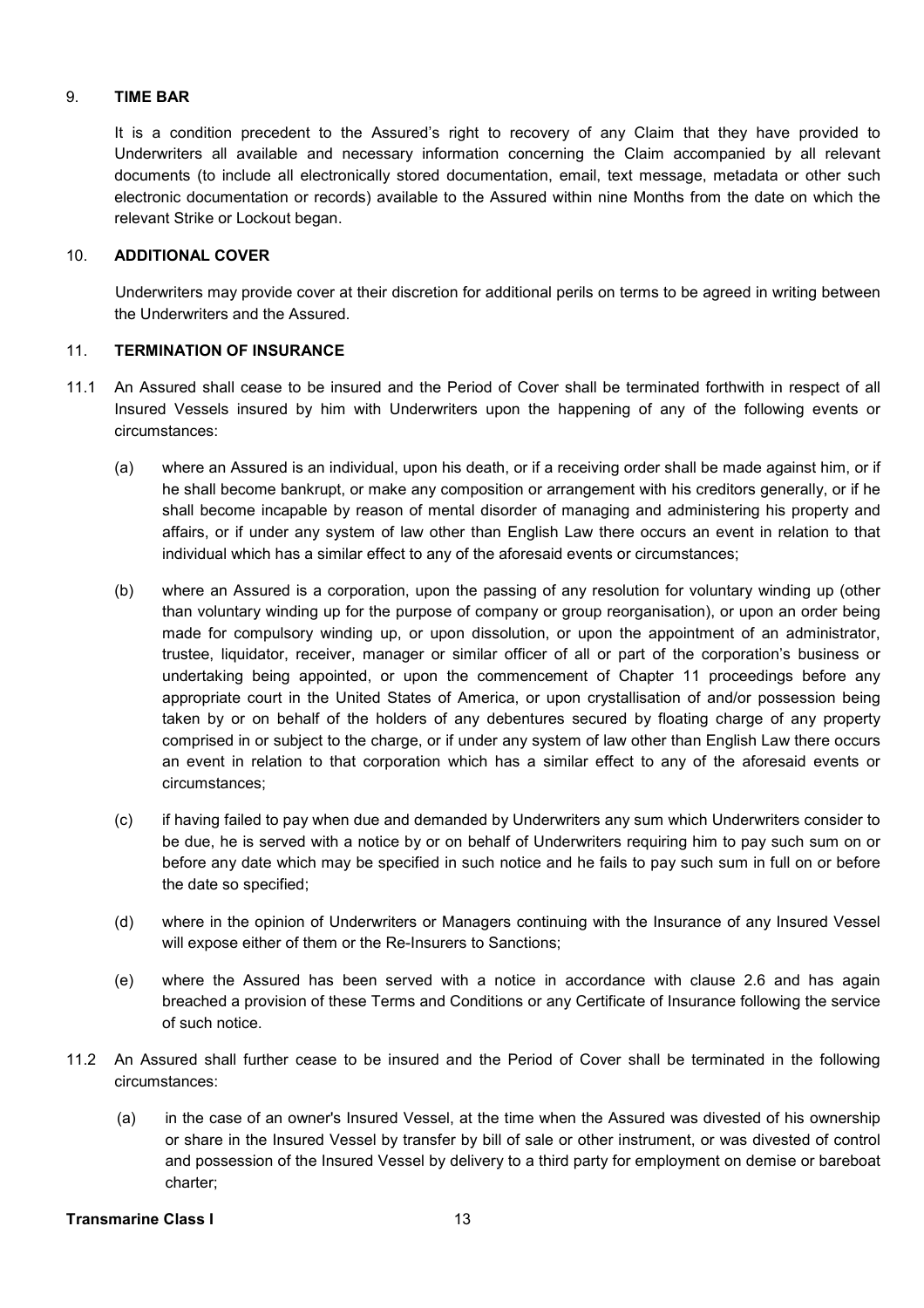## 9. TIME BAR

It is a condition precedent to the Assured's right to recovery of any Claim that they have provided to Underwriters all available and necessary information concerning the Claim accompanied by all relevant documents (to include all electronically stored documentation, email, text message, metadata or other such electronic documentation or records) available to the Assured within nine Months from the date on which the relevant Strike or Lockout began.

## 10. ADDITIONAL COVER

Underwriters may provide cover at their discretion for additional perils on terms to be agreed in writing between the Underwriters and the Assured.

## 11. TERMINATION OF INSURANCE

11.1 An Assured shall cease to be insured and the Period of Cover shall be terminated forthwith in respect of all Insured Vessels insured by him with Underwriters upon the happening of any of the following events or circumstances:

(a) where an Assured is an individual, upon his death, or if a receiving order shall be made against him, or if he shall become bankrupt, or make any composition or arrangement with his creditors generally, or if he shall become incapable by reason of mental disorder of managing and administering his property and affairs, or if under any system of law other than English Law there occurs an event in relation to that individual which has a similar effect to any of the aforesaid events or circumstances;

(b) where an Assured is a corporation, upon the passing of any resolution for voluntary winding up (other than voluntary winding up for the purpose of company or group reorganisation), or upon an order being made for compulsory winding up, or upon dissolution, or upon the appointment of an administrator, trustee, liquidator, receiver, manager or similar officer of all or part of the corporation's business or undertaking being appointed, or upon the commencement of Chapter 11 proceedings before any appropriate court in the United States of America, or upon crystallisation of and/or possession being taken by or on behalf of the holders of any debentures secured by floating charge of any property comprised in or subject to the charge, or if under any system of law other than English Law there occurs an event in relation to that corporation which has a similar effect to any of the aforesaid events or circumstances;

(c) if having failed to pay when due and demanded by Underwriters any sum which Underwriters consider to be due, he is served with a notice by or on behalf of Underwriters requiring him to pay such sum on or before any date which may be specified in such notice and he fails to pay such sum in full on or before the date so specified;

(d) where in the opinion of Underwriters or Managers continuing with the Insurance of any Insured Vessel will expose either of them or the Re-Insurers to Sanctions;

(e) where the Assured has been served with a notice in accordance with clause 2.6 and has again breached a provision of these Terms and Conditions or any Certificate of Insurance following the service of such notice.

11.2 An Assured shall further cease to be insured and the Period of Cover shall be terminated in the following circumstances:

(a) in the case of an owner's Insured Vessel, at the time when the Assured was divested of his ownership or share in the Insured Vessel by transfer by bill of sale or other instrument, or was divested of control and possession of the Insured Vessel by delivery to a third party for employment on demise or bareboat charter;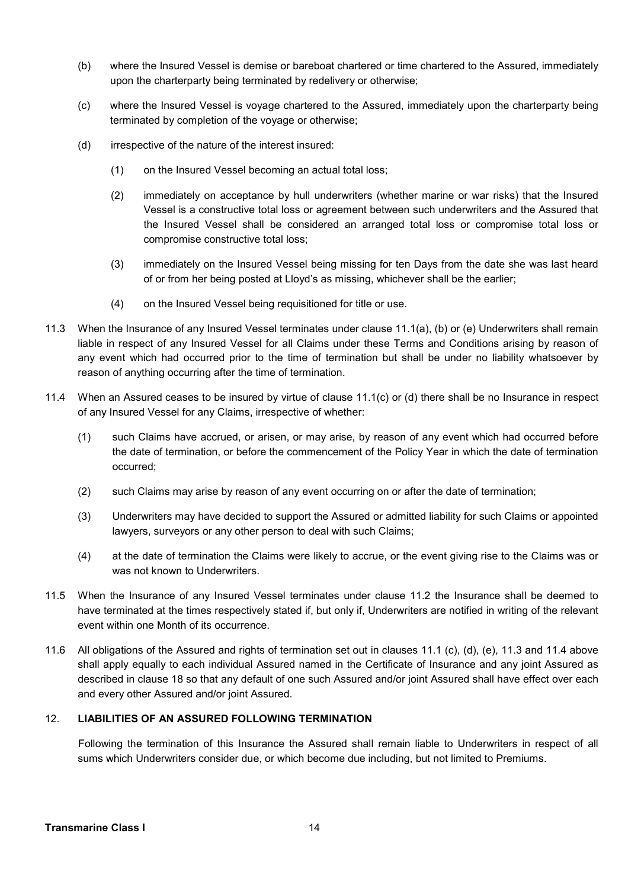(b) where the Insured Vessel is demise or bareboat chartered or time chartered to the Assured, immediately upon the charterparty being terminated by redelivery or otherwise;

(c) where the Insured Vessel is voyage chartered to the Assured, immediately upon the charterparty being terminated by completion of the voyage or otherwise;

(d) irrespective of the nature of the interest insured:

  (1) on the Insured Vessel becoming an actual total loss;

  (2) immediately on acceptance by hull underwriters (whether marine or war risks) that the Insured Vessel is a constructive total loss or agreement between such underwriters and the Assured that the Insured Vessel shall be considered an arranged total loss or compromise total loss or compromise constructive total loss;

  (3) immediately on the Insured Vessel being missing for ten Days from the date she was last heard of or from her being posted at Lloyd's as missing, whichever shall be the earlier;

  (4) on the Insured Vessel being requisitioned for title or use.

11.3 When the Insurance of any Insured Vessel terminates under clause 11.1(a), (b) or (e) Underwriters shall remain liable in respect of any Insured Vessel for all Claims under these Terms and Conditions arising by reason of any event which had occurred prior to the time of termination but shall be under no liability whatsoever by reason of anything occurring after the time of termination.

11.4 When an Assured ceases to be insured by virtue of clause 11.1(c) or (d) there shall be no Insurance in respect of any Insured Vessel for any Claims, irrespective of whether:

  (1) such Claims have accrued, or arisen, or may arise, by reason of any event which had occurred before the date of termination, or before the commencement of the Policy Year in which the date of termination occurred;

  (2) such Claims may arise by reason of any event occurring on or after the date of termination;

  (3) Underwriters may have decided to support the Assured or admitted liability for such Claims or appointed lawyers, surveyors or any other person to deal with such Claims;

  (4) at the date of termination the Claims were likely to accrue, or the event giving rise to the Claims was or was not known to Underwriters.

11.5 When the Insurance of any Insured Vessel terminates under clause 11.2 the Insurance shall be deemed to have terminated at the times respectively stated if, but only if, Underwriters are notified in writing of the relevant event within one Month of its occurrence.

11.6 All obligations of the Assured and rights of termination set out in clauses 11.1 (c), (d), (e), 11.3 and 11.4 above shall apply equally to each individual Assured named in the Certificate of Insurance and any joint Assured as described in clause 18 so that any default of one such Assured and/or joint Assured shall have effect over each and every other Assured and/or joint Assured.

## 12. LIABILITIES OF AN ASSURED FOLLOWING TERMINATION

Following the termination of this Insurance the Assured shall remain liable to Underwriters in respect of all sums which Underwriters consider due, or which become due including, but not limited to Premiums.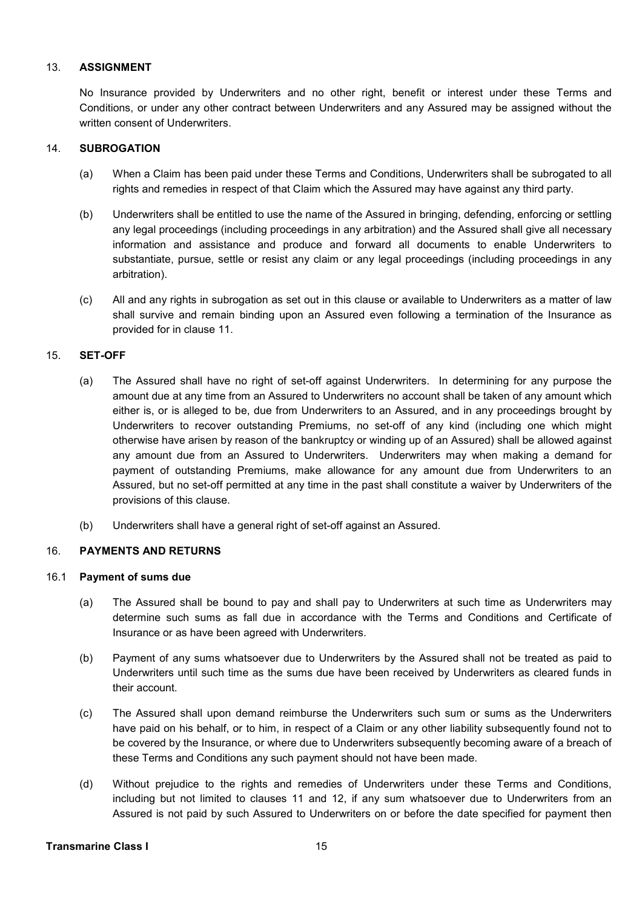## 13. ASSIGNMENT

No Insurance provided by Underwriters and no other right, benefit or interest under these Terms and Conditions, or under any other contract between Underwriters and any Assured may be assigned without the written consent of Underwriters.

## 14. SUBROGATION

(a) When a Claim has been paid under these Terms and Conditions, Underwriters shall be subrogated to all rights and remedies in respect of that Claim which the Assured may have against any third party.

(b) Underwriters shall be entitled to use the name of the Assured in bringing, defending, enforcing or settling any legal proceedings (including proceedings in any arbitration) and the Assured shall give all necessary information and assistance and produce and forward all documents to enable Underwriters to substantiate, pursue, settle or resist any claim or any legal proceedings (including proceedings in any arbitration).

(c) All and any rights in subrogation as set out in this clause or available to Underwriters as a matter of law shall survive and remain binding upon an Assured even following a termination of the Insurance as provided for in clause 11.

## 15. SET-OFF

(a) The Assured shall have no right of set-off against Underwriters. In determining for any purpose the amount due at any time from an Assured to Underwriters no account shall be taken of any amount which either is, or is alleged to be, due from Underwriters to an Assured, and in any proceedings brought by Underwriters to recover outstanding Premiums, no set-off of any kind (including one which might otherwise have arisen by reason of the bankruptcy or winding up of an Assured) shall be allowed against any amount due from an Assured to Underwriters. Underwriters may when making a demand for payment of outstanding Premiums, make allowance for any amount due from Underwriters to an Assured, but no set-off permitted at any time in the past shall constitute a waiver by Underwriters of the provisions of this clause.

(b) Underwriters shall have a general right of set-off against an Assured.

## 16. PAYMENTS AND RETURNS

### 16.1 Payment of sums due

(a) The Assured shall be bound to pay and shall pay to Underwriters at such time as Underwriters may determine such sums as fall due in accordance with the Terms and Conditions and Certificate of Insurance or as have been agreed with Underwriters.

(b) Payment of any sums whatsoever due to Underwriters by the Assured shall not be treated as paid to Underwriters until such time as the sums due have been received by Underwriters as cleared funds in their account.

(c) The Assured shall upon demand reimburse the Underwriters such sum or sums as the Underwriters have paid on his behalf, or to him, in respect of a Claim or any other liability subsequently found not to be covered by the Insurance, or where due to Underwriters subsequently becoming aware of a breach of these Terms and Conditions any such payment should not have been made.

(d) Without prejudice to the rights and remedies of Underwriters under these Terms and Conditions, including but not limited to clauses 11 and 12, if any sum whatsoever due to Underwriters from an Assured is not paid by such Assured to Underwriters on or before the date specified for payment then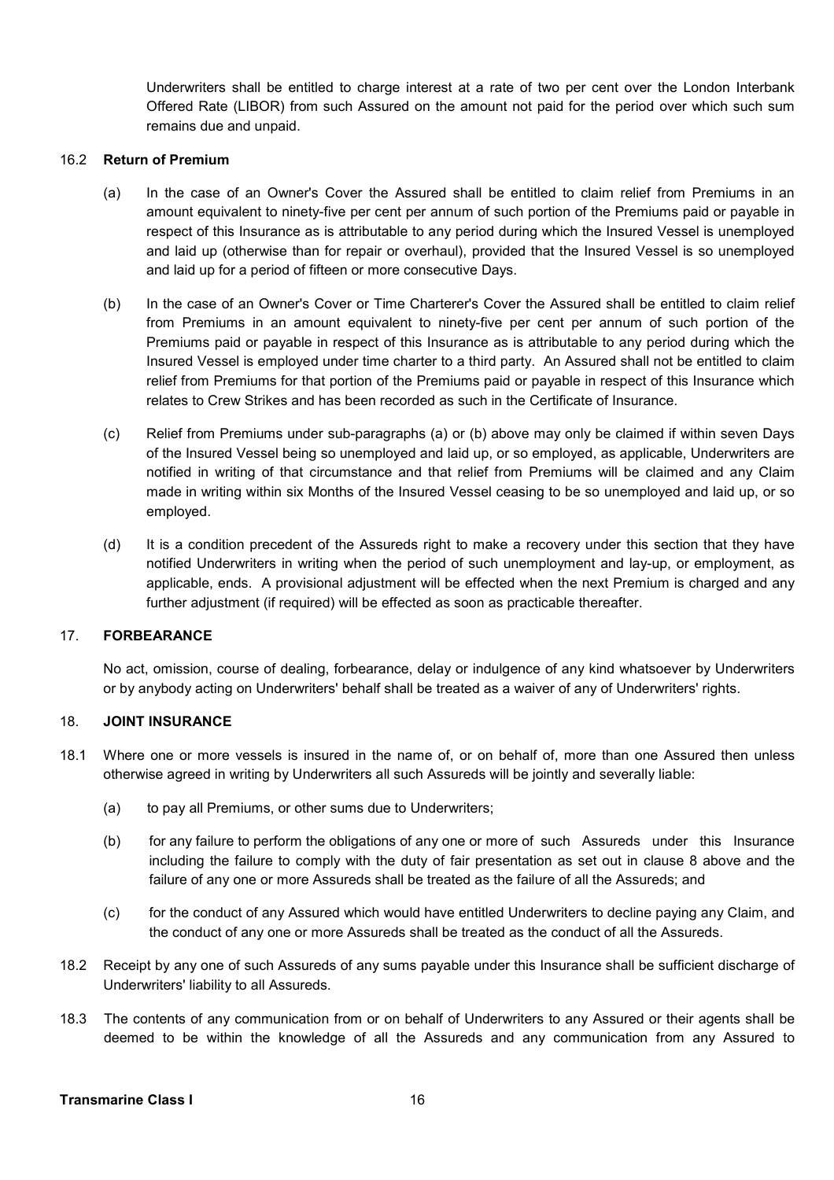Underwriters shall be entitled to charge interest at a rate of two per cent over the London Interbank Offered Rate (LIBOR) from such Assured on the amount not paid for the period over which such sum remains due and unpaid.

16.2 **Return of Premium**

(a) In the case of an Owner's Cover the Assured shall be entitled to claim relief from Premiums in an amount equivalent to ninety-five per cent per annum of such portion of the Premiums paid or payable in respect of this Insurance as is attributable to any period during which the Insured Vessel is unemployed and laid up (otherwise than for repair or overhaul), provided that the Insured Vessel is so unemployed and laid up for a period of fifteen or more consecutive Days.

(b) In the case of an Owner's Cover or Time Charterer's Cover the Assured shall be entitled to claim relief from Premiums in an amount equivalent to ninety-five per cent per annum of such portion of the Premiums paid or payable in respect of this Insurance as is attributable to any period during which the Insured Vessel is employed under time charter to a third party. An Assured shall not be entitled to claim relief from Premiums for that portion of the Premiums paid or payable in respect of this Insurance which relates to Crew Strikes and has been recorded as such in the Certificate of Insurance.

(c) Relief from Premiums under sub-paragraphs (a) or (b) above may only be claimed if within seven Days of the Insured Vessel being so unemployed and laid up, or so employed, as applicable, Underwriters are notified in writing of that circumstance and that relief from Premiums will be claimed and any Claim made in writing within six Months of the Insured Vessel ceasing to be so unemployed and laid up, or so employed.

(d) It is a condition precedent of the Assureds right to make a recovery under this section that they have notified Underwriters in writing when the period of such unemployment and lay-up, or employment, as applicable, ends. A provisional adjustment will be effected when the next Premium is charged and any further adjustment (if required) will be effected as soon as practicable thereafter.

## 17. FORBEARANCE

No act, omission, course of dealing, forbearance, delay or indulgence of any kind whatsoever by Underwriters or by anybody acting on Underwriters' behalf shall be treated as a waiver of any of Underwriters' rights.

## 18. JOINT INSURANCE

18.1 Where one or more vessels is insured in the name of, or on behalf of, more than one Assured then unless otherwise agreed in writing by Underwriters all such Assureds will be jointly and severally liable:

(a) to pay all Premiums, or other sums due to Underwriters;

(b) for any failure to perform the obligations of any one or more of such Assureds under this Insurance including the failure to comply with the duty of fair presentation as set out in clause 8 above and the failure of any one or more Assureds shall be treated as the failure of all the Assureds; and

(c) for the conduct of any Assured which would have entitled Underwriters to decline paying any Claim, and the conduct of any one or more Assureds shall be treated as the conduct of all the Assureds.

18.2 Receipt by any one of such Assureds of any sums payable under this Insurance shall be sufficient discharge of Underwriters' liability to all Assureds.

18.3 The contents of any communication from or on behalf of Underwriters to any Assured or their agents shall be deemed to be within the knowledge of all the Assureds and any communication from any Assured to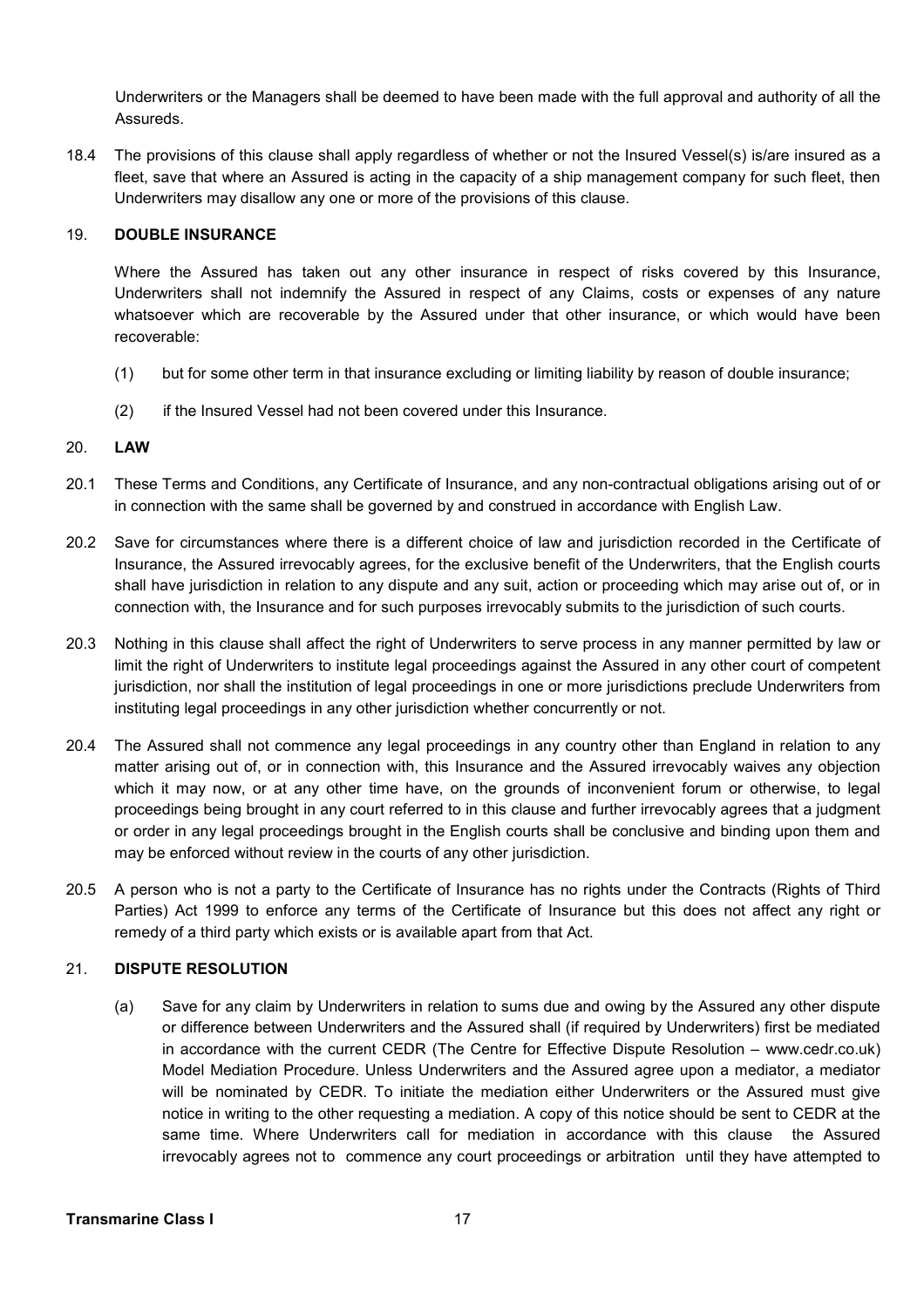Underwriters or the Managers shall be deemed to have been made with the full approval and authority of all the Assureds.

18.4 The provisions of this clause shall apply regardless of whether or not the Insured Vessel(s) is/are insured as a fleet, save that where an Assured is acting in the capacity of a ship management company for such fleet, then Underwriters may disallow any one or more of the provisions of this clause.

## 19. DOUBLE INSURANCE

Where the Assured has taken out any other insurance in respect of risks covered by this Insurance, Underwriters shall not indemnify the Assured in respect of any Claims, costs or expenses of any nature whatsoever which are recoverable by the Assured under that other insurance, or which would have been recoverable:

(1) but for some other term in that insurance excluding or limiting liability by reason of double insurance;

(2) if the Insured Vessel had not been covered under this Insurance.

## 20. LAW

20.1 These Terms and Conditions, any Certificate of Insurance, and any non-contractual obligations arising out of or in connection with the same shall be governed by and construed in accordance with English Law.

20.2 Save for circumstances where there is a different choice of law and jurisdiction recorded in the Certificate of Insurance, the Assured irrevocably agrees, for the exclusive benefit of the Underwriters, that the English courts shall have jurisdiction in relation to any dispute and any suit, action or proceeding which may arise out of, or in connection with, the Insurance and for such purposes irrevocably submits to the jurisdiction of such courts.

20.3 Nothing in this clause shall affect the right of Underwriters to serve process in any manner permitted by law or limit the right of Underwriters to institute legal proceedings against the Assured in any other court of competent jurisdiction, nor shall the institution of legal proceedings in one or more jurisdictions preclude Underwriters from instituting legal proceedings in any other jurisdiction whether concurrently or not.

20.4 The Assured shall not commence any legal proceedings in any country other than England in relation to any matter arising out of, or in connection with, this Insurance and the Assured irrevocably waives any objection which it may now, or at any other time have, on the grounds of inconvenient forum or otherwise, to legal proceedings being brought in any court referred to in this clause and further irrevocably agrees that a judgment or order in any legal proceedings brought in the English courts shall be conclusive and binding upon them and may be enforced without review in the courts of any other jurisdiction.

20.5 A person who is not a party to the Certificate of Insurance has no rights under the Contracts (Rights of Third Parties) Act 1999 to enforce any terms of the Certificate of Insurance but this does not affect any right or remedy of a third party which exists or is available apart from that Act.

## 21. DISPUTE RESOLUTION

(a) Save for any claim by Underwriters in relation to sums due and owing by the Assured any other dispute or difference between Underwriters and the Assured shall (if required by Underwriters) first be mediated in accordance with the current CEDR (The Centre for Effective Dispute Resolution – www.cedr.co.uk) Model Mediation Procedure. Unless Underwriters and the Assured agree upon a mediator, a mediator will be nominated by CEDR. To initiate the mediation either Underwriters or the Assured must give notice in writing to the other requesting a mediation. A copy of this notice should be sent to CEDR at the same time. Where Underwriters call for mediation in accordance with this clause the Assured irrevocably agrees not to commence any court proceedings or arbitration until they have attempted to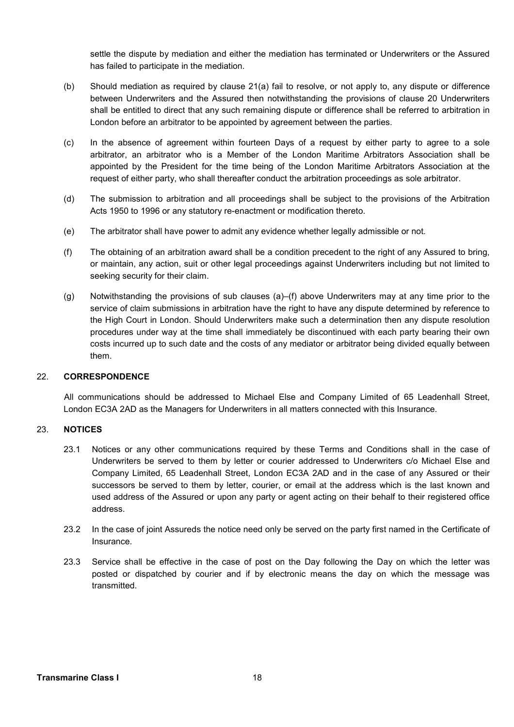settle the dispute by mediation and either the mediation has terminated or Underwriters or the Assured has failed to participate in the mediation.

(b) Should mediation as required by clause 21(a) fail to resolve, or not apply to, any dispute or difference between Underwriters and the Assured then notwithstanding the provisions of clause 20 Underwriters shall be entitled to direct that any such remaining dispute or difference shall be referred to arbitration in London before an arbitrator to be appointed by agreement between the parties.

(c) In the absence of agreement within fourteen Days of a request by either party to agree to a sole arbitrator, an arbitrator who is a Member of the London Maritime Arbitrators Association shall be appointed by the President for the time being of the London Maritime Arbitrators Association at the request of either party, who shall thereafter conduct the arbitration proceedings as sole arbitrator.

(d) The submission to arbitration and all proceedings shall be subject to the provisions of the Arbitration Acts 1950 to 1996 or any statutory re-enactment or modification thereto.

(e) The arbitrator shall have power to admit any evidence whether legally admissible or not.

(f) The obtaining of an arbitration award shall be a condition precedent to the right of any Assured to bring, or maintain, any action, suit or other legal proceedings against Underwriters including but not limited to seeking security for their claim.

(g) Notwithstanding the provisions of sub clauses (a)–(f) above Underwriters may at any time prior to the service of claim submissions in arbitration have the right to have any dispute determined by reference to the High Court in London. Should Underwriters make such a determination then any dispute resolution procedures under way at the time shall immediately be discontinued with each party bearing their own costs incurred up to such date and the costs of any mediator or arbitrator being divided equally between them.

## 22. CORRESPONDENCE

All communications should be addressed to Michael Else and Company Limited of 65 Leadenhall Street, London EC3A 2AD as the Managers for Underwriters in all matters connected with this Insurance.

## 23. NOTICES

23.1 Notices or any other communications required by these Terms and Conditions shall in the case of Underwriters be served to them by letter or courier addressed to Underwriters c/o Michael Else and Company Limited, 65 Leadenhall Street, London EC3A 2AD and in the case of any Assured or their successors be served to them by letter, courier, or email at the address which is the last known and used address of the Assured or upon any party or agent acting on their behalf to their registered office address.

23.2 In the case of joint Assureds the notice need only be served on the party first named in the Certificate of Insurance.

23.3 Service shall be effective in the case of post on the Day following the Day on which the letter was posted or dispatched by courier and if by electronic means the day on which the message was transmitted.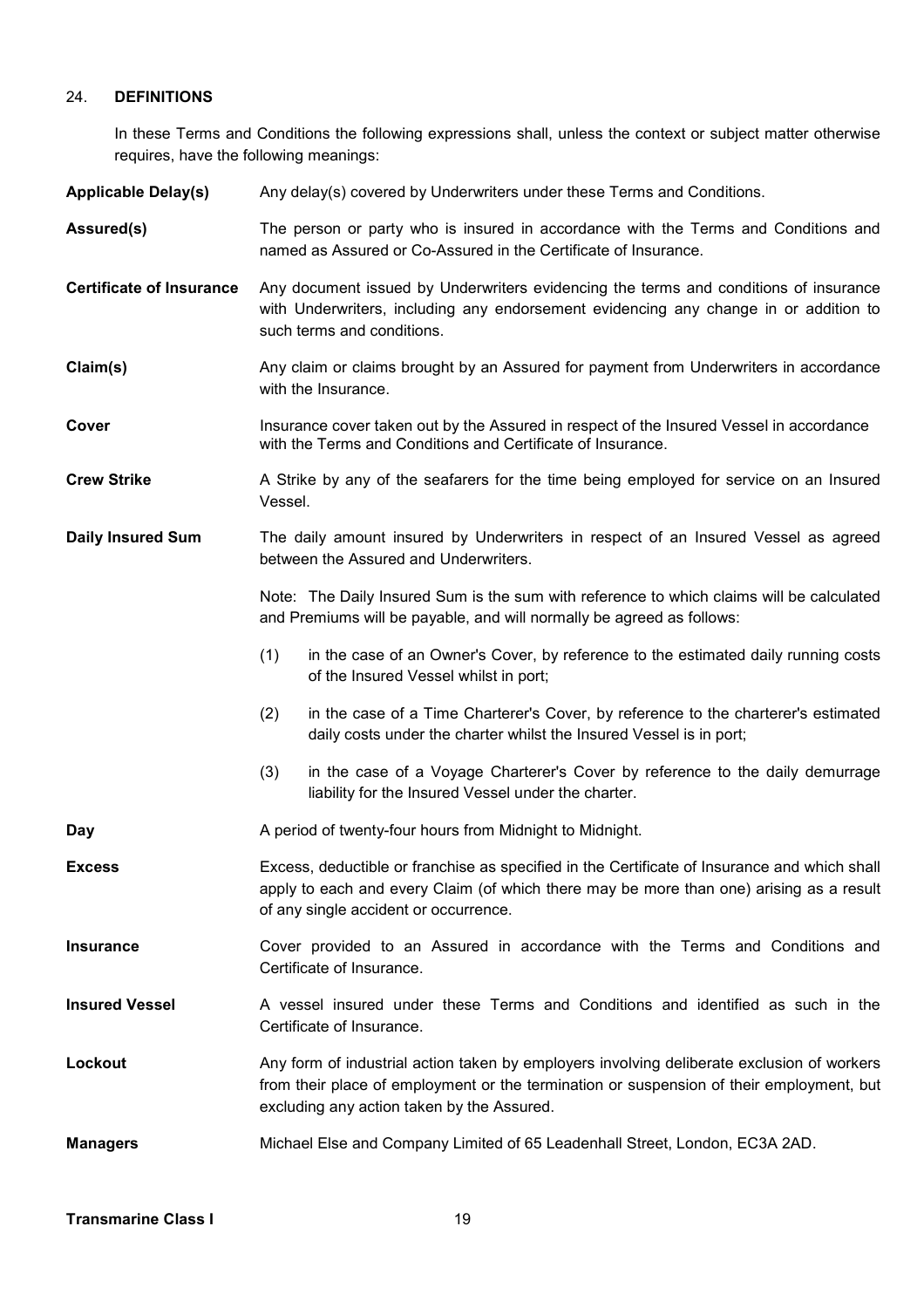## 24. DEFINITIONS

In these Terms and Conditions the following expressions shall, unless the context or subject matter otherwise requires, have the following meanings:

**Applicable Delay(s)** Any delay(s) covered by Underwriters under these Terms and Conditions.

**Assured(s)** The person or party who is insured in accordance with the Terms and Conditions and named as Assured or Co-Assured in the Certificate of Insurance.

**Certificate of Insurance** Any document issued by Underwriters evidencing the terms and conditions of insurance with Underwriters, including any endorsement evidencing any change in or addition to such terms and conditions.

**Claim(s)** Any claim or claims brought by an Assured for payment from Underwriters in accordance with the Insurance.

**Cover** Insurance cover taken out by the Assured in respect of the Insured Vessel in accordance with the Terms and Conditions and Certificate of Insurance.

**Crew Strike** A Strike by any of the seafarers for the time being employed for service on an Insured Vessel.

**Daily Insured Sum** The daily amount insured by Underwriters in respect of an Insured Vessel as agreed between the Assured and Underwriters.

Note: The Daily Insured Sum is the sum with reference to which claims will be calculated and Premiums will be payable, and will normally be agreed as follows:

(1) in the case of an Owner's Cover, by reference to the estimated daily running costs of the Insured Vessel whilst in port;

(2) in the case of a Time Charterer's Cover, by reference to the charterer's estimated daily costs under the charter whilst the Insured Vessel is in port;

(3) in the case of a Voyage Charterer's Cover by reference to the daily demurrage liability for the Insured Vessel under the charter.

**Day** A period of twenty-four hours from Midnight to Midnight.

**Excess** Excess, deductible or franchise as specified in the Certificate of Insurance and which shall apply to each and every Claim (of which there may be more than one) arising as a result of any single accident or occurrence.

**Insurance** Cover provided to an Assured in accordance with the Terms and Conditions and Certificate of Insurance.

**Insured Vessel** A vessel insured under these Terms and Conditions and identified as such in the Certificate of Insurance.

**Lockout** Any form of industrial action taken by employers involving deliberate exclusion of workers from their place of employment or the termination or suspension of their employment, but excluding any action taken by the Assured.

**Managers** Michael Else and Company Limited of 65 Leadenhall Street, London, EC3A 2AD.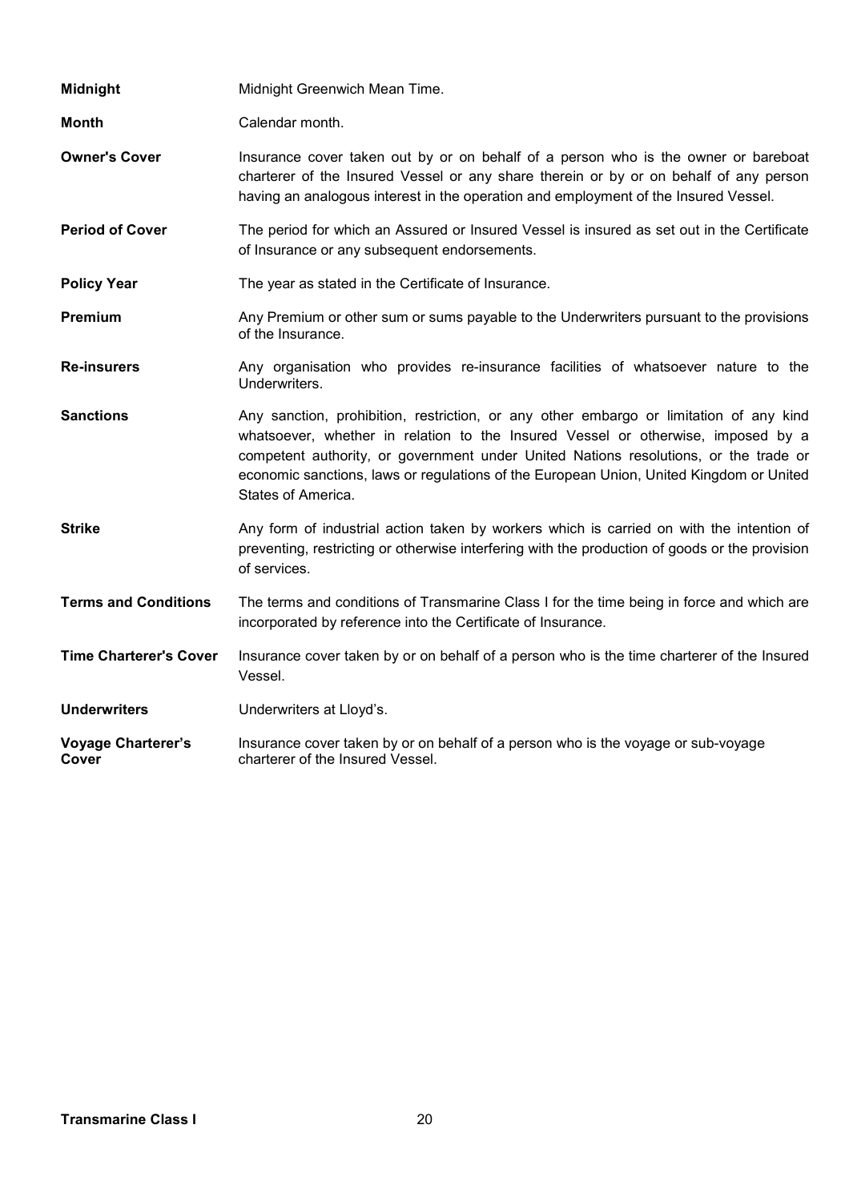**Midnight** Midnight Greenwich Mean Time.

**Month** Calendar month.

**Owner's Cover** Insurance cover taken out by or on behalf of a person who is the owner or bareboat charterer of the Insured Vessel or any share therein or by or on behalf of any person having an analogous interest in the operation and employment of the Insured Vessel.

**Period of Cover** The period for which an Assured or Insured Vessel is insured as set out in the Certificate of Insurance or any subsequent endorsements.

**Policy Year** The year as stated in the Certificate of Insurance.

**Premium** Any Premium or other sum or sums payable to the Underwriters pursuant to the provisions of the Insurance.

**Re-insurers** Any organisation who provides re-insurance facilities of whatsoever nature to the Underwriters.

**Sanctions** Any sanction, prohibition, restriction, or any other embargo or limitation of any kind whatsoever, whether in relation to the Insured Vessel or otherwise, imposed by a competent authority, or government under United Nations resolutions, or the trade or economic sanctions, laws or regulations of the European Union, United Kingdom or United States of America.

**Strike** Any form of industrial action taken by workers which is carried on with the intention of preventing, restricting or otherwise interfering with the production of goods or the provision of services.

**Terms and Conditions** The terms and conditions of Transmarine Class I for the time being in force and which are incorporated by reference into the Certificate of Insurance.

**Time Charterer's Cover** Insurance cover taken by or on behalf of a person who is the time charterer of the Insured Vessel.

**Underwriters** Underwriters at Lloyd's.

**Voyage Charterer's Cover** Insurance cover taken by or on behalf of a person who is the voyage or sub-voyage charterer of the Insured Vessel.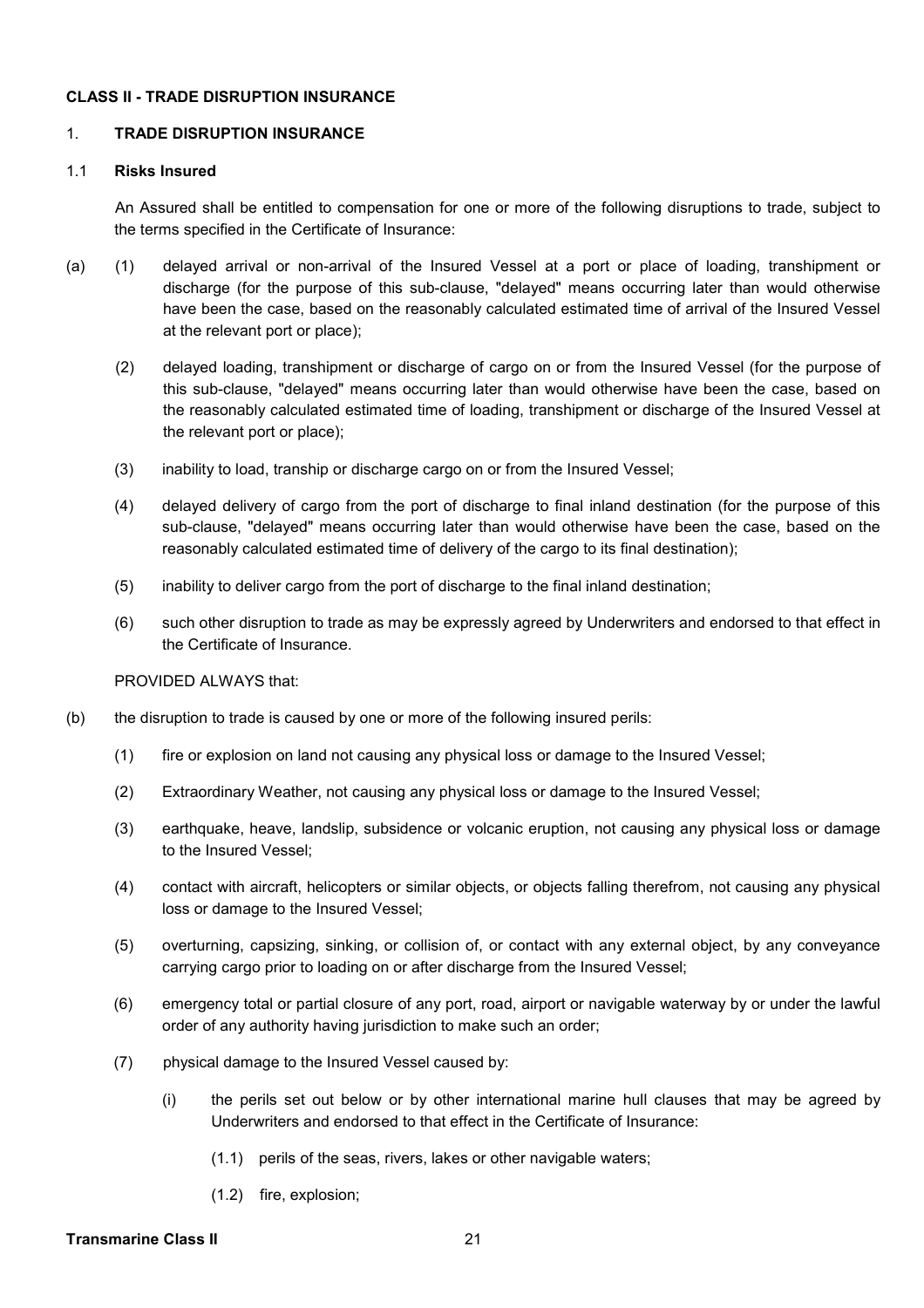**CLASS II - TRADE DISRUPTION INSURANCE**

1. **TRADE DISRUPTION INSURANCE**

1.1 **Risks Insured**

An Assured shall be entitled to compensation for one or more of the following disruptions to trade, subject to the terms specified in the Certificate of Insurance:

(a) (1) delayed arrival or non-arrival of the Insured Vessel at a port or place of loading, transhipment or discharge (for the purpose of this sub-clause, "delayed" means occurring later than would otherwise have been the case, based on the reasonably calculated estimated time of arrival of the Insured Vessel at the relevant port or place);

(2) delayed loading, transhipment or discharge of cargo on or from the Insured Vessel (for the purpose of this sub-clause, "delayed" means occurring later than would otherwise have been the case, based on the reasonably calculated estimated time of loading, transhipment or discharge of the Insured Vessel at the relevant port or place);

(3) inability to load, tranship or discharge cargo on or from the Insured Vessel;

(4) delayed delivery of cargo from the port of discharge to final inland destination (for the purpose of this sub-clause, "delayed" means occurring later than would otherwise have been the case, based on the reasonably calculated estimated time of delivery of the cargo to its final destination);

(5) inability to deliver cargo from the port of discharge to the final inland destination;

(6) such other disruption to trade as may be expressly agreed by Underwriters and endorsed to that effect in the Certificate of Insurance.

PROVIDED ALWAYS that:

(b) the disruption to trade is caused by one or more of the following insured perils:

(1) fire or explosion on land not causing any physical loss or damage to the Insured Vessel;

(2) Extraordinary Weather, not causing any physical loss or damage to the Insured Vessel;

(3) earthquake, heave, landslip, subsidence or volcanic eruption, not causing any physical loss or damage to the Insured Vessel;

(4) contact with aircraft, helicopters or similar objects, or objects falling therefrom, not causing any physical loss or damage to the Insured Vessel;

(5) overturning, capsizing, sinking, or collision of, or contact with any external object, by any conveyance carrying cargo prior to loading on or after discharge from the Insured Vessel;

(6) emergency total or partial closure of any port, road, airport or navigable waterway by or under the lawful order of any authority having jurisdiction to make such an order;

(7) physical damage to the Insured Vessel caused by:

(i) the perils set out below or by other international marine hull clauses that may be agreed by Underwriters and endorsed to that effect in the Certificate of Insurance:

(1.1) perils of the seas, rivers, lakes or other navigable waters;

(1.2) fire, explosion;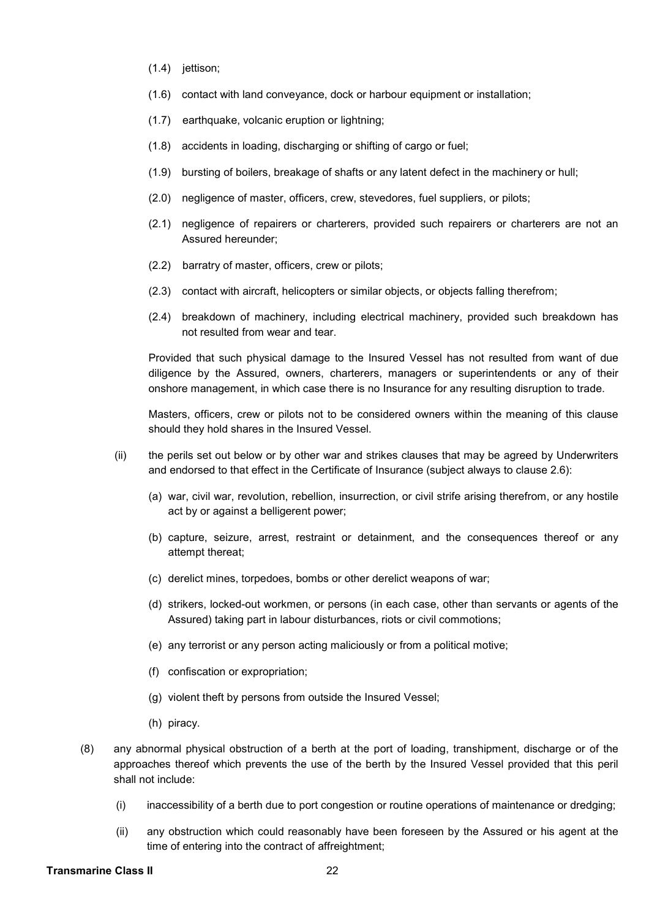(1.4) jettison;

(1.6) contact with land conveyance, dock or harbour equipment or installation;

(1.7) earthquake, volcanic eruption or lightning;

(1.8) accidents in loading, discharging or shifting of cargo or fuel;

(1.9) bursting of boilers, breakage of shafts or any latent defect in the machinery or hull;

(2.0) negligence of master, officers, crew, stevedores, fuel suppliers, or pilots;

(2.1) negligence of repairers or charterers, provided such repairers or charterers are not an Assured hereunder;

(2.2) barratry of master, officers, crew or pilots;

(2.3) contact with aircraft, helicopters or similar objects, or objects falling therefrom;

(2.4) breakdown of machinery, including electrical machinery, provided such breakdown has not resulted from wear and tear.

Provided that such physical damage to the Insured Vessel has not resulted from want of due diligence by the Assured, owners, charterers, managers or superintendents or any of their onshore management, in which case there is no Insurance for any resulting disruption to trade.

Masters, officers, crew or pilots not to be considered owners within the meaning of this clause should they hold shares in the Insured Vessel.

(ii) the perils set out below or by other war and strikes clauses that may be agreed by Underwriters and endorsed to that effect in the Certificate of Insurance (subject always to clause 2.6):

(a) war, civil war, revolution, rebellion, insurrection, or civil strife arising therefrom, or any hostile act by or against a belligerent power;

(b) capture, seizure, arrest, restraint or detainment, and the consequences thereof or any attempt thereat;

(c) derelict mines, torpedoes, bombs or other derelict weapons of war;

(d) strikers, locked-out workmen, or persons (in each case, other than servants or agents of the Assured) taking part in labour disturbances, riots or civil commotions;

(e) any terrorist or any person acting maliciously or from a political motive;

(f) confiscation or expropriation;

(g) violent theft by persons from outside the Insured Vessel;

(h) piracy.

(8) any abnormal physical obstruction of a berth at the port of loading, transhipment, discharge or of the approaches thereof which prevents the use of the berth by the Insured Vessel provided that this peril shall not include:

(i) inaccessibility of a berth due to port congestion or routine operations of maintenance or dredging;

(ii) any obstruction which could reasonably have been foreseen by the Assured or his agent at the time of entering into the contract of affreightment;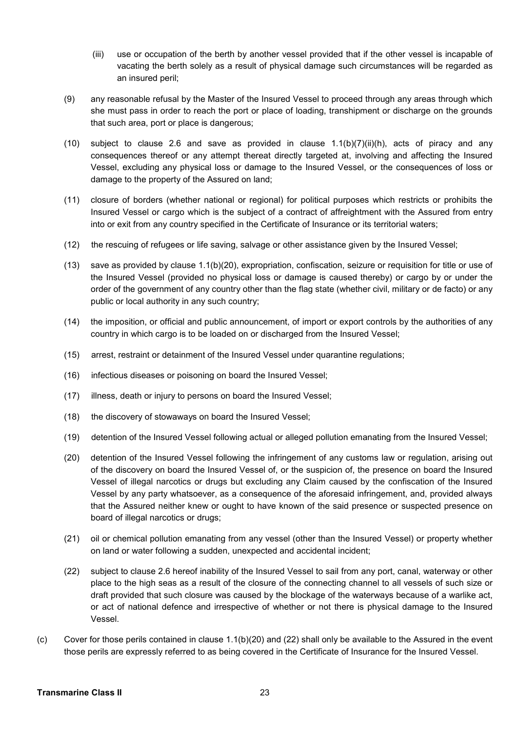(iii) use or occupation of the berth by another vessel provided that if the other vessel is incapable of vacating the berth solely as a result of physical damage such circumstances will be regarded as an insured peril;

(9) any reasonable refusal by the Master of the Insured Vessel to proceed through any areas through which she must pass in order to reach the port or place of loading, transhipment or discharge on the grounds that such area, port or place is dangerous;

(10) subject to clause 2.6 and save as provided in clause 1.1(b)(7)(ii)(h), acts of piracy and any consequences thereof or any attempt thereat directly targeted at, involving and affecting the Insured Vessel, excluding any physical loss or damage to the Insured Vessel, or the consequences of loss or damage to the property of the Assured on land;

(11) closure of borders (whether national or regional) for political purposes which restricts or prohibits the Insured Vessel or cargo which is the subject of a contract of affreightment with the Assured from entry into or exit from any country specified in the Certificate of Insurance or its territorial waters;

(12) the rescuing of refugees or life saving, salvage or other assistance given by the Insured Vessel;

(13) save as provided by clause 1.1(b)(20), expropriation, confiscation, seizure or requisition for title or use of the Insured Vessel (provided no physical loss or damage is caused thereby) or cargo by or under the order of the government of any country other than the flag state (whether civil, military or de facto) or any public or local authority in any such country;

(14) the imposition, or official and public announcement, of import or export controls by the authorities of any country in which cargo is to be loaded on or discharged from the Insured Vessel;

(15) arrest, restraint or detainment of the Insured Vessel under quarantine regulations;

(16) infectious diseases or poisoning on board the Insured Vessel;

(17) illness, death or injury to persons on board the Insured Vessel;

(18) the discovery of stowaways on board the Insured Vessel;

(19) detention of the Insured Vessel following actual or alleged pollution emanating from the Insured Vessel;

(20) detention of the Insured Vessel following the infringement of any customs law or regulation, arising out of the discovery on board the Insured Vessel of, or the suspicion of, the presence on board the Insured Vessel of illegal narcotics or drugs but excluding any Claim caused by the confiscation of the Insured Vessel by any party whatsoever, as a consequence of the aforesaid infringement, and, provided always that the Assured neither knew or ought to have known of the said presence or suspected presence on board of illegal narcotics or drugs;

(21) oil or chemical pollution emanating from any vessel (other than the Insured Vessel) or property whether on land or water following a sudden, unexpected and accidental incident;

(22) subject to clause 2.6 hereof inability of the Insured Vessel to sail from any port, canal, waterway or other place to the high seas as a result of the closure of the connecting channel to all vessels of such size or draft provided that such closure was caused by the blockage of the waterways because of a warlike act, or act of national defence and irrespective of whether or not there is physical damage to the Insured Vessel.

(c) Cover for those perils contained in clause 1.1(b)(20) and (22) shall only be available to the Assured in the event those perils are expressly referred to as being covered in the Certificate of Insurance for the Insured Vessel.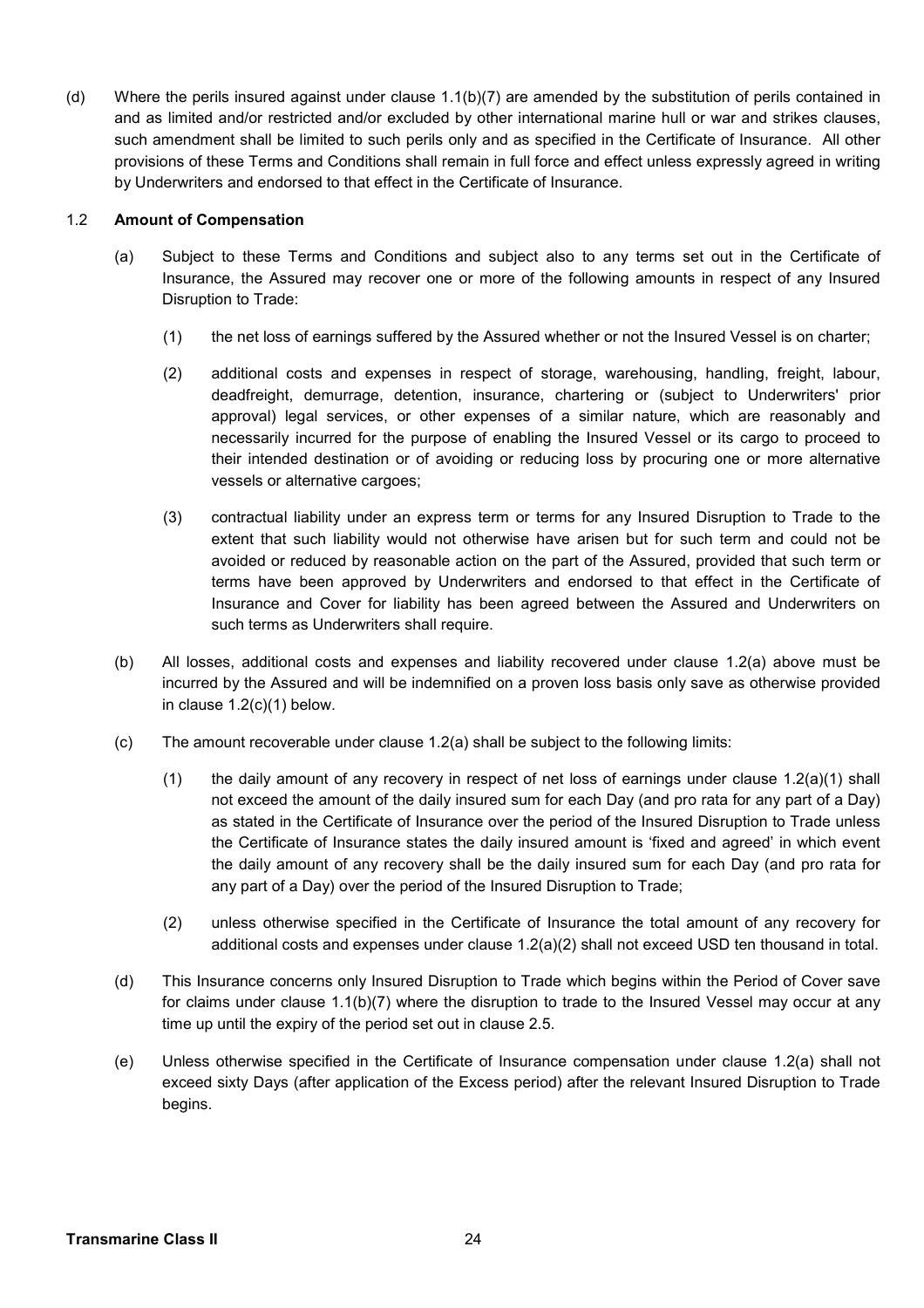(d) Where the perils insured against under clause 1.1(b)(7) are amended by the substitution of perils contained in and as limited and/or restricted and/or excluded by other international marine hull or war and strikes clauses, such amendment shall be limited to such perils only and as specified in the Certificate of Insurance. All other provisions of these Terms and Conditions shall remain in full force and effect unless expressly agreed in writing by Underwriters and endorsed to that effect in the Certificate of Insurance.

1.2 **Amount of Compensation**

(a) Subject to these Terms and Conditions and subject also to any terms set out in the Certificate of Insurance, the Assured may recover one or more of the following amounts in respect of any Insured Disruption to Trade:

(1) the net loss of earnings suffered by the Assured whether or not the Insured Vessel is on charter;

(2) additional costs and expenses in respect of storage, warehousing, handling, freight, labour, deadfreight, demurrage, detention, insurance, chartering or (subject to Underwriters' prior approval) legal services, or other expenses of a similar nature, which are reasonably and necessarily incurred for the purpose of enabling the Insured Vessel or its cargo to proceed to their intended destination or of avoiding or reducing loss by procuring one or more alternative vessels or alternative cargoes;

(3) contractual liability under an express term or terms for any Insured Disruption to Trade to the extent that such liability would not otherwise have arisen but for such term and could not be avoided or reduced by reasonable action on the part of the Assured, provided that such term or terms have been approved by Underwriters and endorsed to that effect in the Certificate of Insurance and Cover for liability has been agreed between the Assured and Underwriters on such terms as Underwriters shall require.

(b) All losses, additional costs and expenses and liability recovered under clause 1.2(a) above must be incurred by the Assured and will be indemnified on a proven loss basis only save as otherwise provided in clause 1.2(c)(1) below.

(c) The amount recoverable under clause 1.2(a) shall be subject to the following limits:

(1) the daily amount of any recovery in respect of net loss of earnings under clause 1.2(a)(1) shall not exceed the amount of the daily insured sum for each Day (and pro rata for any part of a Day) as stated in the Certificate of Insurance over the period of the Insured Disruption to Trade unless the Certificate of Insurance states the daily insured amount is 'fixed and agreed' in which event the daily amount of any recovery shall be the daily insured sum for each Day (and pro rata for any part of a Day) over the period of the Insured Disruption to Trade;

(2) unless otherwise specified in the Certificate of Insurance the total amount of any recovery for additional costs and expenses under clause 1.2(a)(2) shall not exceed USD ten thousand in total.

(d) This Insurance concerns only Insured Disruption to Trade which begins within the Period of Cover save for claims under clause 1.1(b)(7) where the disruption to trade to the Insured Vessel may occur at any time up until the expiry of the period set out in clause 2.5.

(e) Unless otherwise specified in the Certificate of Insurance compensation under clause 1.2(a) shall not exceed sixty Days (after application of the Excess period) after the relevant Insured Disruption to Trade begins.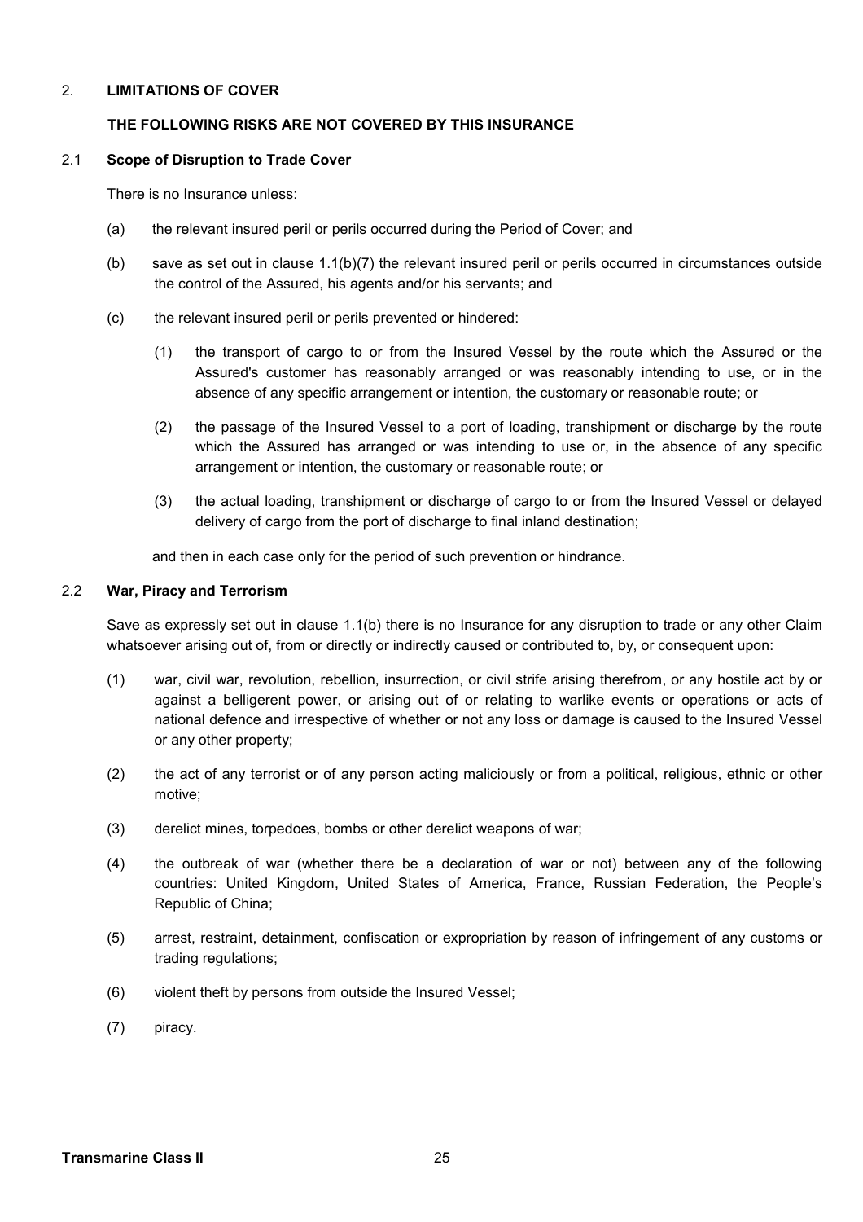## 2. LIMITATIONS OF COVER

**THE FOLLOWING RISKS ARE NOT COVERED BY THIS INSURANCE**

### 2.1 Scope of Disruption to Trade Cover

There is no Insurance unless:

(a) the relevant insured peril or perils occurred during the Period of Cover; and

(b) save as set out in clause 1.1(b)(7) the relevant insured peril or perils occurred in circumstances outside the control of the Assured, his agents and/or his servants; and

(c) the relevant insured peril or perils prevented or hindered:

(1) the transport of cargo to or from the Insured Vessel by the route which the Assured or the Assured's customer has reasonably arranged or was reasonably intending to use, or in the absence of any specific arrangement or intention, the customary or reasonable route; or

(2) the passage of the Insured Vessel to a port of loading, transhipment or discharge by the route which the Assured has arranged or was intending to use or, in the absence of any specific arrangement or intention, the customary or reasonable route; or

(3) the actual loading, transhipment or discharge of cargo to or from the Insured Vessel or delayed delivery of cargo from the port of discharge to final inland destination;

and then in each case only for the period of such prevention or hindrance.

### 2.2 War, Piracy and Terrorism

Save as expressly set out in clause 1.1(b) there is no Insurance for any disruption to trade or any other Claim whatsoever arising out of, from or directly or indirectly caused or contributed to, by, or consequent upon:

(1) war, civil war, revolution, rebellion, insurrection, or civil strife arising therefrom, or any hostile act by or against a belligerent power, or arising out of or relating to warlike events or operations or acts of national defence and irrespective of whether or not any loss or damage is caused to the Insured Vessel or any other property;

(2) the act of any terrorist or of any person acting maliciously or from a political, religious, ethnic or other motive;

(3) derelict mines, torpedoes, bombs or other derelict weapons of war;

(4) the outbreak of war (whether there be a declaration of war or not) between any of the following countries: United Kingdom, United States of America, France, Russian Federation, the People's Republic of China;

(5) arrest, restraint, detainment, confiscation or expropriation by reason of infringement of any customs or trading regulations;

(6) violent theft by persons from outside the Insured Vessel;

(7) piracy.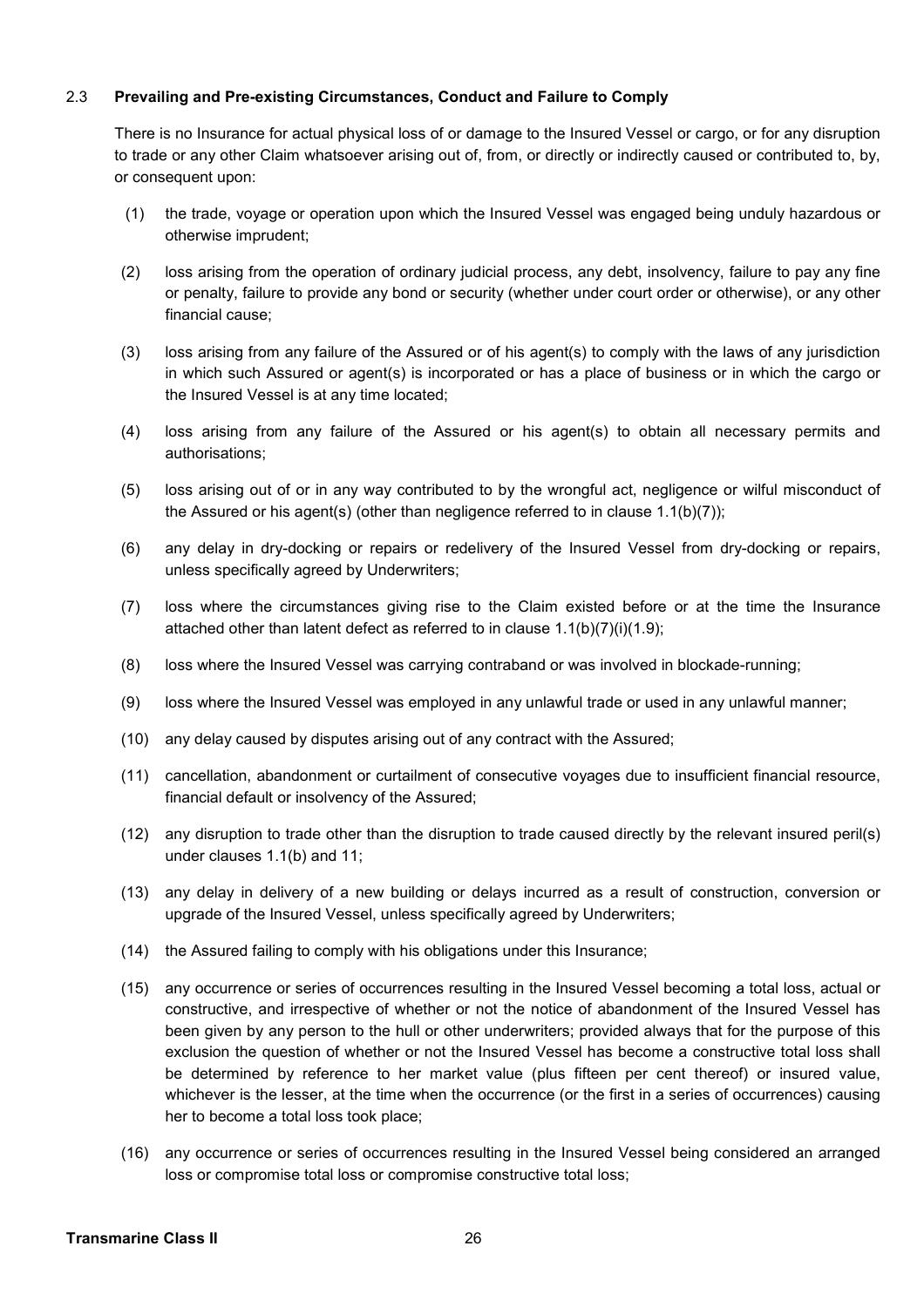## 2.3 Prevailing and Pre-existing Circumstances, Conduct and Failure to Comply

There is no Insurance for actual physical loss of or damage to the Insured Vessel or cargo, or for any disruption to trade or any other Claim whatsoever arising out of, from, or directly or indirectly caused or contributed to, by, or consequent upon:

(1) the trade, voyage or operation upon which the Insured Vessel was engaged being unduly hazardous or otherwise imprudent;

(2) loss arising from the operation of ordinary judicial process, any debt, insolvency, failure to pay any fine or penalty, failure to provide any bond or security (whether under court order or otherwise), or any other financial cause;

(3) loss arising from any failure of the Assured or of his agent(s) to comply with the laws of any jurisdiction in which such Assured or agent(s) is incorporated or has a place of business or in which the cargo or the Insured Vessel is at any time located;

(4) loss arising from any failure of the Assured or his agent(s) to obtain all necessary permits and authorisations;

(5) loss arising out of or in any way contributed to by the wrongful act, negligence or wilful misconduct of the Assured or his agent(s) (other than negligence referred to in clause 1.1(b)(7));

(6) any delay in dry-docking or repairs or redelivery of the Insured Vessel from dry-docking or repairs, unless specifically agreed by Underwriters;

(7) loss where the circumstances giving rise to the Claim existed before or at the time the Insurance attached other than latent defect as referred to in clause 1.1(b)(7)(i)(1.9);

(8) loss where the Insured Vessel was carrying contraband or was involved in blockade-running;

(9) loss where the Insured Vessel was employed in any unlawful trade or used in any unlawful manner;

(10) any delay caused by disputes arising out of any contract with the Assured;

(11) cancellation, abandonment or curtailment of consecutive voyages due to insufficient financial resource, financial default or insolvency of the Assured;

(12) any disruption to trade other than the disruption to trade caused directly by the relevant insured peril(s) under clauses 1.1(b) and 11;

(13) any delay in delivery of a new building or delays incurred as a result of construction, conversion or upgrade of the Insured Vessel, unless specifically agreed by Underwriters;

(14) the Assured failing to comply with his obligations under this Insurance;

(15) any occurrence or series of occurrences resulting in the Insured Vessel becoming a total loss, actual or constructive, and irrespective of whether or not the notice of abandonment of the Insured Vessel has been given by any person to the hull or other underwriters; provided always that for the purpose of this exclusion the question of whether or not the Insured Vessel has become a constructive total loss shall be determined by reference to her market value (plus fifteen per cent thereof) or insured value, whichever is the lesser, at the time when the occurrence (or the first in a series of occurrences) causing her to become a total loss took place;

(16) any occurrence or series of occurrences resulting in the Insured Vessel being considered an arranged loss or compromise total loss or compromise constructive total loss;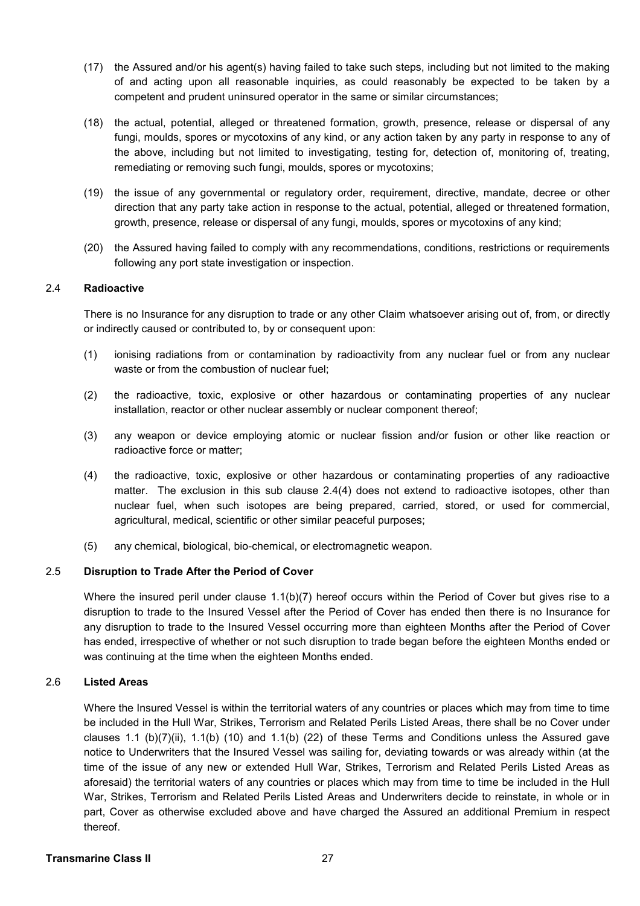(17) the Assured and/or his agent(s) having failed to take such steps, including but not limited to the making of and acting upon all reasonable inquiries, as could reasonably be expected to be taken by a competent and prudent uninsured operator in the same or similar circumstances;

(18) the actual, potential, alleged or threatened formation, growth, presence, release or dispersal of any fungi, moulds, spores or mycotoxins of any kind, or any action taken by any party in response to any of the above, including but not limited to investigating, testing for, detection of, monitoring of, treating, remediating or removing such fungi, moulds, spores or mycotoxins;

(19) the issue of any governmental or regulatory order, requirement, directive, mandate, decree or other direction that any party take action in response to the actual, potential, alleged or threatened formation, growth, presence, release or dispersal of any fungi, moulds, spores or mycotoxins of any kind;

(20) the Assured having failed to comply with any recommendations, conditions, restrictions or requirements following any port state investigation or inspection.

## 2.4 Radioactive

There is no Insurance for any disruption to trade or any other Claim whatsoever arising out of, from, or directly or indirectly caused or contributed to, by or consequent upon:

(1) ionising radiations from or contamination by radioactivity from any nuclear fuel or from any nuclear waste or from the combustion of nuclear fuel;

(2) the radioactive, toxic, explosive or other hazardous or contaminating properties of any nuclear installation, reactor or other nuclear assembly or nuclear component thereof;

(3) any weapon or device employing atomic or nuclear fission and/or fusion or other like reaction or radioactive force or matter;

(4) the radioactive, toxic, explosive or other hazardous or contaminating properties of any radioactive matter. The exclusion in this sub clause 2.4(4) does not extend to radioactive isotopes, other than nuclear fuel, when such isotopes are being prepared, carried, stored, or used for commercial, agricultural, medical, scientific or other similar peaceful purposes;

(5) any chemical, biological, bio-chemical, or electromagnetic weapon.

## 2.5 Disruption to Trade After the Period of Cover

Where the insured peril under clause 1.1(b)(7) hereof occurs within the Period of Cover but gives rise to a disruption to trade to the Insured Vessel after the Period of Cover has ended then there is no Insurance for any disruption to trade to the Insured Vessel occurring more than eighteen Months after the Period of Cover has ended, irrespective of whether or not such disruption to trade began before the eighteen Months ended or was continuing at the time when the eighteen Months ended.

## 2.6 Listed Areas

Where the Insured Vessel is within the territorial waters of any countries or places which may from time to time be included in the Hull War, Strikes, Terrorism and Related Perils Listed Areas, there shall be no Cover under clauses 1.1 (b)(7)(ii), 1.1(b) (10) and 1.1(b) (22) of these Terms and Conditions unless the Assured gave notice to Underwriters that the Insured Vessel was sailing for, deviating towards or was already within (at the time of the issue of any new or extended Hull War, Strikes, Terrorism and Related Perils Listed Areas as aforesaid) the territorial waters of any countries or places which may from time to time be included in the Hull War, Strikes, Terrorism and Related Perils Listed Areas and Underwriters decide to reinstate, in whole or in part, Cover as otherwise excluded above and have charged the Assured an additional Premium in respect thereof.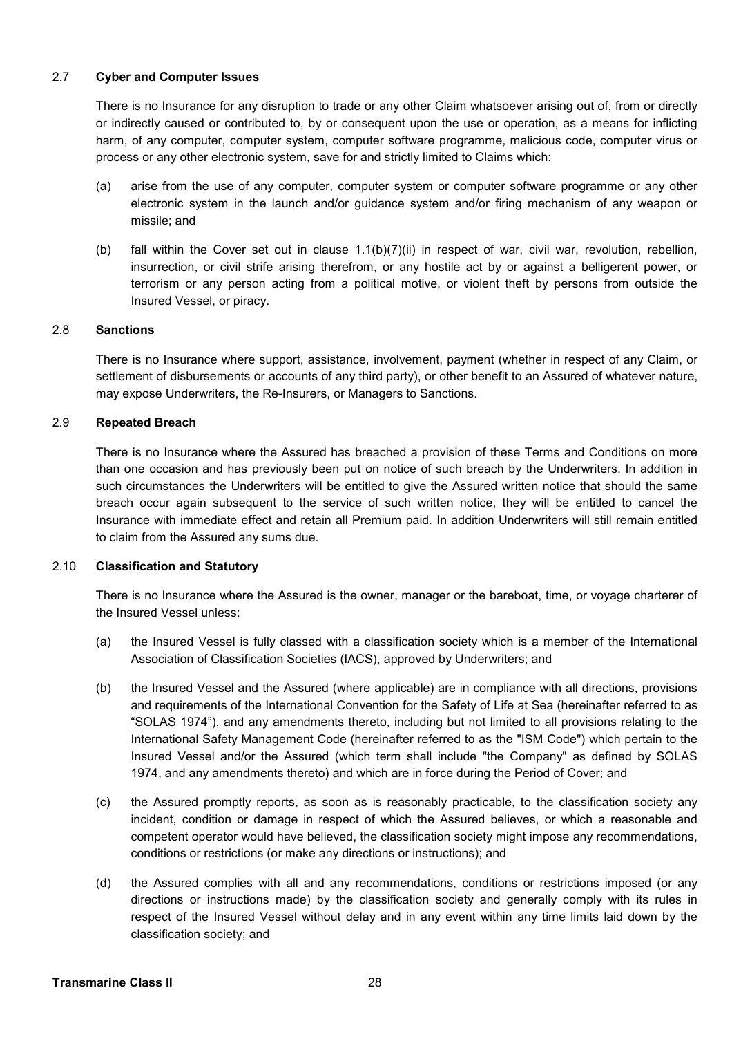### 2.7 Cyber and Computer Issues

There is no Insurance for any disruption to trade or any other Claim whatsoever arising out of, from or directly or indirectly caused or contributed to, by or consequent upon the use or operation, as a means for inflicting harm, of any computer, computer system, computer software programme, malicious code, computer virus or process or any other electronic system, save for and strictly limited to Claims which:

(a) arise from the use of any computer, computer system or computer software programme or any other electronic system in the launch and/or guidance system and/or firing mechanism of any weapon or missile; and

(b) fall within the Cover set out in clause 1.1(b)(7)(ii) in respect of war, civil war, revolution, rebellion, insurrection, or civil strife arising therefrom, or any hostile act by or against a belligerent power, or terrorism or any person acting from a political motive, or violent theft by persons from outside the Insured Vessel, or piracy.

### 2.8 Sanctions

There is no Insurance where support, assistance, involvement, payment (whether in respect of any Claim, or settlement of disbursements or accounts of any third party), or other benefit to an Assured of whatever nature, may expose Underwriters, the Re-Insurers, or Managers to Sanctions.

### 2.9 Repeated Breach

There is no Insurance where the Assured has breached a provision of these Terms and Conditions on more than one occasion and has previously been put on notice of such breach by the Underwriters. In addition in such circumstances the Underwriters will be entitled to give the Assured written notice that should the same breach occur again subsequent to the service of such written notice, they will be entitled to cancel the Insurance with immediate effect and retain all Premium paid. In addition Underwriters will still remain entitled to claim from the Assured any sums due.

### 2.10 Classification and Statutory

There is no Insurance where the Assured is the owner, manager or the bareboat, time, or voyage charterer of the Insured Vessel unless:

(a) the Insured Vessel is fully classed with a classification society which is a member of the International Association of Classification Societies (IACS), approved by Underwriters; and

(b) the Insured Vessel and the Assured (where applicable) are in compliance with all directions, provisions and requirements of the International Convention for the Safety of Life at Sea (hereinafter referred to as "SOLAS 1974"), and any amendments thereto, including but not limited to all provisions relating to the International Safety Management Code (hereinafter referred to as the "ISM Code") which pertain to the Insured Vessel and/or the Assured (which term shall include "the Company" as defined by SOLAS 1974, and any amendments thereto) and which are in force during the Period of Cover; and

(c) the Assured promptly reports, as soon as is reasonably practicable, to the classification society any incident, condition or damage in respect of which the Assured believes, or which a reasonable and competent operator would have believed, the classification society might impose any recommendations, conditions or restrictions (or make any directions or instructions); and

(d) the Assured complies with all and any recommendations, conditions or restrictions imposed (or any directions or instructions made) by the classification society and generally comply with its rules in respect of the Insured Vessel without delay and in any event within any time limits laid down by the classification society; and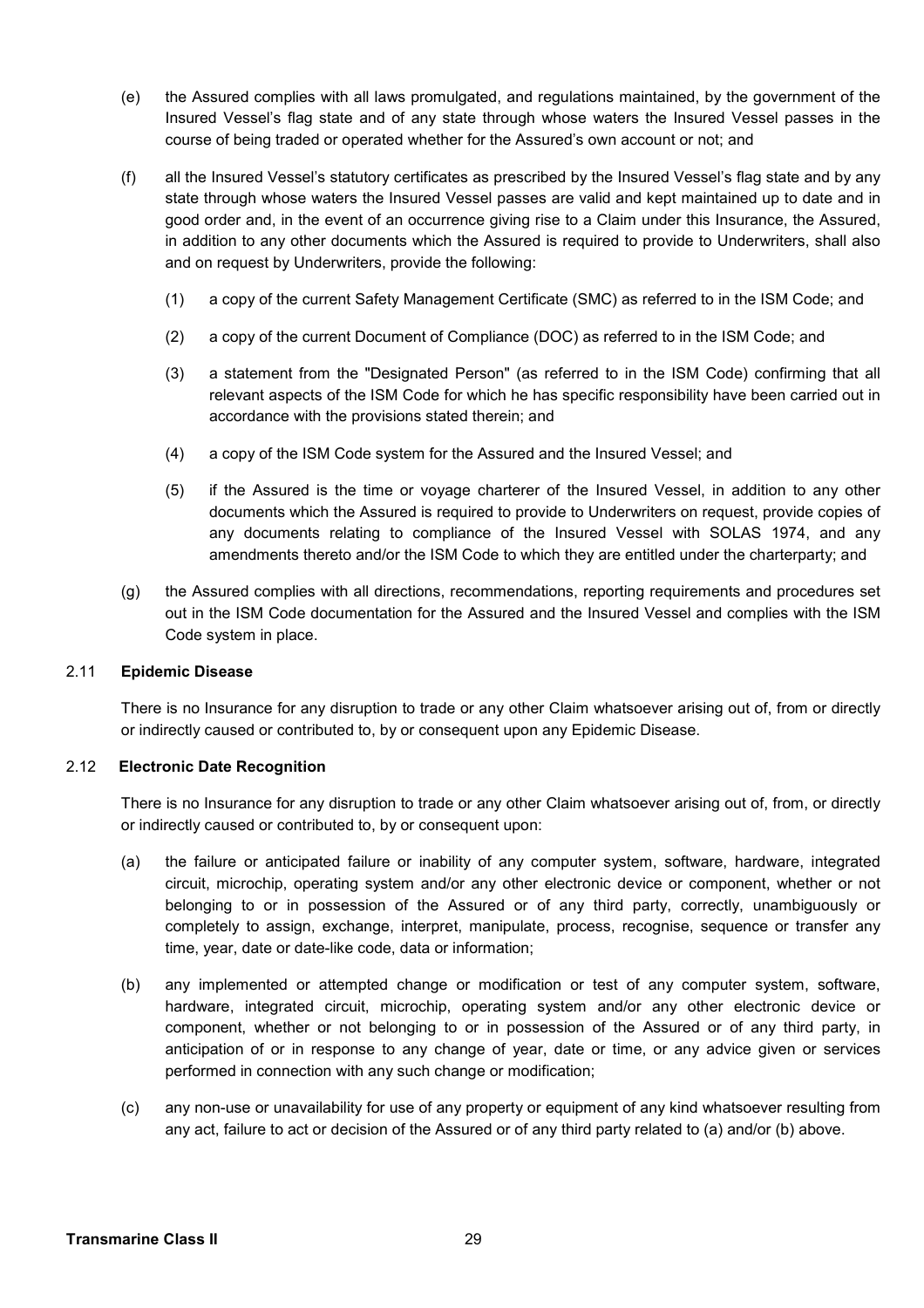(e) the Assured complies with all laws promulgated, and regulations maintained, by the government of the Insured Vessel's flag state and of any state through whose waters the Insured Vessel passes in the course of being traded or operated whether for the Assured's own account or not; and

(f) all the Insured Vessel's statutory certificates as prescribed by the Insured Vessel's flag state and by any state through whose waters the Insured Vessel passes are valid and kept maintained up to date and in good order and, in the event of an occurrence giving rise to a Claim under this Insurance, the Assured, in addition to any other documents which the Assured is required to provide to Underwriters, shall also and on request by Underwriters, provide the following:

   (1) a copy of the current Safety Management Certificate (SMC) as referred to in the ISM Code; and

   (2) a copy of the current Document of Compliance (DOC) as referred to in the ISM Code; and

   (3) a statement from the "Designated Person" (as referred to in the ISM Code) confirming that all relevant aspects of the ISM Code for which he has specific responsibility have been carried out in accordance with the provisions stated therein; and

   (4) a copy of the ISM Code system for the Assured and the Insured Vessel; and

   (5) if the Assured is the time or voyage charterer of the Insured Vessel, in addition to any other documents which the Assured is required to provide to Underwriters on request, provide copies of any documents relating to compliance of the Insured Vessel with SOLAS 1974, and any amendments thereto and/or the ISM Code to which they are entitled under the charterparty; and

(g) the Assured complies with all directions, recommendations, reporting requirements and procedures set out in the ISM Code documentation for the Assured and the Insured Vessel and complies with the ISM Code system in place.

### 2.11 Epidemic Disease

There is no Insurance for any disruption to trade or any other Claim whatsoever arising out of, from or directly or indirectly caused or contributed to, by or consequent upon any Epidemic Disease.

### 2.12 Electronic Date Recognition

There is no Insurance for any disruption to trade or any other Claim whatsoever arising out of, from, or directly or indirectly caused or contributed to, by or consequent upon:

(a) the failure or anticipated failure or inability of any computer system, software, hardware, integrated circuit, microchip, operating system and/or any other electronic device or component, whether or not belonging to or in possession of the Assured or of any third party, correctly, unambiguously or completely to assign, exchange, interpret, manipulate, process, recognise, sequence or transfer any time, year, date or date-like code, data or information;

(b) any implemented or attempted change or modification or test of any computer system, software, hardware, integrated circuit, microchip, operating system and/or any other electronic device or component, whether or not belonging to or in possession of the Assured or of any third party, in anticipation of or in response to any change of year, date or time, or any advice given or services performed in connection with any such change or modification;

(c) any non-use or unavailability for use of any property or equipment of any kind whatsoever resulting from any act, failure to act or decision of the Assured or of any third party related to (a) and/or (b) above.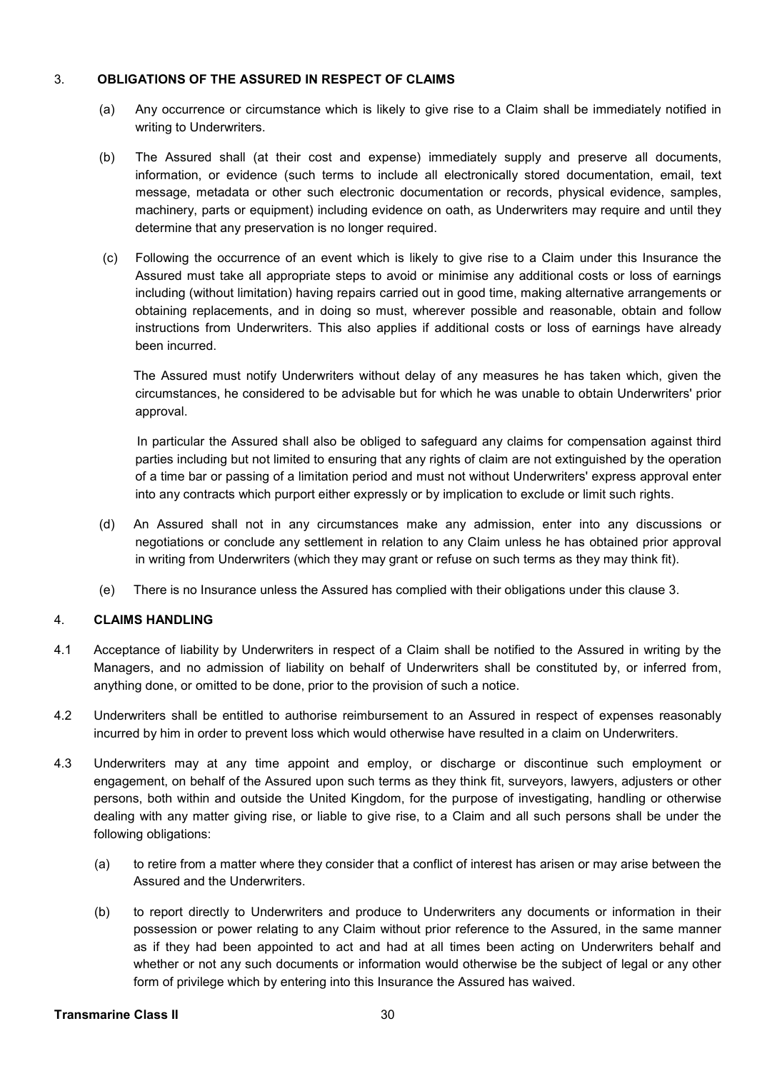## 3. OBLIGATIONS OF THE ASSURED IN RESPECT OF CLAIMS

(a) Any occurrence or circumstance which is likely to give rise to a Claim shall be immediately notified in writing to Underwriters.

(b) The Assured shall (at their cost and expense) immediately supply and preserve all documents, information, or evidence (such terms to include all electronically stored documentation, email, text message, metadata or other such electronic documentation or records, physical evidence, samples, machinery, parts or equipment) including evidence on oath, as Underwriters may require and until they determine that any preservation is no longer required.

(c) Following the occurrence of an event which is likely to give rise to a Claim under this Insurance the Assured must take all appropriate steps to avoid or minimise any additional costs or loss of earnings including (without limitation) having repairs carried out in good time, making alternative arrangements or obtaining replacements, and in doing so must, wherever possible and reasonable, obtain and follow instructions from Underwriters. This also applies if additional costs or loss of earnings have already been incurred.

The Assured must notify Underwriters without delay of any measures he has taken which, given the circumstances, he considered to be advisable but for which he was unable to obtain Underwriters' prior approval.

In particular the Assured shall also be obliged to safeguard any claims for compensation against third parties including but not limited to ensuring that any rights of claim are not extinguished by the operation of a time bar or passing of a limitation period and must not without Underwriters' express approval enter into any contracts which purport either expressly or by implication to exclude or limit such rights.

(d) An Assured shall not in any circumstances make any admission, enter into any discussions or negotiations or conclude any settlement in relation to any Claim unless he has obtained prior approval in writing from Underwriters (which they may grant or refuse on such terms as they may think fit).

(e) There is no Insurance unless the Assured has complied with their obligations under this clause 3.

## 4. CLAIMS HANDLING

4.1 Acceptance of liability by Underwriters in respect of a Claim shall be notified to the Assured in writing by the Managers, and no admission of liability on behalf of Underwriters shall be constituted by, or inferred from, anything done, or omitted to be done, prior to the provision of such a notice.

4.2 Underwriters shall be entitled to authorise reimbursement to an Assured in respect of expenses reasonably incurred by him in order to prevent loss which would otherwise have resulted in a claim on Underwriters.

4.3 Underwriters may at any time appoint and employ, or discharge or discontinue such employment or engagement, on behalf of the Assured upon such terms as they think fit, surveyors, lawyers, adjusters or other persons, both within and outside the United Kingdom, for the purpose of investigating, handling or otherwise dealing with any matter giving rise, or liable to give rise, to a Claim and all such persons shall be under the following obligations:

(a) to retire from a matter where they consider that a conflict of interest has arisen or may arise between the Assured and the Underwriters.

(b) to report directly to Underwriters and produce to Underwriters any documents or information in their possession or power relating to any Claim without prior reference to the Assured, in the same manner as if they had been appointed to act and had at all times been acting on Underwriters behalf and whether or not any such documents or information would otherwise be the subject of legal or any other form of privilege which by entering into this Insurance the Assured has waived.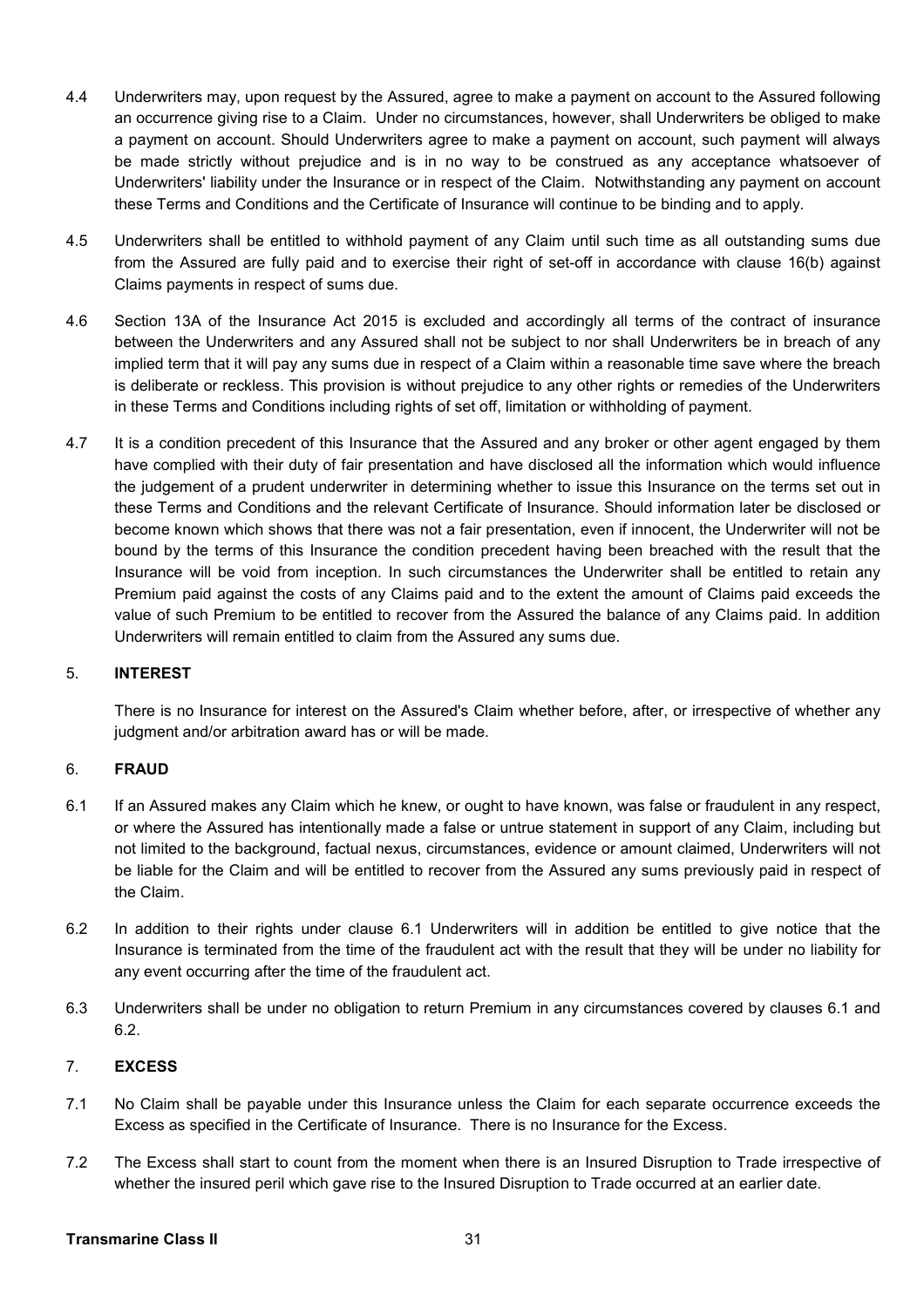4.4 Underwriters may, upon request by the Assured, agree to make a payment on account to the Assured following an occurrence giving rise to a Claim. Under no circumstances, however, shall Underwriters be obliged to make a payment on account. Should Underwriters agree to make a payment on account, such payment will always be made strictly without prejudice and is in no way to be construed as any acceptance whatsoever of Underwriters' liability under the Insurance or in respect of the Claim. Notwithstanding any payment on account these Terms and Conditions and the Certificate of Insurance will continue to be binding and to apply.

4.5 Underwriters shall be entitled to withhold payment of any Claim until such time as all outstanding sums due from the Assured are fully paid and to exercise their right of set-off in accordance with clause 16(b) against Claims payments in respect of sums due.

4.6 Section 13A of the Insurance Act 2015 is excluded and accordingly all terms of the contract of insurance between the Underwriters and any Assured shall not be subject to nor shall Underwriters be in breach of any implied term that it will pay any sums due in respect of a Claim within a reasonable time save where the breach is deliberate or reckless. This provision is without prejudice to any other rights or remedies of the Underwriters in these Terms and Conditions including rights of set off, limitation or withholding of payment.

4.7 It is a condition precedent of this Insurance that the Assured and any broker or other agent engaged by them have complied with their duty of fair presentation and have disclosed all the information which would influence the judgement of a prudent underwriter in determining whether to issue this Insurance on the terms set out in these Terms and Conditions and the relevant Certificate of Insurance. Should information later be disclosed or become known which shows that there was not a fair presentation, even if innocent, the Underwriter will not be bound by the terms of this Insurance the condition precedent having been breached with the result that the Insurance will be void from inception. In such circumstances the Underwriter shall be entitled to retain any Premium paid against the costs of any Claims paid and to the extent the amount of Claims paid exceeds the value of such Premium to be entitled to recover from the Assured the balance of any Claims paid. In addition Underwriters will remain entitled to claim from the Assured any sums due.

## 5. INTEREST

There is no Insurance for interest on the Assured's Claim whether before, after, or irrespective of whether any judgment and/or arbitration award has or will be made.

## 6. FRAUD

6.1 If an Assured makes any Claim which he knew, or ought to have known, was false or fraudulent in any respect, or where the Assured has intentionally made a false or untrue statement in support of any Claim, including but not limited to the background, factual nexus, circumstances, evidence or amount claimed, Underwriters will not be liable for the Claim and will be entitled to recover from the Assured any sums previously paid in respect of the Claim.

6.2 In addition to their rights under clause 6.1 Underwriters will in addition be entitled to give notice that the Insurance is terminated from the time of the fraudulent act with the result that they will be under no liability for any event occurring after the time of the fraudulent act.

6.3 Underwriters shall be under no obligation to return Premium in any circumstances covered by clauses 6.1 and 6.2.

## 7. EXCESS

7.1 No Claim shall be payable under this Insurance unless the Claim for each separate occurrence exceeds the Excess as specified in the Certificate of Insurance. There is no Insurance for the Excess.

7.2 The Excess shall start to count from the moment when there is an Insured Disruption to Trade irrespective of whether the insured peril which gave rise to the Insured Disruption to Trade occurred at an earlier date.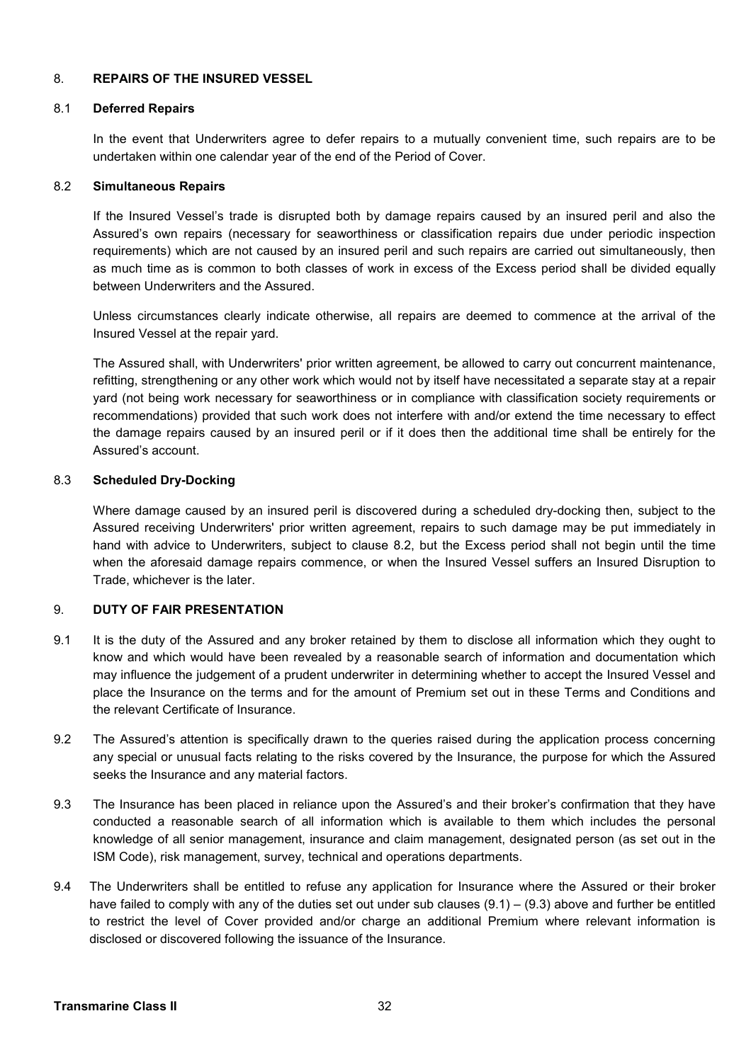## 8. REPAIRS OF THE INSURED VESSEL

### 8.1 Deferred Repairs

In the event that Underwriters agree to defer repairs to a mutually convenient time, such repairs are to be undertaken within one calendar year of the end of the Period of Cover.

### 8.2 Simultaneous Repairs

If the Insured Vessel's trade is disrupted both by damage repairs caused by an insured peril and also the Assured's own repairs (necessary for seaworthiness or classification repairs due under periodic inspection requirements) which are not caused by an insured peril and such repairs are carried out simultaneously, then as much time as is common to both classes of work in excess of the Excess period shall be divided equally between Underwriters and the Assured.

Unless circumstances clearly indicate otherwise, all repairs are deemed to commence at the arrival of the Insured Vessel at the repair yard.

The Assured shall, with Underwriters' prior written agreement, be allowed to carry out concurrent maintenance, refitting, strengthening or any other work which would not by itself have necessitated a separate stay at a repair yard (not being work necessary for seaworthiness or in compliance with classification society requirements or recommendations) provided that such work does not interfere with and/or extend the time necessary to effect the damage repairs caused by an insured peril or if it does then the additional time shall be entirely for the Assured's account.

### 8.3 Scheduled Dry-Docking

Where damage caused by an insured peril is discovered during a scheduled dry-docking then, subject to the Assured receiving Underwriters' prior written agreement, repairs to such damage may be put immediately in hand with advice to Underwriters, subject to clause 8.2, but the Excess period shall not begin until the time when the aforesaid damage repairs commence, or when the Insured Vessel suffers an Insured Disruption to Trade, whichever is the later.

## 9. DUTY OF FAIR PRESENTATION

9.1 It is the duty of the Assured and any broker retained by them to disclose all information which they ought to know and which would have been revealed by a reasonable search of information and documentation which may influence the judgement of a prudent underwriter in determining whether to accept the Insured Vessel and place the Insurance on the terms and for the amount of Premium set out in these Terms and Conditions and the relevant Certificate of Insurance.

9.2 The Assured's attention is specifically drawn to the queries raised during the application process concerning any special or unusual facts relating to the risks covered by the Insurance, the purpose for which the Assured seeks the Insurance and any material factors.

9.3 The Insurance has been placed in reliance upon the Assured's and their broker's confirmation that they have conducted a reasonable search of all information which is available to them which includes the personal knowledge of all senior management, insurance and claim management, designated person (as set out in the ISM Code), risk management, survey, technical and operations departments.

9.4 The Underwriters shall be entitled to refuse any application for Insurance where the Assured or their broker have failed to comply with any of the duties set out under sub clauses (9.1) – (9.3) above and further be entitled to restrict the level of Cover provided and/or charge an additional Premium where relevant information is disclosed or discovered following the issuance of the Insurance.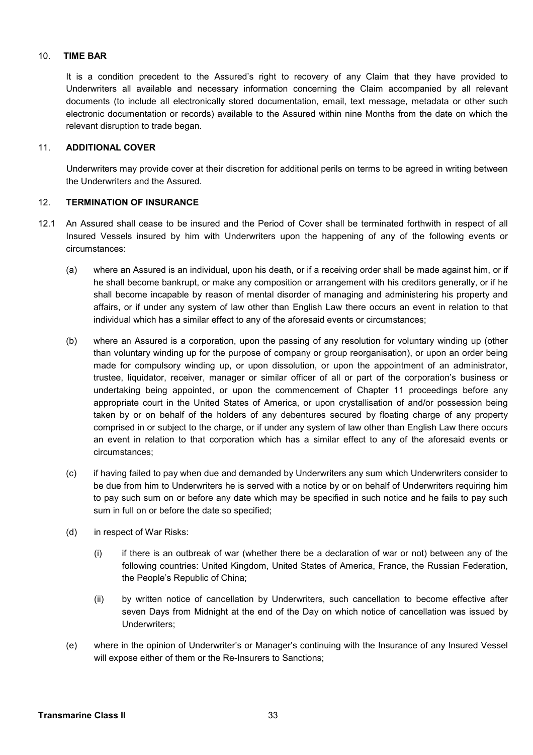## 10. TIME BAR

It is a condition precedent to the Assured's right to recovery of any Claim that they have provided to Underwriters all available and necessary information concerning the Claim accompanied by all relevant documents (to include all electronically stored documentation, email, text message, metadata or other such electronic documentation or records) available to the Assured within nine Months from the date on which the relevant disruption to trade began.

## 11. ADDITIONAL COVER

Underwriters may provide cover at their discretion for additional perils on terms to be agreed in writing between the Underwriters and the Assured.

## 12. TERMINATION OF INSURANCE

12.1 An Assured shall cease to be insured and the Period of Cover shall be terminated forthwith in respect of all Insured Vessels insured by him with Underwriters upon the happening of any of the following events or circumstances:

(a) where an Assured is an individual, upon his death, or if a receiving order shall be made against him, or if he shall become bankrupt, or make any composition or arrangement with his creditors generally, or if he shall become incapable by reason of mental disorder of managing and administering his property and affairs, or if under any system of law other than English Law there occurs an event in relation to that individual which has a similar effect to any of the aforesaid events or circumstances;

(b) where an Assured is a corporation, upon the passing of any resolution for voluntary winding up (other than voluntary winding up for the purpose of company or group reorganisation), or upon an order being made for compulsory winding up, or upon dissolution, or upon the appointment of an administrator, trustee, liquidator, receiver, manager or similar officer of all or part of the corporation's business or undertaking being appointed, or upon the commencement of Chapter 11 proceedings before any appropriate court in the United States of America, or upon crystallisation of and/or possession being taken by or on behalf of the holders of any debentures secured by floating charge of any property comprised in or subject to the charge, or if under any system of law other than English Law there occurs an event in relation to that corporation which has a similar effect to any of the aforesaid events or circumstances;

(c) if having failed to pay when due and demanded by Underwriters any sum which Underwriters consider to be due from him to Underwriters he is served with a notice by or on behalf of Underwriters requiring him to pay such sum on or before any date which may be specified in such notice and he fails to pay such sum in full on or before the date so specified;

(d) in respect of War Risks:

(i) if there is an outbreak of war (whether there be a declaration of war or not) between any of the following countries: United Kingdom, United States of America, France, the Russian Federation, the People's Republic of China;

(ii) by written notice of cancellation by Underwriters, such cancellation to become effective after seven Days from Midnight at the end of the Day on which notice of cancellation was issued by Underwriters;

(e) where in the opinion of Underwriter's or Manager's continuing with the Insurance of any Insured Vessel will expose either of them or the Re-Insurers to Sanctions;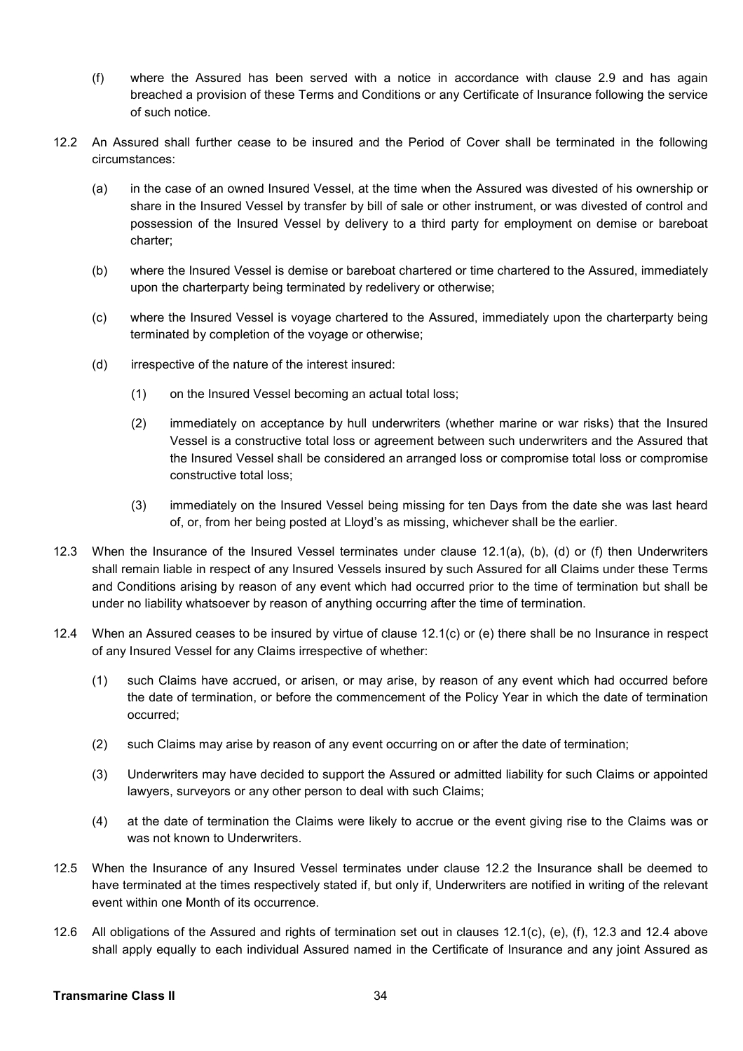(f) where the Assured has been served with a notice in accordance with clause 2.9 and has again breached a provision of these Terms and Conditions or any Certificate of Insurance following the service of such notice.

12.2 An Assured shall further cease to be insured and the Period of Cover shall be terminated in the following circumstances:

(a) in the case of an owned Insured Vessel, at the time when the Assured was divested of his ownership or share in the Insured Vessel by transfer by bill of sale or other instrument, or was divested of control and possession of the Insured Vessel by delivery to a third party for employment on demise or bareboat charter;

(b) where the Insured Vessel is demise or bareboat chartered or time chartered to the Assured, immediately upon the charterparty being terminated by redelivery or otherwise;

(c) where the Insured Vessel is voyage chartered to the Assured, immediately upon the charterparty being terminated by completion of the voyage or otherwise;

(d) irrespective of the nature of the interest insured:

(1) on the Insured Vessel becoming an actual total loss;

(2) immediately on acceptance by hull underwriters (whether marine or war risks) that the Insured Vessel is a constructive total loss or agreement between such underwriters and the Assured that the Insured Vessel shall be considered an arranged loss or compromise total loss or compromise constructive total loss;

(3) immediately on the Insured Vessel being missing for ten Days from the date she was last heard of, or, from her being posted at Lloyd's as missing, whichever shall be the earlier.

12.3 When the Insurance of the Insured Vessel terminates under clause 12.1(a), (b), (d) or (f) then Underwriters shall remain liable in respect of any Insured Vessels insured by such Assured for all Claims under these Terms and Conditions arising by reason of any event which had occurred prior to the time of termination but shall be under no liability whatsoever by reason of anything occurring after the time of termination.

12.4 When an Assured ceases to be insured by virtue of clause 12.1(c) or (e) there shall be no Insurance in respect of any Insured Vessel for any Claims irrespective of whether:

(1) such Claims have accrued, or arisen, or may arise, by reason of any event which had occurred before the date of termination, or before the commencement of the Policy Year in which the date of termination occurred;

(2) such Claims may arise by reason of any event occurring on or after the date of termination;

(3) Underwriters may have decided to support the Assured or admitted liability for such Claims or appointed lawyers, surveyors or any other person to deal with such Claims;

(4) at the date of termination the Claims were likely to accrue or the event giving rise to the Claims was or was not known to Underwriters.

12.5 When the Insurance of any Insured Vessel terminates under clause 12.2 the Insurance shall be deemed to have terminated at the times respectively stated if, but only if, Underwriters are notified in writing of the relevant event within one Month of its occurrence.

12.6 All obligations of the Assured and rights of termination set out in clauses 12.1(c), (e), (f), 12.3 and 12.4 above shall apply equally to each individual Assured named in the Certificate of Insurance and any joint Assured as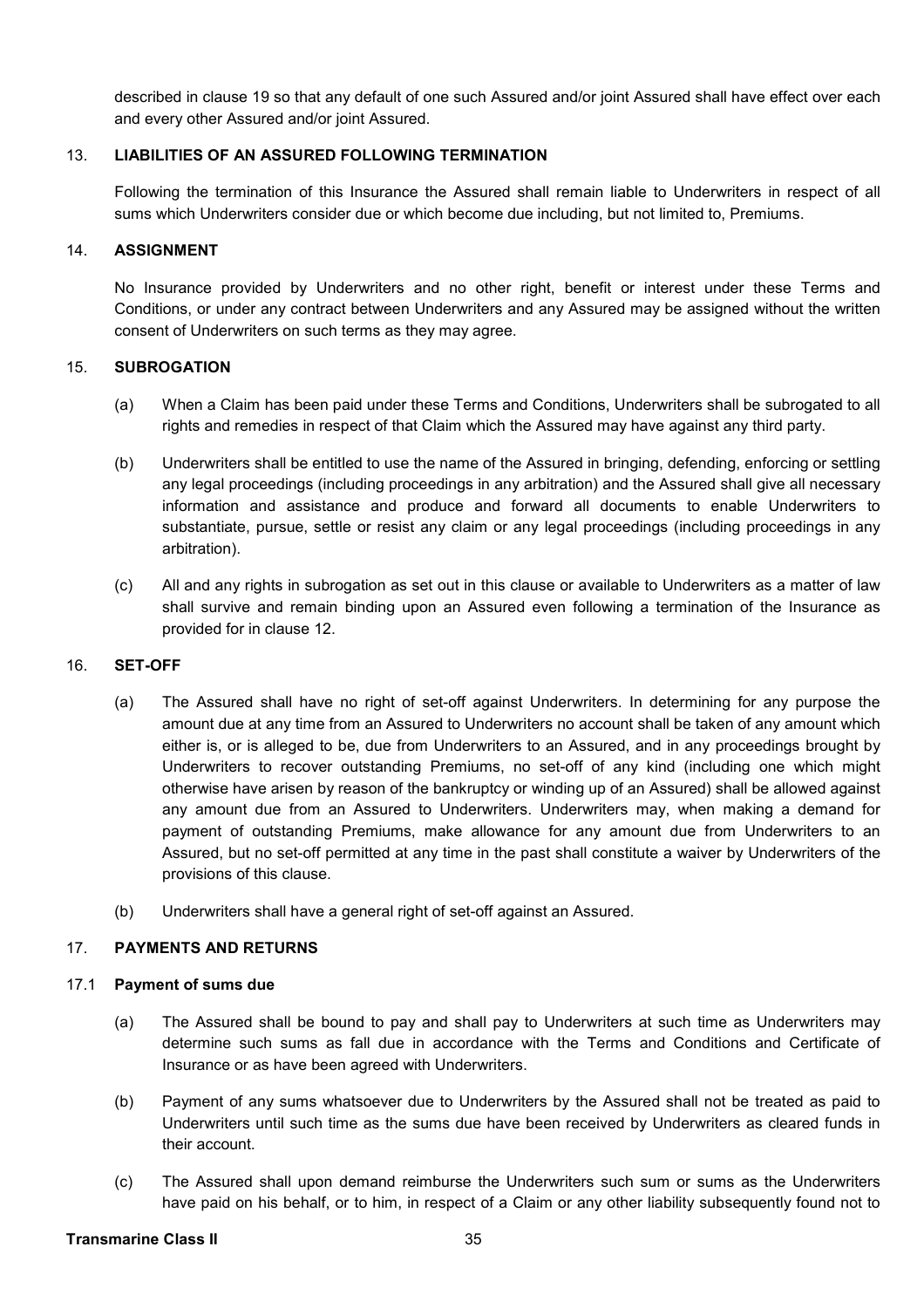described in clause 19 so that any default of one such Assured and/or joint Assured shall have effect over each and every other Assured and/or joint Assured.

## 13. LIABILITIES OF AN ASSURED FOLLOWING TERMINATION

Following the termination of this Insurance the Assured shall remain liable to Underwriters in respect of all sums which Underwriters consider due or which become due including, but not limited to, Premiums.

## 14. ASSIGNMENT

No Insurance provided by Underwriters and no other right, benefit or interest under these Terms and Conditions, or under any contract between Underwriters and any Assured may be assigned without the written consent of Underwriters on such terms as they may agree.

## 15. SUBROGATION

(a) When a Claim has been paid under these Terms and Conditions, Underwriters shall be subrogated to all rights and remedies in respect of that Claim which the Assured may have against any third party.

(b) Underwriters shall be entitled to use the name of the Assured in bringing, defending, enforcing or settling any legal proceedings (including proceedings in any arbitration) and the Assured shall give all necessary information and assistance and produce and forward all documents to enable Underwriters to substantiate, pursue, settle or resist any claim or any legal proceedings (including proceedings in any arbitration).

(c) All and any rights in subrogation as set out in this clause or available to Underwriters as a matter of law shall survive and remain binding upon an Assured even following a termination of the Insurance as provided for in clause 12.

## 16. SET-OFF

(a) The Assured shall have no right of set-off against Underwriters. In determining for any purpose the amount due at any time from an Assured to Underwriters no account shall be taken of any amount which either is, or is alleged to be, due from Underwriters to an Assured, and in any proceedings brought by Underwriters to recover outstanding Premiums, no set-off of any kind (including one which might otherwise have arisen by reason of the bankruptcy or winding up of an Assured) shall be allowed against any amount due from an Assured to Underwriters. Underwriters may, when making a demand for payment of outstanding Premiums, make allowance for any amount due from Underwriters to an Assured, but no set-off permitted at any time in the past shall constitute a waiver by Underwriters of the provisions of this clause.

(b) Underwriters shall have a general right of set-off against an Assured.

## 17. PAYMENTS AND RETURNS

### 17.1 Payment of sums due

(a) The Assured shall be bound to pay and shall pay to Underwriters at such time as Underwriters may determine such sums as fall due in accordance with the Terms and Conditions and Certificate of Insurance or as have been agreed with Underwriters.

(b) Payment of any sums whatsoever due to Underwriters by the Assured shall not be treated as paid to Underwriters until such time as the sums due have been received by Underwriters as cleared funds in their account.

(c) The Assured shall upon demand reimburse the Underwriters such sum or sums as the Underwriters have paid on his behalf, or to him, in respect of a Claim or any other liability subsequently found not to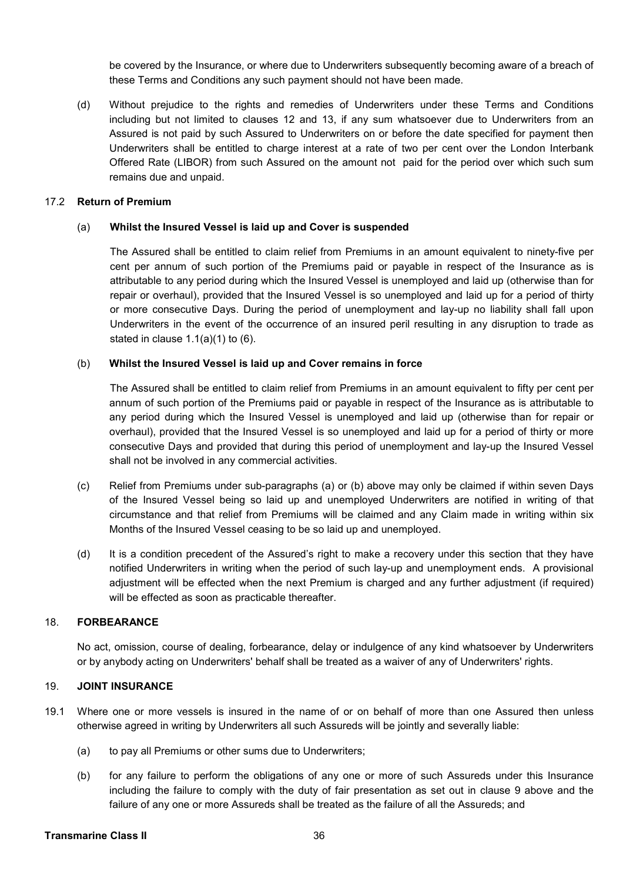be covered by the Insurance, or where due to Underwriters subsequently becoming aware of a breach of these Terms and Conditions any such payment should not have been made.

(d) Without prejudice to the rights and remedies of Underwriters under these Terms and Conditions including but not limited to clauses 12 and 13, if any sum whatsoever due to Underwriters from an Assured is not paid by such Assured to Underwriters on or before the date specified for payment then Underwriters shall be entitled to charge interest at a rate of two per cent over the London Interbank Offered Rate (LIBOR) from such Assured on the amount not paid for the period over which such sum remains due and unpaid.

### 17.2 **Return of Premium**

(a) **Whilst the Insured Vessel is laid up and Cover is suspended**

The Assured shall be entitled to claim relief from Premiums in an amount equivalent to ninety-five per cent per annum of such portion of the Premiums paid or payable in respect of the Insurance as is attributable to any period during which the Insured Vessel is unemployed and laid up (otherwise than for repair or overhaul), provided that the Insured Vessel is so unemployed and laid up for a period of thirty or more consecutive Days. During the period of unemployment and lay-up no liability shall fall upon Underwriters in the event of the occurrence of an insured peril resulting in any disruption to trade as stated in clause 1.1(a)(1) to (6).

(b) **Whilst the Insured Vessel is laid up and Cover remains in force**

The Assured shall be entitled to claim relief from Premiums in an amount equivalent to fifty per cent per annum of such portion of the Premiums paid or payable in respect of the Insurance as is attributable to any period during which the Insured Vessel is unemployed and laid up (otherwise than for repair or overhaul), provided that the Insured Vessel is so unemployed and laid up for a period of thirty or more consecutive Days and provided that during this period of unemployment and lay-up the Insured Vessel shall not be involved in any commercial activities.

(c) Relief from Premiums under sub-paragraphs (a) or (b) above may only be claimed if within seven Days of the Insured Vessel being so laid up and unemployed Underwriters are notified in writing of that circumstance and that relief from Premiums will be claimed and any Claim made in writing within six Months of the Insured Vessel ceasing to be so laid up and unemployed.

(d) It is a condition precedent of the Assured's right to make a recovery under this section that they have notified Underwriters in writing when the period of such lay-up and unemployment ends. A provisional adjustment will be effected when the next Premium is charged and any further adjustment (if required) will be effected as soon as practicable thereafter.

## 18. **FORBEARANCE**

No act, omission, course of dealing, forbearance, delay or indulgence of any kind whatsoever by Underwriters or by anybody acting on Underwriters' behalf shall be treated as a waiver of any of Underwriters' rights.

## 19. **JOINT INSURANCE**

19.1 Where one or more vessels is insured in the name of or on behalf of more than one Assured then unless otherwise agreed in writing by Underwriters all such Assureds will be jointly and severally liable:

(a) to pay all Premiums or other sums due to Underwriters;

(b) for any failure to perform the obligations of any one or more of such Assureds under this Insurance including the failure to comply with the duty of fair presentation as set out in clause 9 above and the failure of any one or more Assureds shall be treated as the failure of all the Assureds; and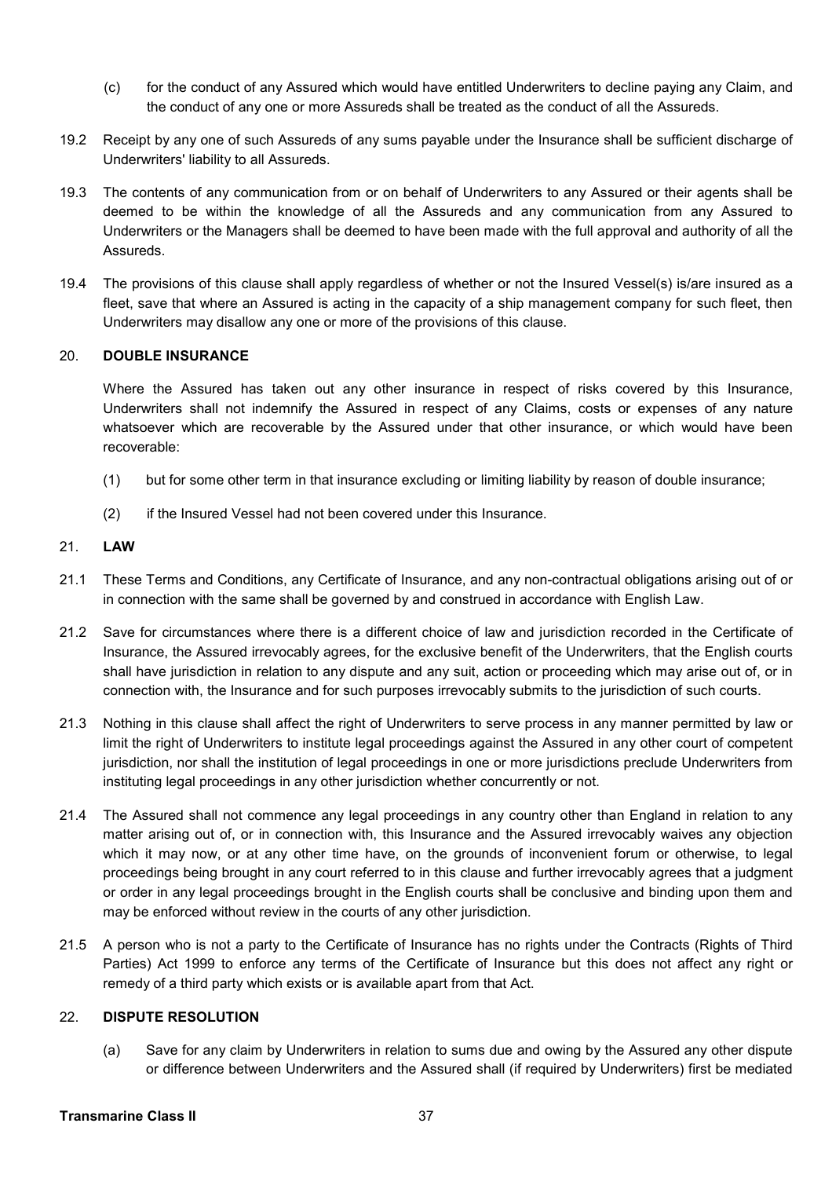(c) for the conduct of any Assured which would have entitled Underwriters to decline paying any Claim, and the conduct of any one or more Assureds shall be treated as the conduct of all the Assureds.

19.2 Receipt by any one of such Assureds of any sums payable under the Insurance shall be sufficient discharge of Underwriters' liability to all Assureds.

19.3 The contents of any communication from or on behalf of Underwriters to any Assured or their agents shall be deemed to be within the knowledge of all the Assureds and any communication from any Assured to Underwriters or the Managers shall be deemed to have been made with the full approval and authority of all the Assureds.

19.4 The provisions of this clause shall apply regardless of whether or not the Insured Vessel(s) is/are insured as a fleet, save that where an Assured is acting in the capacity of a ship management company for such fleet, then Underwriters may disallow any one or more of the provisions of this clause.

## 20. DOUBLE INSURANCE

Where the Assured has taken out any other insurance in respect of risks covered by this Insurance, Underwriters shall not indemnify the Assured in respect of any Claims, costs or expenses of any nature whatsoever which are recoverable by the Assured under that other insurance, or which would have been recoverable:

(1) but for some other term in that insurance excluding or limiting liability by reason of double insurance;

(2) if the Insured Vessel had not been covered under this Insurance.

## 21. LAW

21.1 These Terms and Conditions, any Certificate of Insurance, and any non-contractual obligations arising out of or in connection with the same shall be governed by and construed in accordance with English Law.

21.2 Save for circumstances where there is a different choice of law and jurisdiction recorded in the Certificate of Insurance, the Assured irrevocably agrees, for the exclusive benefit of the Underwriters, that the English courts shall have jurisdiction in relation to any dispute and any suit, action or proceeding which may arise out of, or in connection with, the Insurance and for such purposes irrevocably submits to the jurisdiction of such courts.

21.3 Nothing in this clause shall affect the right of Underwriters to serve process in any manner permitted by law or limit the right of Underwriters to institute legal proceedings against the Assured in any other court of competent jurisdiction, nor shall the institution of legal proceedings in one or more jurisdictions preclude Underwriters from instituting legal proceedings in any other jurisdiction whether concurrently or not.

21.4 The Assured shall not commence any legal proceedings in any country other than England in relation to any matter arising out of, or in connection with, this Insurance and the Assured irrevocably waives any objection which it may now, or at any other time have, on the grounds of inconvenient forum or otherwise, to legal proceedings being brought in any court referred to in this clause and further irrevocably agrees that a judgment or order in any legal proceedings brought in the English courts shall be conclusive and binding upon them and may be enforced without review in the courts of any other jurisdiction.

21.5 A person who is not a party to the Certificate of Insurance has no rights under the Contracts (Rights of Third Parties) Act 1999 to enforce any terms of the Certificate of Insurance but this does not affect any right or remedy of a third party which exists or is available apart from that Act.

## 22. DISPUTE RESOLUTION

(a) Save for any claim by Underwriters in relation to sums due and owing by the Assured any other dispute or difference between Underwriters and the Assured shall (if required by Underwriters) first be mediated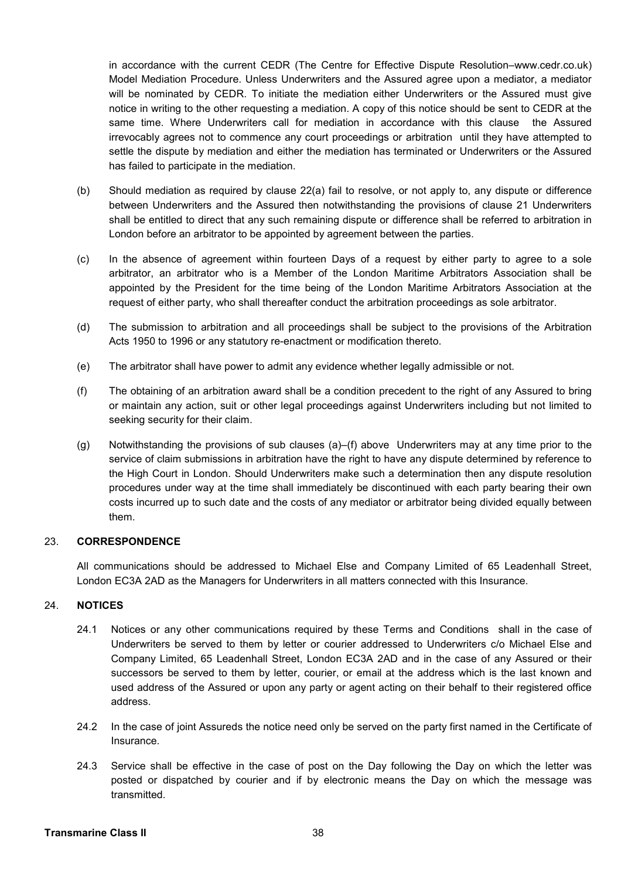in accordance with the current CEDR (The Centre for Effective Dispute Resolution–www.cedr.co.uk) Model Mediation Procedure. Unless Underwriters and the Assured agree upon a mediator, a mediator will be nominated by CEDR. To initiate the mediation either Underwriters or the Assured must give notice in writing to the other requesting a mediation. A copy of this notice should be sent to CEDR at the same time. Where Underwriters call for mediation in accordance with this clause the Assured irrevocably agrees not to commence any court proceedings or arbitration until they have attempted to settle the dispute by mediation and either the mediation has terminated or Underwriters or the Assured has failed to participate in the mediation.

(b) Should mediation as required by clause 22(a) fail to resolve, or not apply to, any dispute or difference between Underwriters and the Assured then notwithstanding the provisions of clause 21 Underwriters shall be entitled to direct that any such remaining dispute or difference shall be referred to arbitration in London before an arbitrator to be appointed by agreement between the parties.

(c) In the absence of agreement within fourteen Days of a request by either party to agree to a sole arbitrator, an arbitrator who is a Member of the London Maritime Arbitrators Association shall be appointed by the President for the time being of the London Maritime Arbitrators Association at the request of either party, who shall thereafter conduct the arbitration proceedings as sole arbitrator.

(d) The submission to arbitration and all proceedings shall be subject to the provisions of the Arbitration Acts 1950 to 1996 or any statutory re-enactment or modification thereto.

(e) The arbitrator shall have power to admit any evidence whether legally admissible or not.

(f) The obtaining of an arbitration award shall be a condition precedent to the right of any Assured to bring or maintain any action, suit or other legal proceedings against Underwriters including but not limited to seeking security for their claim.

(g) Notwithstanding the provisions of sub clauses (a)–(f) above Underwriters may at any time prior to the service of claim submissions in arbitration have the right to have any dispute determined by reference to the High Court in London. Should Underwriters make such a determination then any dispute resolution procedures under way at the time shall immediately be discontinued with each party bearing their own costs incurred up to such date and the costs of any mediator or arbitrator being divided equally between them.

## 23. CORRESPONDENCE

All communications should be addressed to Michael Else and Company Limited of 65 Leadenhall Street, London EC3A 2AD as the Managers for Underwriters in all matters connected with this Insurance.

## 24. NOTICES

24.1 Notices or any other communications required by these Terms and Conditions shall in the case of Underwriters be served to them by letter or courier addressed to Underwriters c/o Michael Else and Company Limited, 65 Leadenhall Street, London EC3A 2AD and in the case of any Assured or their successors be served to them by letter, courier, or email at the address which is the last known and used address of the Assured or upon any party or agent acting on their behalf to their registered office address.

24.2 In the case of joint Assureds the notice need only be served on the party first named in the Certificate of Insurance.

24.3 Service shall be effective in the case of post on the Day following the Day on which the letter was posted or dispatched by courier and if by electronic means the Day on which the message was transmitted.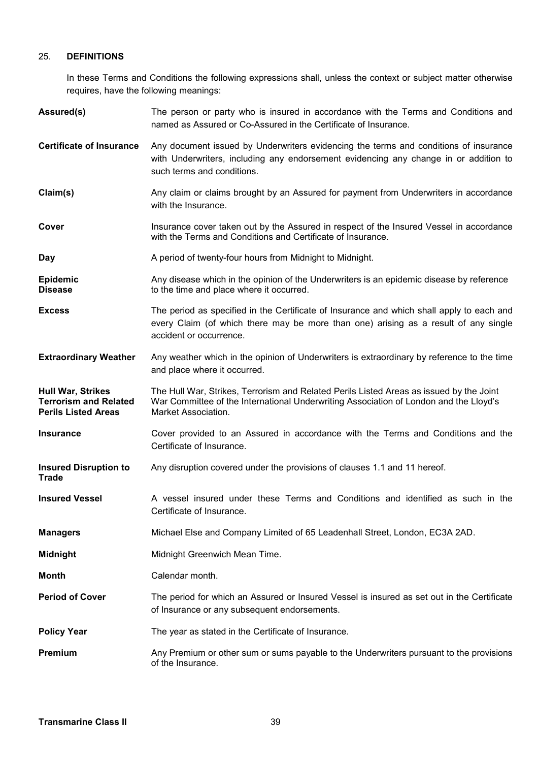## 25. DEFINITIONS

In these Terms and Conditions the following expressions shall, unless the context or subject matter otherwise requires, have the following meanings:

**Assured(s)** The person or party who is insured in accordance with the Terms and Conditions and named as Assured or Co-Assured in the Certificate of Insurance.

**Certificate of Insurance** Any document issued by Underwriters evidencing the terms and conditions of insurance with Underwriters, including any endorsement evidencing any change in or addition to such terms and conditions.

**Claim(s)** Any claim or claims brought by an Assured for payment from Underwriters in accordance with the Insurance.

**Cover** Insurance cover taken out by the Assured in respect of the Insured Vessel in accordance with the Terms and Conditions and Certificate of Insurance.

**Day** A period of twenty-four hours from Midnight to Midnight.

**Epidemic Disease** Any disease which in the opinion of the Underwriters is an epidemic disease by reference to the time and place where it occurred.

**Excess** The period as specified in the Certificate of Insurance and which shall apply to each and every Claim (of which there may be more than one) arising as a result of any single accident or occurrence.

**Extraordinary Weather** Any weather which in the opinion of Underwriters is extraordinary by reference to the time and place where it occurred.

**Hull War, Strikes Terrorism and Related Perils Listed Areas** The Hull War, Strikes, Terrorism and Related Perils Listed Areas as issued by the Joint War Committee of the International Underwriting Association of London and the Lloyd's Market Association.

**Insurance** Cover provided to an Assured in accordance with the Terms and Conditions and the Certificate of Insurance.

**Insured Disruption to Trade** Any disruption covered under the provisions of clauses 1.1 and 11 hereof.

**Insured Vessel** A vessel insured under these Terms and Conditions and identified as such in the Certificate of Insurance.

**Managers** Michael Else and Company Limited of 65 Leadenhall Street, London, EC3A 2AD.

**Midnight** Midnight Greenwich Mean Time.

**Month** Calendar month.

**Period of Cover** The period for which an Assured or Insured Vessel is insured as set out in the Certificate of Insurance or any subsequent endorsements.

**Policy Year** The year as stated in the Certificate of Insurance.

**Premium** Any Premium or other sum or sums payable to the Underwriters pursuant to the provisions of the Insurance.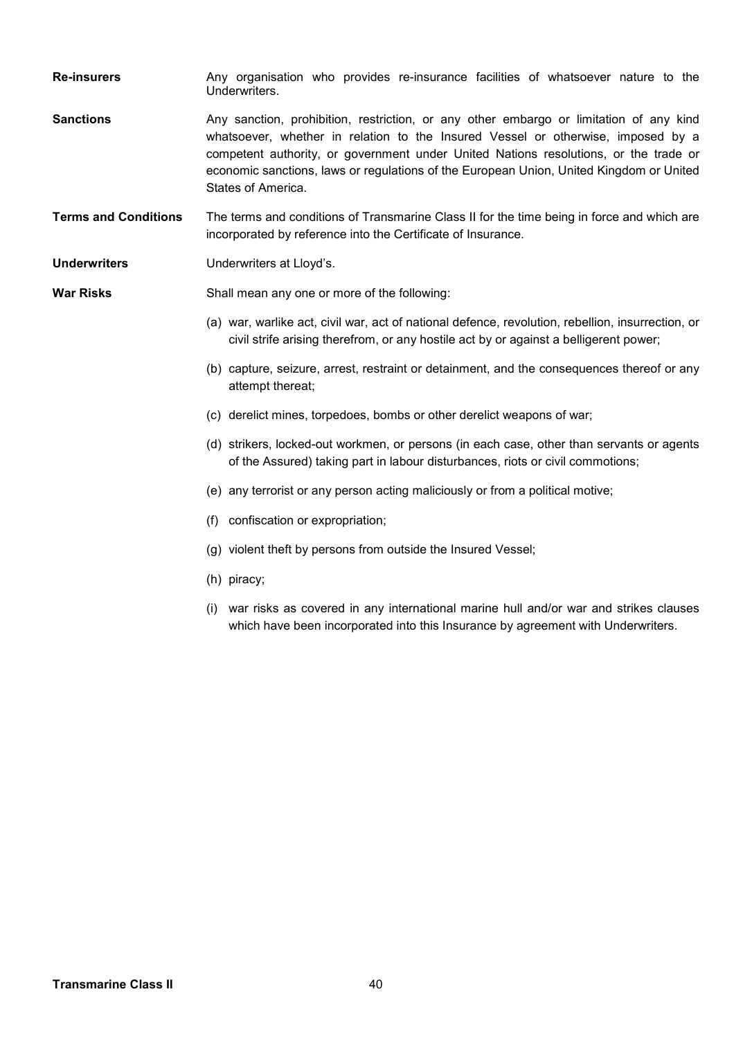**Re-insurers** Any organisation who provides re-insurance facilities of whatsoever nature to the Underwriters.

**Sanctions** Any sanction, prohibition, restriction, or any other embargo or limitation of any kind whatsoever, whether in relation to the Insured Vessel or otherwise, imposed by a competent authority, or government under United Nations resolutions, or the trade or economic sanctions, laws or regulations of the European Union, United Kingdom or United States of America.

**Terms and Conditions** The terms and conditions of Transmarine Class II for the time being in force and which are incorporated by reference into the Certificate of Insurance.

**Underwriters** Underwriters at Lloyd's.

**War Risks** Shall mean any one or more of the following:

(a) war, warlike act, civil war, act of national defence, revolution, rebellion, insurrection, or civil strife arising therefrom, or any hostile act by or against a belligerent power;

(b) capture, seizure, arrest, restraint or detainment, and the consequences thereof or any attempt thereat;

(c) derelict mines, torpedoes, bombs or other derelict weapons of war;

(d) strikers, locked-out workmen, or persons (in each case, other than servants or agents of the Assured) taking part in labour disturbances, riots or civil commotions;

(e) any terrorist or any person acting maliciously or from a political motive;

(f) confiscation or expropriation;

(g) violent theft by persons from outside the Insured Vessel;

(h) piracy;

(i) war risks as covered in any international marine hull and/or war and strikes clauses which have been incorporated into this Insurance by agreement with Underwriters.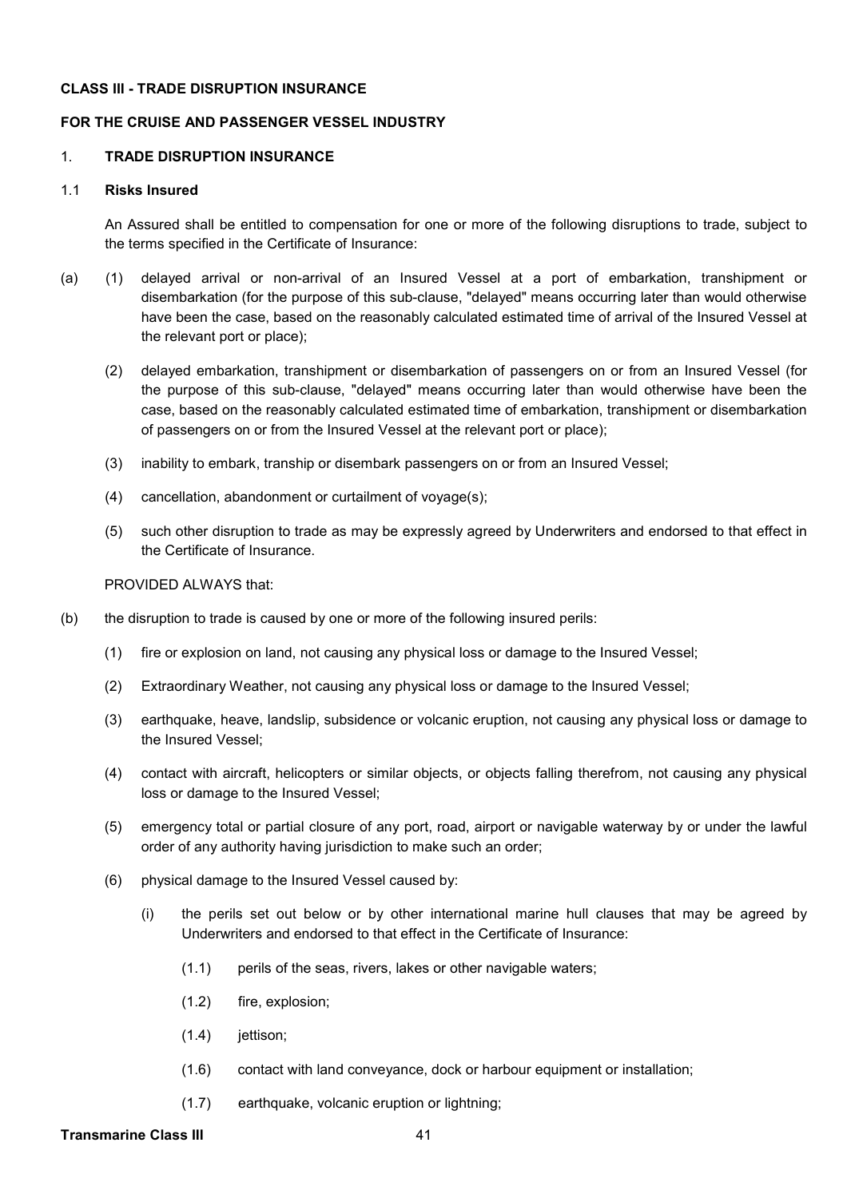**CLASS III - TRADE DISRUPTION INSURANCE**

**FOR THE CRUISE AND PASSENGER VESSEL INDUSTRY**

1. **TRADE DISRUPTION INSURANCE**

1.1 **Risks Insured**

An Assured shall be entitled to compensation for one or more of the following disruptions to trade, subject to the terms specified in the Certificate of Insurance:

(a) (1) delayed arrival or non-arrival of an Insured Vessel at a port of embarkation, transhipment or disembarkation (for the purpose of this sub-clause, "delayed" means occurring later than would otherwise have been the case, based on the reasonably calculated estimated time of arrival of the Insured Vessel at the relevant port or place);

(2) delayed embarkation, transhipment or disembarkation of passengers on or from an Insured Vessel (for the purpose of this sub-clause, "delayed" means occurring later than would otherwise have been the case, based on the reasonably calculated estimated time of embarkation, transhipment or disembarkation of passengers on or from the Insured Vessel at the relevant port or place);

(3) inability to embark, tranship or disembark passengers on or from an Insured Vessel;

(4) cancellation, abandonment or curtailment of voyage(s);

(5) such other disruption to trade as may be expressly agreed by Underwriters and endorsed to that effect in the Certificate of Insurance.

PROVIDED ALWAYS that:

(b) the disruption to trade is caused by one or more of the following insured perils:

(1) fire or explosion on land, not causing any physical loss or damage to the Insured Vessel;

(2) Extraordinary Weather, not causing any physical loss or damage to the Insured Vessel;

(3) earthquake, heave, landslip, subsidence or volcanic eruption, not causing any physical loss or damage to the Insured Vessel;

(4) contact with aircraft, helicopters or similar objects, or objects falling therefrom, not causing any physical loss or damage to the Insured Vessel;

(5) emergency total or partial closure of any port, road, airport or navigable waterway by or under the lawful order of any authority having jurisdiction to make such an order;

(6) physical damage to the Insured Vessel caused by:

(i) the perils set out below or by other international marine hull clauses that may be agreed by Underwriters and endorsed to that effect in the Certificate of Insurance:

(1.1) perils of the seas, rivers, lakes or other navigable waters;

(1.2) fire, explosion;

(1.4) jettison;

(1.6) contact with land conveyance, dock or harbour equipment or installation;

(1.7) earthquake, volcanic eruption or lightning;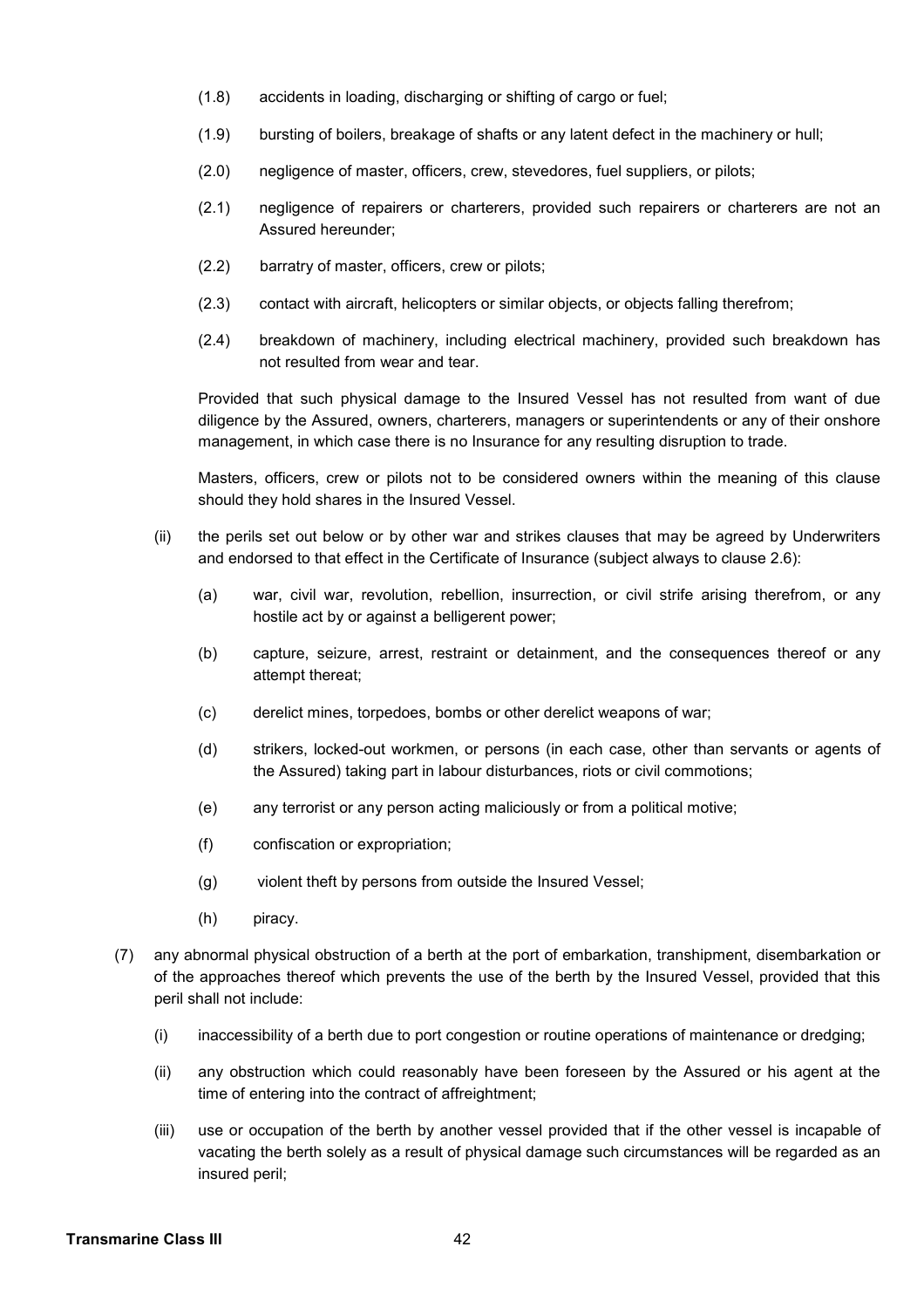(1.8) accidents in loading, discharging or shifting of cargo or fuel;

(1.9) bursting of boilers, breakage of shafts or any latent defect in the machinery or hull;

(2.0) negligence of master, officers, crew, stevedores, fuel suppliers, or pilots;

(2.1) negligence of repairers or charterers, provided such repairers or charterers are not an Assured hereunder;

(2.2) barratry of master, officers, crew or pilots;

(2.3) contact with aircraft, helicopters or similar objects, or objects falling therefrom;

(2.4) breakdown of machinery, including electrical machinery, provided such breakdown has not resulted from wear and tear.

Provided that such physical damage to the Insured Vessel has not resulted from want of due diligence by the Assured, owners, charterers, managers or superintendents or any of their onshore management, in which case there is no Insurance for any resulting disruption to trade.

Masters, officers, crew or pilots not to be considered owners within the meaning of this clause should they hold shares in the Insured Vessel.

(ii) the perils set out below or by other war and strikes clauses that may be agreed by Underwriters and endorsed to that effect in the Certificate of Insurance (subject always to clause 2.6):

(a) war, civil war, revolution, rebellion, insurrection, or civil strife arising therefrom, or any hostile act by or against a belligerent power;

(b) capture, seizure, arrest, restraint or detainment, and the consequences thereof or any attempt thereat;

(c) derelict mines, torpedoes, bombs or other derelict weapons of war;

(d) strikers, locked-out workmen, or persons (in each case, other than servants or agents of the Assured) taking part in labour disturbances, riots or civil commotions;

(e) any terrorist or any person acting maliciously or from a political motive;

(f) confiscation or expropriation;

(g) violent theft by persons from outside the Insured Vessel;

(h) piracy.

(7) any abnormal physical obstruction of a berth at the port of embarkation, transhipment, disembarkation or of the approaches thereof which prevents the use of the berth by the Insured Vessel, provided that this peril shall not include:

(i) inaccessibility of a berth due to port congestion or routine operations of maintenance or dredging;

(ii) any obstruction which could reasonably have been foreseen by the Assured or his agent at the time of entering into the contract of affreightment;

(iii) use or occupation of the berth by another vessel provided that if the other vessel is incapable of vacating the berth solely as a result of physical damage such circumstances will be regarded as an insured peril;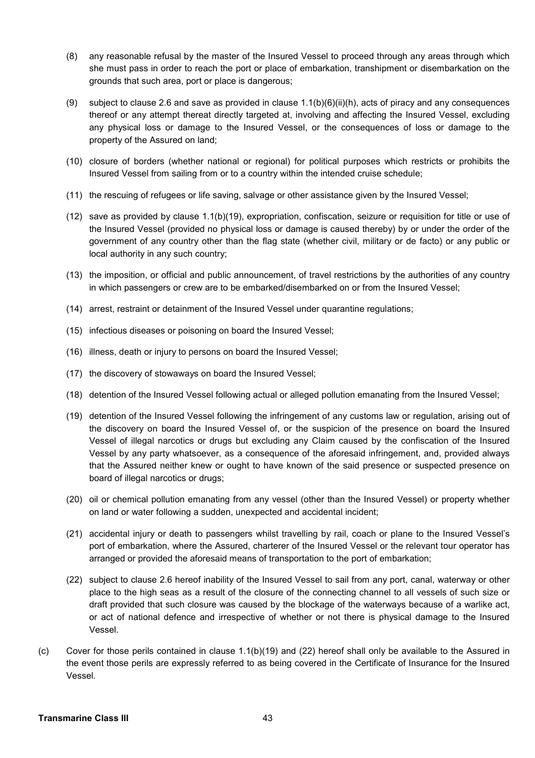(8) any reasonable refusal by the master of the Insured Vessel to proceed through any areas through which she must pass in order to reach the port or place of embarkation, transhipment or disembarkation on the grounds that such area, port or place is dangerous;

(9) subject to clause 2.6 and save as provided in clause 1.1(b)(6)(ii)(h), acts of piracy and any consequences thereof or any attempt thereat directly targeted at, involving and affecting the Insured Vessel, excluding any physical loss or damage to the Insured Vessel, or the consequences of loss or damage to the property of the Assured on land;

(10) closure of borders (whether national or regional) for political purposes which restricts or prohibits the Insured Vessel from sailing from or to a country within the intended cruise schedule;

(11) the rescuing of refugees or life saving, salvage or other assistance given by the Insured Vessel;

(12) save as provided by clause 1.1(b)(19), expropriation, confiscation, seizure or requisition for title or use of the Insured Vessel (provided no physical loss or damage is caused thereby) by or under the order of the government of any country other than the flag state (whether civil, military or de facto) or any public or local authority in any such country;

(13) the imposition, or official and public announcement, of travel restrictions by the authorities of any country in which passengers or crew are to be embarked/disembarked on or from the Insured Vessel;

(14) arrest, restraint or detainment of the Insured Vessel under quarantine regulations;

(15) infectious diseases or poisoning on board the Insured Vessel;

(16) illness, death or injury to persons on board the Insured Vessel;

(17) the discovery of stowaways on board the Insured Vessel;

(18) detention of the Insured Vessel following actual or alleged pollution emanating from the Insured Vessel;

(19) detention of the Insured Vessel following the infringement of any customs law or regulation, arising out of the discovery on board the Insured Vessel of, or the suspicion of the presence on board the Insured Vessel of illegal narcotics or drugs but excluding any Claim caused by the confiscation of the Insured Vessel by any party whatsoever, as a consequence of the aforesaid infringement, and, provided always that the Assured neither knew or ought to have known of the said presence or suspected presence on board of illegal narcotics or drugs;

(20) oil or chemical pollution emanating from any vessel (other than the Insured Vessel) or property whether on land or water following a sudden, unexpected and accidental incident;

(21) accidental injury or death to passengers whilst travelling by rail, coach or plane to the Insured Vessel's port of embarkation, where the Assured, charterer of the Insured Vessel or the relevant tour operator has arranged or provided the aforesaid means of transportation to the port of embarkation;

(22) subject to clause 2.6 hereof inability of the Insured Vessel to sail from any port, canal, waterway or other place to the high seas as a result of the closure of the connecting channel to all vessels of such size or draft provided that such closure was caused by the blockage of the waterways because of a warlike act, or act of national defence and irrespective of whether or not there is physical damage to the Insured Vessel.

(c) Cover for those perils contained in clause 1.1(b)(19) and (22) hereof shall only be available to the Assured in the event those perils are expressly referred to as being covered in the Certificate of Insurance for the Insured Vessel.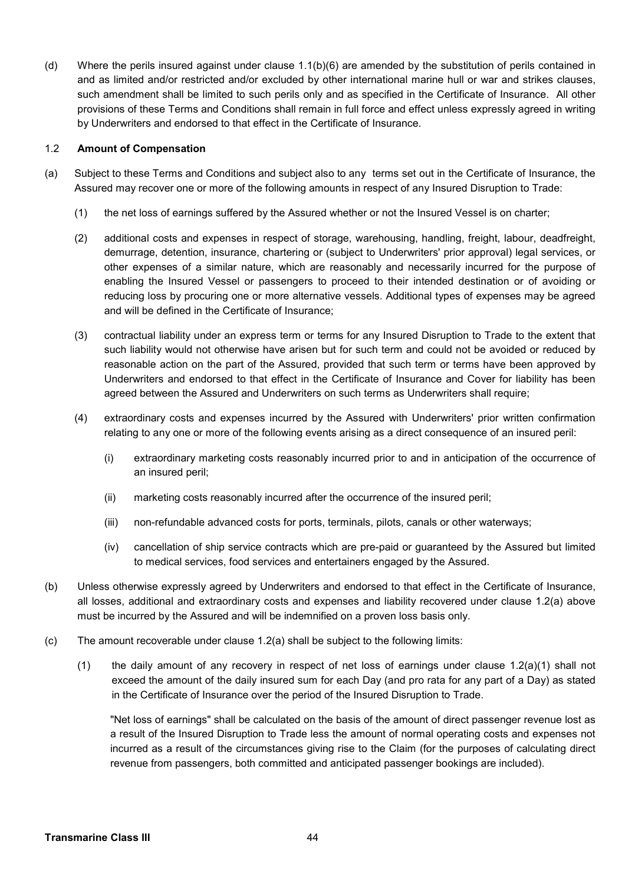(d) Where the perils insured against under clause 1.1(b)(6) are amended by the substitution of perils contained in and as limited and/or restricted and/or excluded by other international marine hull or war and strikes clauses, such amendment shall be limited to such perils only and as specified in the Certificate of Insurance. All other provisions of these Terms and Conditions shall remain in full force and effect unless expressly agreed in writing by Underwriters and endorsed to that effect in the Certificate of Insurance.

### 1.2 Amount of Compensation

(a) Subject to these Terms and Conditions and subject also to any terms set out in the Certificate of Insurance, the Assured may recover one or more of the following amounts in respect of any Insured Disruption to Trade:

(1) the net loss of earnings suffered by the Assured whether or not the Insured Vessel is on charter;

(2) additional costs and expenses in respect of storage, warehousing, handling, freight, labour, deadfreight, demurrage, detention, insurance, chartering or (subject to Underwriters' prior approval) legal services, or other expenses of a similar nature, which are reasonably and necessarily incurred for the purpose of enabling the Insured Vessel or passengers to proceed to their intended destination or of avoiding or reducing loss by procuring one or more alternative vessels. Additional types of expenses may be agreed and will be defined in the Certificate of Insurance;

(3) contractual liability under an express term or terms for any Insured Disruption to Trade to the extent that such liability would not otherwise have arisen but for such term and could not be avoided or reduced by reasonable action on the part of the Assured, provided that such term or terms have been approved by Underwriters and endorsed to that effect in the Certificate of Insurance and Cover for liability has been agreed between the Assured and Underwriters on such terms as Underwriters shall require;

(4) extraordinary costs and expenses incurred by the Assured with Underwriters' prior written confirmation relating to any one or more of the following events arising as a direct consequence of an insured peril:

(i) extraordinary marketing costs reasonably incurred prior to and in anticipation of the occurrence of an insured peril;

(ii) marketing costs reasonably incurred after the occurrence of the insured peril;

(iii) non-refundable advanced costs for ports, terminals, pilots, canals or other waterways;

(iv) cancellation of ship service contracts which are pre-paid or guaranteed by the Assured but limited to medical services, food services and entertainers engaged by the Assured.

(b) Unless otherwise expressly agreed by Underwriters and endorsed to that effect in the Certificate of Insurance, all losses, additional and extraordinary costs and expenses and liability recovered under clause 1.2(a) above must be incurred by the Assured and will be indemnified on a proven loss basis only.

(c) The amount recoverable under clause 1.2(a) shall be subject to the following limits:

(1) the daily amount of any recovery in respect of net loss of earnings under clause 1.2(a)(1) shall not exceed the amount of the daily insured sum for each Day (and pro rata for any part of a Day) as stated in the Certificate of Insurance over the period of the Insured Disruption to Trade.

"Net loss of earnings" shall be calculated on the basis of the amount of direct passenger revenue lost as a result of the Insured Disruption to Trade less the amount of normal operating costs and expenses not incurred as a result of the circumstances giving rise to the Claim (for the purposes of calculating direct revenue from passengers, both committed and anticipated passenger bookings are included).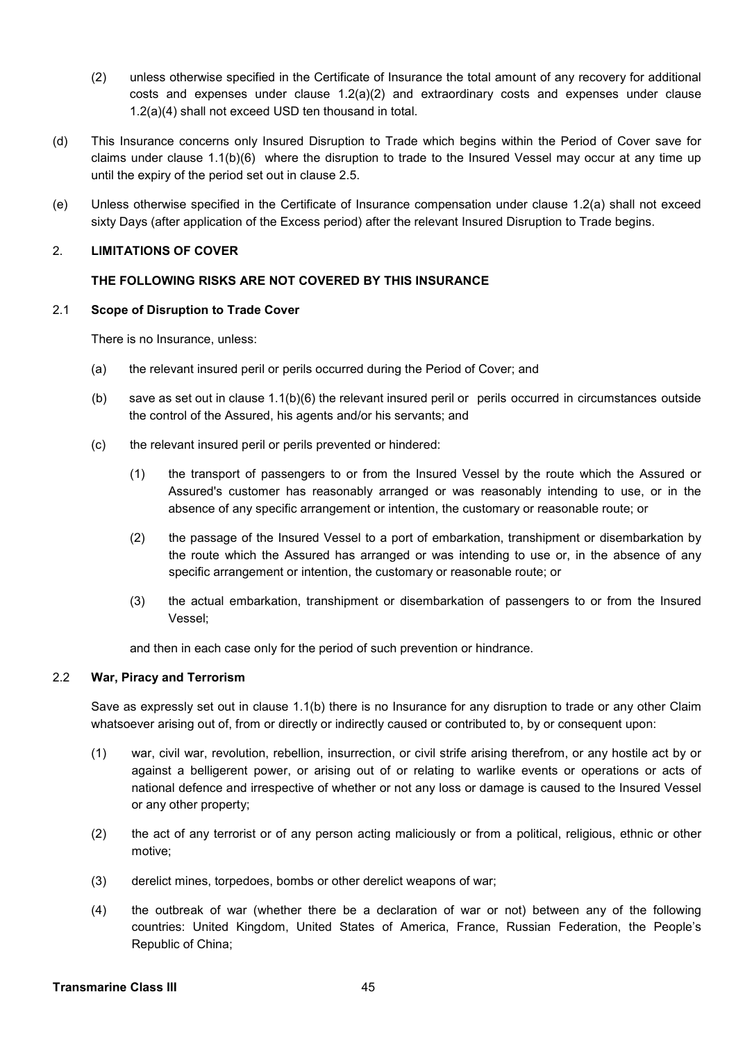(2) unless otherwise specified in the Certificate of Insurance the total amount of any recovery for additional costs and expenses under clause 1.2(a)(2) and extraordinary costs and expenses under clause 1.2(a)(4) shall not exceed USD ten thousand in total.

(d) This Insurance concerns only Insured Disruption to Trade which begins within the Period of Cover save for claims under clause 1.1(b)(6) where the disruption to trade to the Insured Vessel may occur at any time up until the expiry of the period set out in clause 2.5.

(e) Unless otherwise specified in the Certificate of Insurance compensation under clause 1.2(a) shall not exceed sixty Days (after application of the Excess period) after the relevant Insured Disruption to Trade begins.

## 2. LIMITATIONS OF COVER

**THE FOLLOWING RISKS ARE NOT COVERED BY THIS INSURANCE**

### 2.1 Scope of Disruption to Trade Cover

There is no Insurance, unless:

(a) the relevant insured peril or perils occurred during the Period of Cover; and

(b) save as set out in clause 1.1(b)(6) the relevant insured peril or perils occurred in circumstances outside the control of the Assured, his agents and/or his servants; and

(c) the relevant insured peril or perils prevented or hindered:

(1) the transport of passengers to or from the Insured Vessel by the route which the Assured or Assured's customer has reasonably arranged or was reasonably intending to use, or in the absence of any specific arrangement or intention, the customary or reasonable route; or

(2) the passage of the Insured Vessel to a port of embarkation, transhipment or disembarkation by the route which the Assured has arranged or was intending to use or, in the absence of any specific arrangement or intention, the customary or reasonable route; or

(3) the actual embarkation, transhipment or disembarkation of passengers to or from the Insured Vessel;

and then in each case only for the period of such prevention or hindrance.

### 2.2 War, Piracy and Terrorism

Save as expressly set out in clause 1.1(b) there is no Insurance for any disruption to trade or any other Claim whatsoever arising out of, from or directly or indirectly caused or contributed to, by or consequent upon:

(1) war, civil war, revolution, rebellion, insurrection, or civil strife arising therefrom, or any hostile act by or against a belligerent power, or arising out of or relating to warlike events or operations or acts of national defence and irrespective of whether or not any loss or damage is caused to the Insured Vessel or any other property;

(2) the act of any terrorist or of any person acting maliciously or from a political, religious, ethnic or other motive;

(3) derelict mines, torpedoes, bombs or other derelict weapons of war;

(4) the outbreak of war (whether there be a declaration of war or not) between any of the following countries: United Kingdom, United States of America, France, Russian Federation, the People's Republic of China;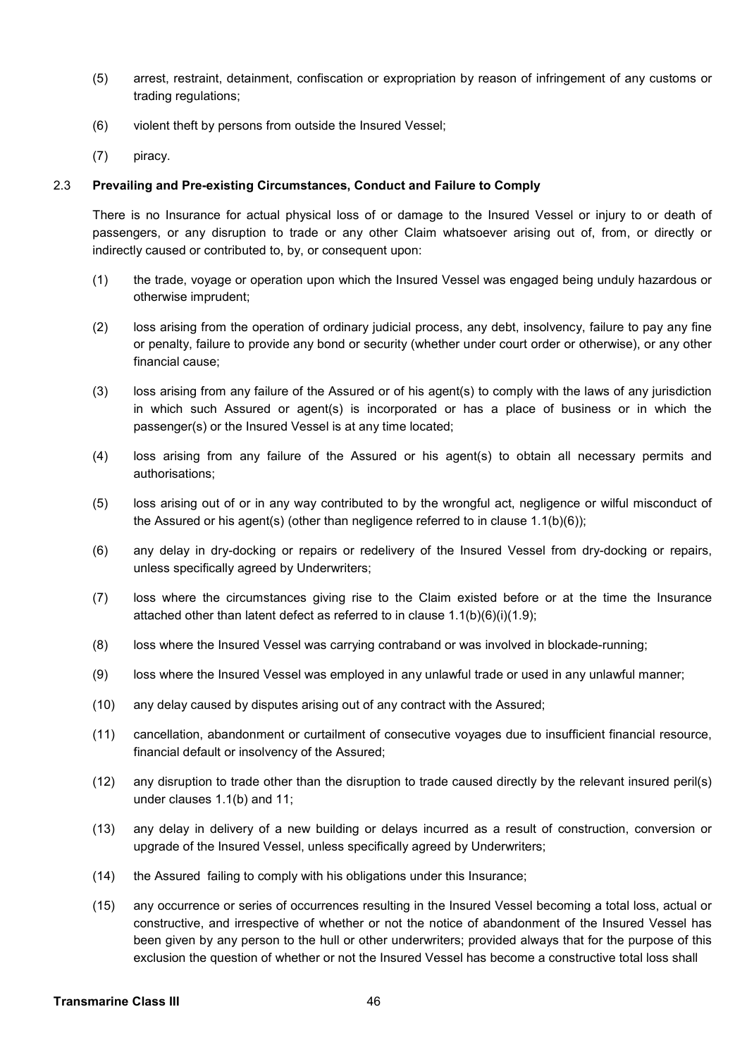(5) arrest, restraint, detainment, confiscation or expropriation by reason of infringement of any customs or trading regulations;

(6) violent theft by persons from outside the Insured Vessel;

(7) piracy.

2.3 **Prevailing and Pre-existing Circumstances, Conduct and Failure to Comply**

There is no Insurance for actual physical loss of or damage to the Insured Vessel or injury to or death of passengers, or any disruption to trade or any other Claim whatsoever arising out of, from, or directly or indirectly caused or contributed to, by, or consequent upon:

(1) the trade, voyage or operation upon which the Insured Vessel was engaged being unduly hazardous or otherwise imprudent;

(2) loss arising from the operation of ordinary judicial process, any debt, insolvency, failure to pay any fine or penalty, failure to provide any bond or security (whether under court order or otherwise), or any other financial cause;

(3) loss arising from any failure of the Assured or of his agent(s) to comply with the laws of any jurisdiction in which such Assured or agent(s) is incorporated or has a place of business or in which the passenger(s) or the Insured Vessel is at any time located;

(4) loss arising from any failure of the Assured or his agent(s) to obtain all necessary permits and authorisations;

(5) loss arising out of or in any way contributed to by the wrongful act, negligence or wilful misconduct of the Assured or his agent(s) (other than negligence referred to in clause 1.1(b)(6));

(6) any delay in dry-docking or repairs or redelivery of the Insured Vessel from dry-docking or repairs, unless specifically agreed by Underwriters;

(7) loss where the circumstances giving rise to the Claim existed before or at the time the Insurance attached other than latent defect as referred to in clause 1.1(b)(6)(i)(1.9);

(8) loss where the Insured Vessel was carrying contraband or was involved in blockade-running;

(9) loss where the Insured Vessel was employed in any unlawful trade or used in any unlawful manner;

(10) any delay caused by disputes arising out of any contract with the Assured;

(11) cancellation, abandonment or curtailment of consecutive voyages due to insufficient financial resource, financial default or insolvency of the Assured;

(12) any disruption to trade other than the disruption to trade caused directly by the relevant insured peril(s) under clauses 1.1(b) and 11;

(13) any delay in delivery of a new building or delays incurred as a result of construction, conversion or upgrade of the Insured Vessel, unless specifically agreed by Underwriters;

(14) the Assured failing to comply with his obligations under this Insurance;

(15) any occurrence or series of occurrences resulting in the Insured Vessel becoming a total loss, actual or constructive, and irrespective of whether or not the notice of abandonment of the Insured Vessel has been given by any person to the hull or other underwriters; provided always that for the purpose of this exclusion the question of whether or not the Insured Vessel has become a constructive total loss shall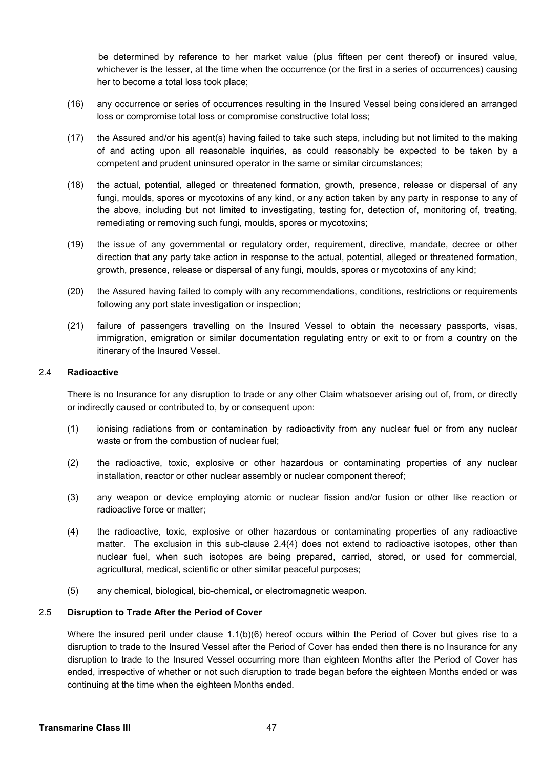be determined by reference to her market value (plus fifteen per cent thereof) or insured value, whichever is the lesser, at the time when the occurrence (or the first in a series of occurrences) causing her to become a total loss took place;

(16) any occurrence or series of occurrences resulting in the Insured Vessel being considered an arranged loss or compromise total loss or compromise constructive total loss;

(17) the Assured and/or his agent(s) having failed to take such steps, including but not limited to the making of and acting upon all reasonable inquiries, as could reasonably be expected to be taken by a competent and prudent uninsured operator in the same or similar circumstances;

(18) the actual, potential, alleged or threatened formation, growth, presence, release or dispersal of any fungi, moulds, spores or mycotoxins of any kind, or any action taken by any party in response to any of the above, including but not limited to investigating, testing for, detection of, monitoring of, treating, remediating or removing such fungi, moulds, spores or mycotoxins;

(19) the issue of any governmental or regulatory order, requirement, directive, mandate, decree or other direction that any party take action in response to the actual, potential, alleged or threatened formation, growth, presence, release or dispersal of any fungi, moulds, spores or mycotoxins of any kind;

(20) the Assured having failed to comply with any recommendations, conditions, restrictions or requirements following any port state investigation or inspection;

(21) failure of passengers travelling on the Insured Vessel to obtain the necessary passports, visas, immigration, emigration or similar documentation regulating entry or exit to or from a country on the itinerary of the Insured Vessel.

### 2.4 Radioactive

There is no Insurance for any disruption to trade or any other Claim whatsoever arising out of, from, or directly or indirectly caused or contributed to, by or consequent upon:

(1) ionising radiations from or contamination by radioactivity from any nuclear fuel or from any nuclear waste or from the combustion of nuclear fuel;

(2) the radioactive, toxic, explosive or other hazardous or contaminating properties of any nuclear installation, reactor or other nuclear assembly or nuclear component thereof;

(3) any weapon or device employing atomic or nuclear fission and/or fusion or other like reaction or radioactive force or matter;

(4) the radioactive, toxic, explosive or other hazardous or contaminating properties of any radioactive matter. The exclusion in this sub-clause 2.4(4) does not extend to radioactive isotopes, other than nuclear fuel, when such isotopes are being prepared, carried, stored, or used for commercial, agricultural, medical, scientific or other similar peaceful purposes;

(5) any chemical, biological, bio-chemical, or electromagnetic weapon.

### 2.5 Disruption to Trade After the Period of Cover

Where the insured peril under clause 1.1(b)(6) hereof occurs within the Period of Cover but gives rise to a disruption to trade to the Insured Vessel after the Period of Cover has ended then there is no Insurance for any disruption to trade to the Insured Vessel occurring more than eighteen Months after the Period of Cover has ended, irrespective of whether or not such disruption to trade began before the eighteen Months ended or was continuing at the time when the eighteen Months ended.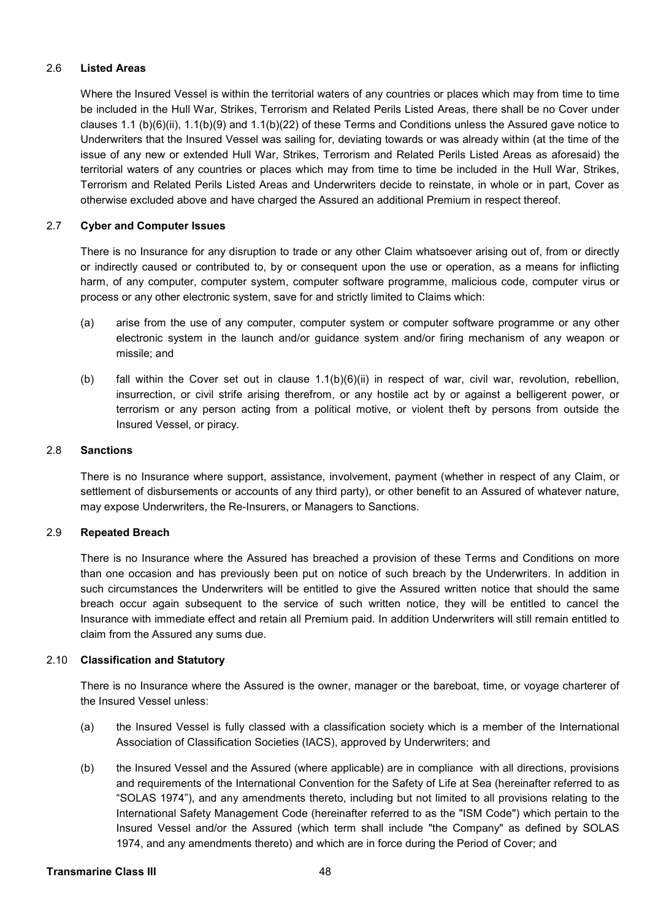### 2.6 Listed Areas

Where the Insured Vessel is within the territorial waters of any countries or places which may from time to time be included in the Hull War, Strikes, Terrorism and Related Perils Listed Areas, there shall be no Cover under clauses 1.1 (b)(6)(ii), 1.1(b)(9) and 1.1(b)(22) of these Terms and Conditions unless the Assured gave notice to Underwriters that the Insured Vessel was sailing for, deviating towards or was already within (at the time of the issue of any new or extended Hull War, Strikes, Terrorism and Related Perils Listed Areas as aforesaid) the territorial waters of any countries or places which may from time to time be included in the Hull War, Strikes, Terrorism and Related Perils Listed Areas and Underwriters decide to reinstate, in whole or in part, Cover as otherwise excluded above and have charged the Assured an additional Premium in respect thereof.

### 2.7 Cyber and Computer Issues

There is no Insurance for any disruption to trade or any other Claim whatsoever arising out of, from or directly or indirectly caused or contributed to, by or consequent upon the use or operation, as a means for inflicting harm, of any computer, computer system, computer software programme, malicious code, computer virus or process or any other electronic system, save for and strictly limited to Claims which:

(a) arise from the use of any computer, computer system or computer software programme or any other electronic system in the launch and/or guidance system and/or firing mechanism of any weapon or missile; and

(b) fall within the Cover set out in clause 1.1(b)(6)(ii) in respect of war, civil war, revolution, rebellion, insurrection, or civil strife arising therefrom, or any hostile act by or against a belligerent power, or terrorism or any person acting from a political motive, or violent theft by persons from outside the Insured Vessel, or piracy.

### 2.8 Sanctions

There is no Insurance where support, assistance, involvement, payment (whether in respect of any Claim, or settlement of disbursements or accounts of any third party), or other benefit to an Assured of whatever nature, may expose Underwriters, the Re-Insurers, or Managers to Sanctions.

### 2.9 Repeated Breach

There is no Insurance where the Assured has breached a provision of these Terms and Conditions on more than one occasion and has previously been put on notice of such breach by the Underwriters. In addition in such circumstances the Underwriters will be entitled to give the Assured written notice that should the same breach occur again subsequent to the service of such written notice, they will be entitled to cancel the Insurance with immediate effect and retain all Premium paid. In addition Underwriters will still remain entitled to claim from the Assured any sums due.

### 2.10 Classification and Statutory

There is no Insurance where the Assured is the owner, manager or the bareboat, time, or voyage charterer of the Insured Vessel unless:

(a) the Insured Vessel is fully classed with a classification society which is a member of the International Association of Classification Societies (IACS), approved by Underwriters; and

(b) the Insured Vessel and the Assured (where applicable) are in compliance with all directions, provisions and requirements of the International Convention for the Safety of Life at Sea (hereinafter referred to as "SOLAS 1974"), and any amendments thereto, including but not limited to all provisions relating to the International Safety Management Code (hereinafter referred to as the "ISM Code") which pertain to the Insured Vessel and/or the Assured (which term shall include "the Company" as defined by SOLAS 1974, and any amendments thereto) and which are in force during the Period of Cover; and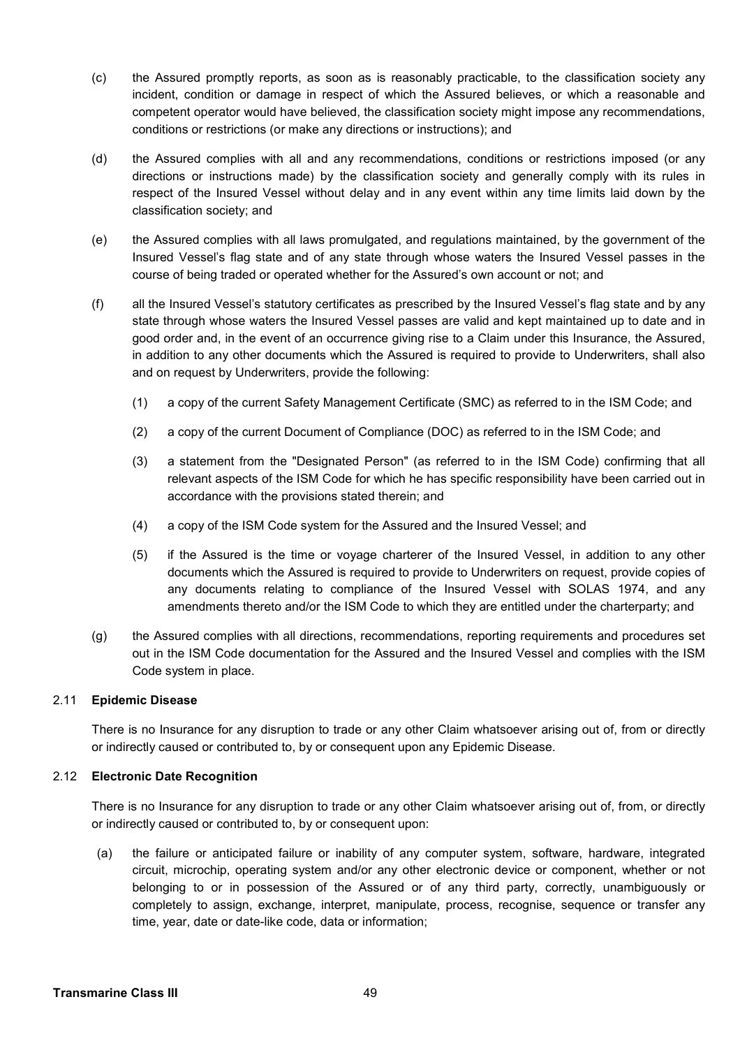(c) the Assured promptly reports, as soon as is reasonably practicable, to the classification society any incident, condition or damage in respect of which the Assured believes, or which a reasonable and competent operator would have believed, the classification society might impose any recommendations, conditions or restrictions (or make any directions or instructions); and

(d) the Assured complies with all and any recommendations, conditions or restrictions imposed (or any directions or instructions made) by the classification society and generally comply with its rules in respect of the Insured Vessel without delay and in any event within any time limits laid down by the classification society; and

(e) the Assured complies with all laws promulgated, and regulations maintained, by the government of the Insured Vessel's flag state and of any state through whose waters the Insured Vessel passes in the course of being traded or operated whether for the Assured's own account or not; and

(f) all the Insured Vessel's statutory certificates as prescribed by the Insured Vessel's flag state and by any state through whose waters the Insured Vessel passes are valid and kept maintained up to date and in good order and, in the event of an occurrence giving rise to a Claim under this Insurance, the Assured, in addition to any other documents which the Assured is required to provide to Underwriters, shall also and on request by Underwriters, provide the following:

   (1) a copy of the current Safety Management Certificate (SMC) as referred to in the ISM Code; and

   (2) a copy of the current Document of Compliance (DOC) as referred to in the ISM Code; and

   (3) a statement from the "Designated Person" (as referred to in the ISM Code) confirming that all relevant aspects of the ISM Code for which he has specific responsibility have been carried out in accordance with the provisions stated therein; and

   (4) a copy of the ISM Code system for the Assured and the Insured Vessel; and

   (5) if the Assured is the time or voyage charterer of the Insured Vessel, in addition to any other documents which the Assured is required to provide to Underwriters on request, provide copies of any documents relating to compliance of the Insured Vessel with SOLAS 1974, and any amendments thereto and/or the ISM Code to which they are entitled under the charterparty; and

(g) the Assured complies with all directions, recommendations, reporting requirements and procedures set out in the ISM Code documentation for the Assured and the Insured Vessel and complies with the ISM Code system in place.

### 2.11 Epidemic Disease

There is no Insurance for any disruption to trade or any other Claim whatsoever arising out of, from or directly or indirectly caused or contributed to, by or consequent upon any Epidemic Disease.

### 2.12 Electronic Date Recognition

There is no Insurance for any disruption to trade or any other Claim whatsoever arising out of, from, or directly or indirectly caused or contributed to, by or consequent upon:

(a) the failure or anticipated failure or inability of any computer system, software, hardware, integrated circuit, microchip, operating system and/or any other electronic device or component, whether or not belonging to or in possession of the Assured or of any third party, correctly, unambiguously or completely to assign, exchange, interpret, manipulate, process, recognise, sequence or transfer any time, year, date or date-like code, data or information;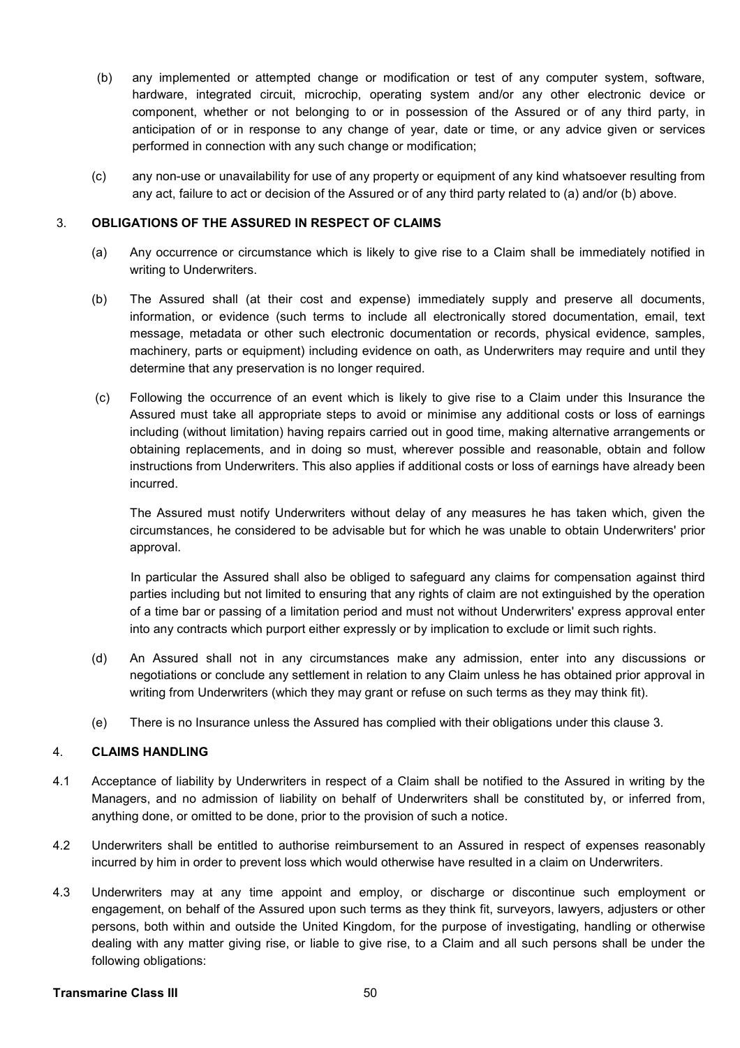(b) any implemented or attempted change or modification or test of any computer system, software, hardware, integrated circuit, microchip, operating system and/or any other electronic device or component, whether or not belonging to or in possession of the Assured or of any third party, in anticipation of or in response to any change of year, date or time, or any advice given or services performed in connection with any such change or modification;

(c) any non-use or unavailability for use of any property or equipment of any kind whatsoever resulting from any act, failure to act or decision of the Assured or of any third party related to (a) and/or (b) above.

## 3. OBLIGATIONS OF THE ASSURED IN RESPECT OF CLAIMS

(a) Any occurrence or circumstance which is likely to give rise to a Claim shall be immediately notified in writing to Underwriters.

(b) The Assured shall (at their cost and expense) immediately supply and preserve all documents, information, or evidence (such terms to include all electronically stored documentation, email, text message, metadata or other such electronic documentation or records, physical evidence, samples, machinery, parts or equipment) including evidence on oath, as Underwriters may require and until they determine that any preservation is no longer required.

(c) Following the occurrence of an event which is likely to give rise to a Claim under this Insurance the Assured must take all appropriate steps to avoid or minimise any additional costs or loss of earnings including (without limitation) having repairs carried out in good time, making alternative arrangements or obtaining replacements, and in doing so must, wherever possible and reasonable, obtain and follow instructions from Underwriters. This also applies if additional costs or loss of earnings have already been incurred.

The Assured must notify Underwriters without delay of any measures he has taken which, given the circumstances, he considered to be advisable but for which he was unable to obtain Underwriters' prior approval.

In particular the Assured shall also be obliged to safeguard any claims for compensation against third parties including but not limited to ensuring that any rights of claim are not extinguished by the operation of a time bar or passing of a limitation period and must not without Underwriters' express approval enter into any contracts which purport either expressly or by implication to exclude or limit such rights.

(d) An Assured shall not in any circumstances make any admission, enter into any discussions or negotiations or conclude any settlement in relation to any Claim unless he has obtained prior approval in writing from Underwriters (which they may grant or refuse on such terms as they may think fit).

(e) There is no Insurance unless the Assured has complied with their obligations under this clause 3.

## 4. CLAIMS HANDLING

4.1 Acceptance of liability by Underwriters in respect of a Claim shall be notified to the Assured in writing by the Managers, and no admission of liability on behalf of Underwriters shall be constituted by, or inferred from, anything done, or omitted to be done, prior to the provision of such a notice.

4.2 Underwriters shall be entitled to authorise reimbursement to an Assured in respect of expenses reasonably incurred by him in order to prevent loss which would otherwise have resulted in a claim on Underwriters.

4.3 Underwriters may at any time appoint and employ, or discharge or discontinue such employment or engagement, on behalf of the Assured upon such terms as they think fit, surveyors, lawyers, adjusters or other persons, both within and outside the United Kingdom, for the purpose of investigating, handling or otherwise dealing with any matter giving rise, or liable to give rise, to a Claim and all such persons shall be under the following obligations: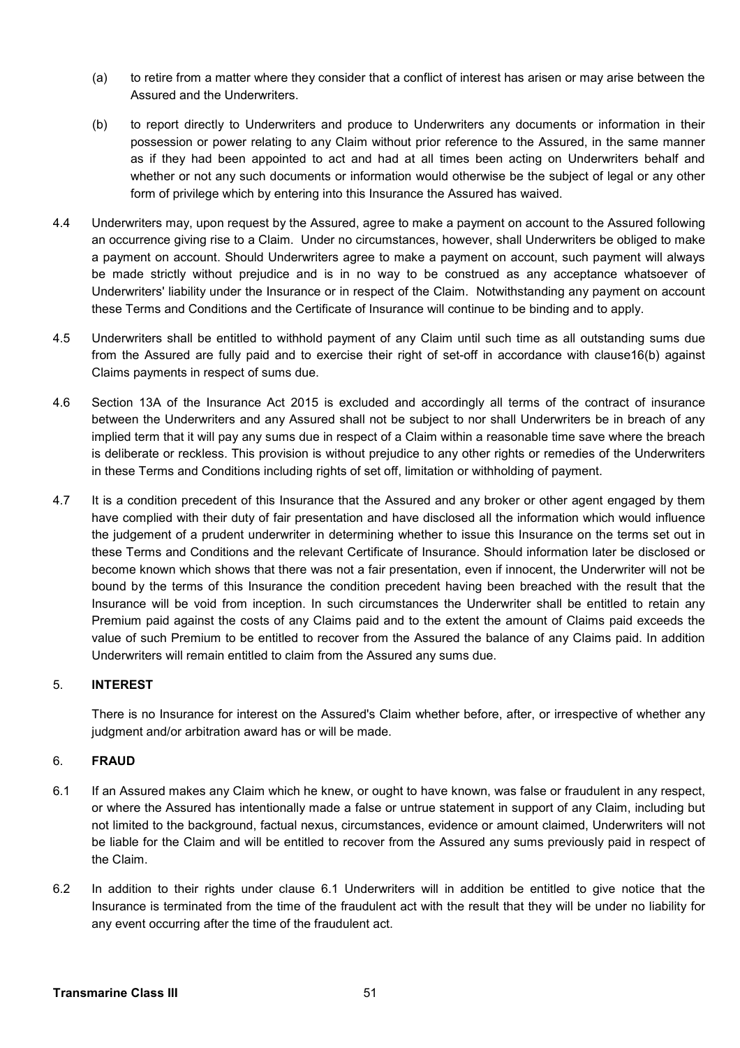(a) to retire from a matter where they consider that a conflict of interest has arisen or may arise between the Assured and the Underwriters.

(b) to report directly to Underwriters and produce to Underwriters any documents or information in their possession or power relating to any Claim without prior reference to the Assured, in the same manner as if they had been appointed to act and had at all times been acting on Underwriters behalf and whether or not any such documents or information would otherwise be the subject of legal or any other form of privilege which by entering into this Insurance the Assured has waived.

4.4 Underwriters may, upon request by the Assured, agree to make a payment on account to the Assured following an occurrence giving rise to a Claim. Under no circumstances, however, shall Underwriters be obliged to make a payment on account. Should Underwriters agree to make a payment on account, such payment will always be made strictly without prejudice and is in no way to be construed as any acceptance whatsoever of Underwriters' liability under the Insurance or in respect of the Claim. Notwithstanding any payment on account these Terms and Conditions and the Certificate of Insurance will continue to be binding and to apply.

4.5 Underwriters shall be entitled to withhold payment of any Claim until such time as all outstanding sums due from the Assured are fully paid and to exercise their right of set-off in accordance with clause16(b) against Claims payments in respect of sums due.

4.6 Section 13A of the Insurance Act 2015 is excluded and accordingly all terms of the contract of insurance between the Underwriters and any Assured shall not be subject to nor shall Underwriters be in breach of any implied term that it will pay any sums due in respect of a Claim within a reasonable time save where the breach is deliberate or reckless. This provision is without prejudice to any other rights or remedies of the Underwriters in these Terms and Conditions including rights of set off, limitation or withholding of payment.

4.7 It is a condition precedent of this Insurance that the Assured and any broker or other agent engaged by them have complied with their duty of fair presentation and have disclosed all the information which would influence the judgement of a prudent underwriter in determining whether to issue this Insurance on the terms set out in these Terms and Conditions and the relevant Certificate of Insurance. Should information later be disclosed or become known which shows that there was not a fair presentation, even if innocent, the Underwriter will not be bound by the terms of this Insurance the condition precedent having been breached with the result that the Insurance will be void from inception. In such circumstances the Underwriter shall be entitled to retain any Premium paid against the costs of any Claims paid and to the extent the amount of Claims paid exceeds the value of such Premium to be entitled to recover from the Assured the balance of any Claims paid. In addition Underwriters will remain entitled to claim from the Assured any sums due.

## 5. INTEREST

There is no Insurance for interest on the Assured's Claim whether before, after, or irrespective of whether any judgment and/or arbitration award has or will be made.

## 6. FRAUD

6.1 If an Assured makes any Claim which he knew, or ought to have known, was false or fraudulent in any respect, or where the Assured has intentionally made a false or untrue statement in support of any Claim, including but not limited to the background, factual nexus, circumstances, evidence or amount claimed, Underwriters will not be liable for the Claim and will be entitled to recover from the Assured any sums previously paid in respect of the Claim.

6.2 In addition to their rights under clause 6.1 Underwriters will in addition be entitled to give notice that the Insurance is terminated from the time of the fraudulent act with the result that they will be under no liability for any event occurring after the time of the fraudulent act.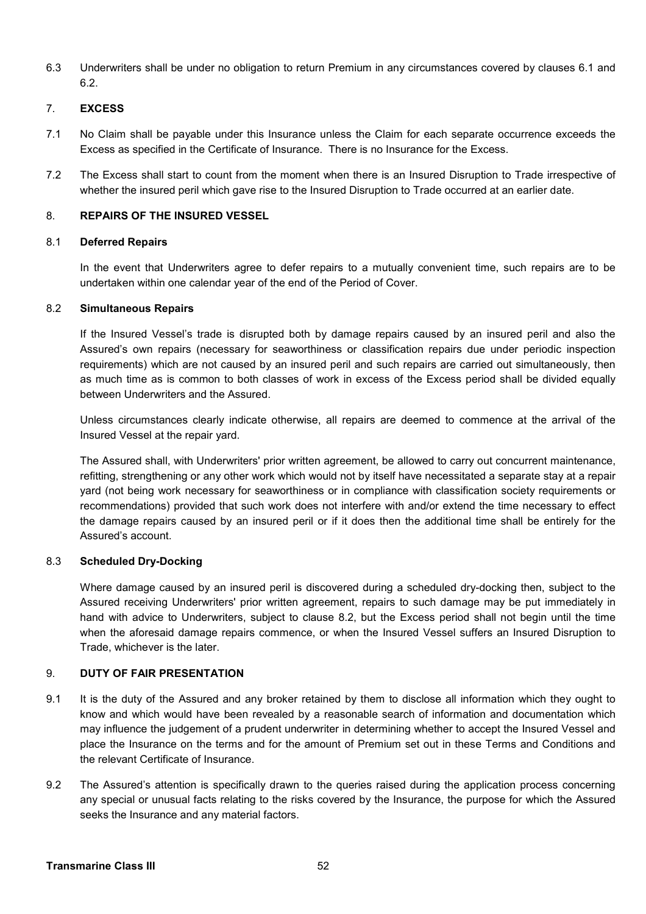6.3 Underwriters shall be under no obligation to return Premium in any circumstances covered by clauses 6.1 and 6.2.

## 7. EXCESS

7.1 No Claim shall be payable under this Insurance unless the Claim for each separate occurrence exceeds the Excess as specified in the Certificate of Insurance. There is no Insurance for the Excess.

7.2 The Excess shall start to count from the moment when there is an Insured Disruption to Trade irrespective of whether the insured peril which gave rise to the Insured Disruption to Trade occurred at an earlier date.

## 8. REPAIRS OF THE INSURED VESSEL

### 8.1 Deferred Repairs

In the event that Underwriters agree to defer repairs to a mutually convenient time, such repairs are to be undertaken within one calendar year of the end of the Period of Cover.

### 8.2 Simultaneous Repairs

If the Insured Vessel's trade is disrupted both by damage repairs caused by an insured peril and also the Assured's own repairs (necessary for seaworthiness or classification repairs due under periodic inspection requirements) which are not caused by an insured peril and such repairs are carried out simultaneously, then as much time as is common to both classes of work in excess of the Excess period shall be divided equally between Underwriters and the Assured.

Unless circumstances clearly indicate otherwise, all repairs are deemed to commence at the arrival of the Insured Vessel at the repair yard.

The Assured shall, with Underwriters' prior written agreement, be allowed to carry out concurrent maintenance, refitting, strengthening or any other work which would not by itself have necessitated a separate stay at a repair yard (not being work necessary for seaworthiness or in compliance with classification society requirements or recommendations) provided that such work does not interfere with and/or extend the time necessary to effect the damage repairs caused by an insured peril or if it does then the additional time shall be entirely for the Assured's account.

### 8.3 Scheduled Dry-Docking

Where damage caused by an insured peril is discovered during a scheduled dry-docking then, subject to the Assured receiving Underwriters' prior written agreement, repairs to such damage may be put immediately in hand with advice to Underwriters, subject to clause 8.2, but the Excess period shall not begin until the time when the aforesaid damage repairs commence, or when the Insured Vessel suffers an Insured Disruption to Trade, whichever is the later.

## 9. DUTY OF FAIR PRESENTATION

9.1 It is the duty of the Assured and any broker retained by them to disclose all information which they ought to know and which would have been revealed by a reasonable search of information and documentation which may influence the judgement of a prudent underwriter in determining whether to accept the Insured Vessel and place the Insurance on the terms and for the amount of Premium set out in these Terms and Conditions and the relevant Certificate of Insurance.

9.2 The Assured's attention is specifically drawn to the queries raised during the application process concerning any special or unusual facts relating to the risks covered by the Insurance, the purpose for which the Assured seeks the Insurance and any material factors.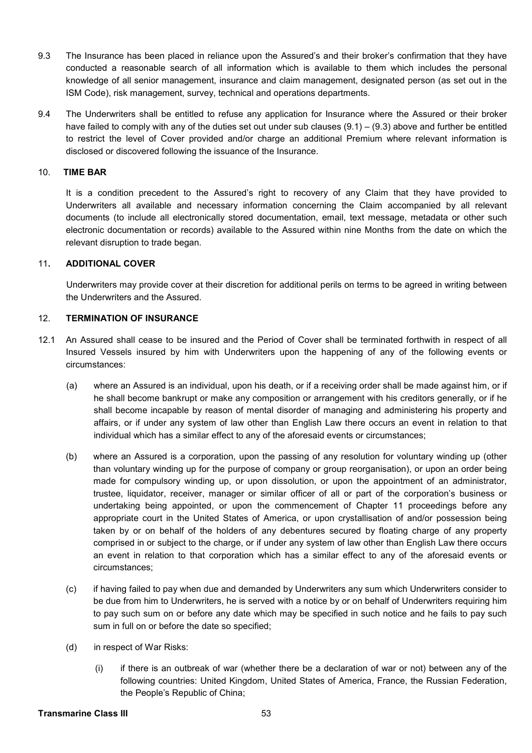9.3 The Insurance has been placed in reliance upon the Assured's and their broker's confirmation that they have conducted a reasonable search of all information which is available to them which includes the personal knowledge of all senior management, insurance and claim management, designated person (as set out in the ISM Code), risk management, survey, technical and operations departments.

9.4 The Underwriters shall be entitled to refuse any application for Insurance where the Assured or their broker have failed to comply with any of the duties set out under sub clauses (9.1) – (9.3) above and further be entitled to restrict the level of Cover provided and/or charge an additional Premium where relevant information is disclosed or discovered following the issuance of the Insurance.

## 10. TIME BAR

It is a condition precedent to the Assured's right to recovery of any Claim that they have provided to Underwriters all available and necessary information concerning the Claim accompanied by all relevant documents (to include all electronically stored documentation, email, text message, metadata or other such electronic documentation or records) available to the Assured within nine Months from the date on which the relevant disruption to trade began.

## 11. ADDITIONAL COVER

Underwriters may provide cover at their discretion for additional perils on terms to be agreed in writing between the Underwriters and the Assured.

## 12. TERMINATION OF INSURANCE

12.1 An Assured shall cease to be insured and the Period of Cover shall be terminated forthwith in respect of all Insured Vessels insured by him with Underwriters upon the happening of any of the following events or circumstances:

(a) where an Assured is an individual, upon his death, or if a receiving order shall be made against him, or if he shall become bankrupt or make any composition or arrangement with his creditors generally, or if he shall become incapable by reason of mental disorder of managing and administering his property and affairs, or if under any system of law other than English Law there occurs an event in relation to that individual which has a similar effect to any of the aforesaid events or circumstances;

(b) where an Assured is a corporation, upon the passing of any resolution for voluntary winding up (other than voluntary winding up for the purpose of company or group reorganisation), or upon an order being made for compulsory winding up, or upon dissolution, or upon the appointment of an administrator, trustee, liquidator, receiver, manager or similar officer of all or part of the corporation's business or undertaking being appointed, or upon the commencement of Chapter 11 proceedings before any appropriate court in the United States of America, or upon crystallisation of and/or possession being taken by or on behalf of the holders of any debentures secured by floating charge of any property comprised in or subject to the charge, or if under any system of law other than English Law there occurs an event in relation to that corporation which has a similar effect to any of the aforesaid events or circumstances;

(c) if having failed to pay when due and demanded by Underwriters any sum which Underwriters consider to be due from him to Underwriters, he is served with a notice by or on behalf of Underwriters requiring him to pay such sum on or before any date which may be specified in such notice and he fails to pay such sum in full on or before the date so specified;

(d) in respect of War Risks:

(i) if there is an outbreak of war (whether there be a declaration of war or not) between any of the following countries: United Kingdom, United States of America, France, the Russian Federation, the People's Republic of China;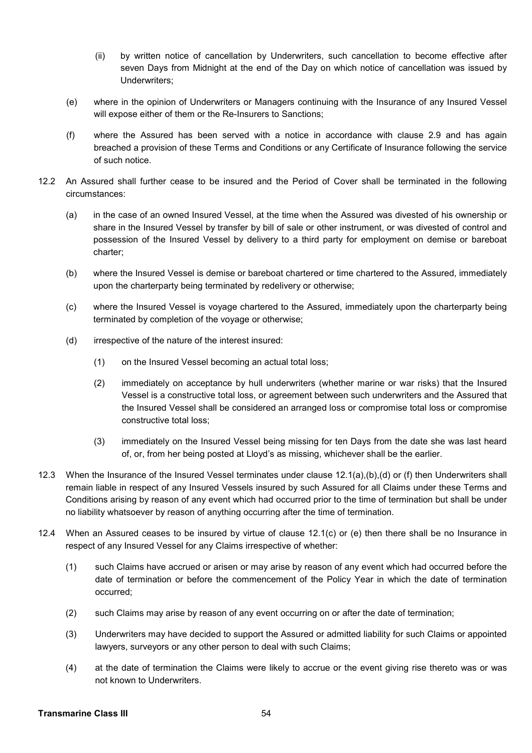(ii) by written notice of cancellation by Underwriters, such cancellation to become effective after seven Days from Midnight at the end of the Day on which notice of cancellation was issued by Underwriters;

(e) where in the opinion of Underwriters or Managers continuing with the Insurance of any Insured Vessel will expose either of them or the Re-Insurers to Sanctions;

(f) where the Assured has been served with a notice in accordance with clause 2.9 and has again breached a provision of these Terms and Conditions or any Certificate of Insurance following the service of such notice.

12.2 An Assured shall further cease to be insured and the Period of Cover shall be terminated in the following circumstances:

(a) in the case of an owned Insured Vessel, at the time when the Assured was divested of his ownership or share in the Insured Vessel by transfer by bill of sale or other instrument, or was divested of control and possession of the Insured Vessel by delivery to a third party for employment on demise or bareboat charter;

(b) where the Insured Vessel is demise or bareboat chartered or time chartered to the Assured, immediately upon the charterparty being terminated by redelivery or otherwise;

(c) where the Insured Vessel is voyage chartered to the Assured, immediately upon the charterparty being terminated by completion of the voyage or otherwise;

(d) irrespective of the nature of the interest insured:

(1) on the Insured Vessel becoming an actual total loss;

(2) immediately on acceptance by hull underwriters (whether marine or war risks) that the Insured Vessel is a constructive total loss, or agreement between such underwriters and the Assured that the Insured Vessel shall be considered an arranged loss or compromise total loss or compromise constructive total loss;

(3) immediately on the Insured Vessel being missing for ten Days from the date she was last heard of, or, from her being posted at Lloyd's as missing, whichever shall be the earlier.

12.3 When the Insurance of the Insured Vessel terminates under clause 12.1(a),(b),(d) or (f) then Underwriters shall remain liable in respect of any Insured Vessels insured by such Assured for all Claims under these Terms and Conditions arising by reason of any event which had occurred prior to the time of termination but shall be under no liability whatsoever by reason of anything occurring after the time of termination.

12.4 When an Assured ceases to be insured by virtue of clause 12.1(c) or (e) then there shall be no Insurance in respect of any Insured Vessel for any Claims irrespective of whether:

(1) such Claims have accrued or arisen or may arise by reason of any event which had occurred before the date of termination or before the commencement of the Policy Year in which the date of termination occurred;

(2) such Claims may arise by reason of any event occurring on or after the date of termination;

(3) Underwriters may have decided to support the Assured or admitted liability for such Claims or appointed lawyers, surveyors or any other person to deal with such Claims;

(4) at the date of termination the Claims were likely to accrue or the event giving rise thereto was or was not known to Underwriters.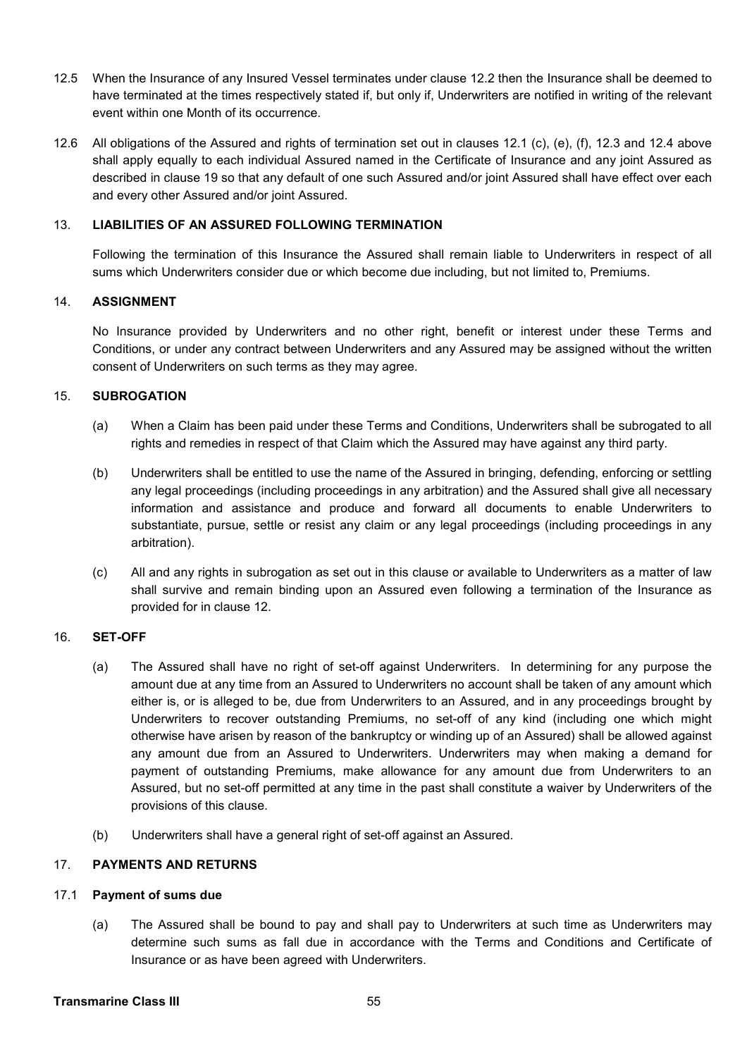12.5 When the Insurance of any Insured Vessel terminates under clause 12.2 then the Insurance shall be deemed to have terminated at the times respectively stated if, but only if, Underwriters are notified in writing of the relevant event within one Month of its occurrence.

12.6 All obligations of the Assured and rights of termination set out in clauses 12.1 (c), (e), (f), 12.3 and 12.4 above shall apply equally to each individual Assured named in the Certificate of Insurance and any joint Assured as described in clause 19 so that any default of one such Assured and/or joint Assured shall have effect over each and every other Assured and/or joint Assured.

## 13. LIABILITIES OF AN ASSURED FOLLOWING TERMINATION

Following the termination of this Insurance the Assured shall remain liable to Underwriters in respect of all sums which Underwriters consider due or which become due including, but not limited to, Premiums.

## 14. ASSIGNMENT

No Insurance provided by Underwriters and no other right, benefit or interest under these Terms and Conditions, or under any contract between Underwriters and any Assured may be assigned without the written consent of Underwriters on such terms as they may agree.

## 15. SUBROGATION

(a) When a Claim has been paid under these Terms and Conditions, Underwriters shall be subrogated to all rights and remedies in respect of that Claim which the Assured may have against any third party.

(b) Underwriters shall be entitled to use the name of the Assured in bringing, defending, enforcing or settling any legal proceedings (including proceedings in any arbitration) and the Assured shall give all necessary information and assistance and produce and forward all documents to enable Underwriters to substantiate, pursue, settle or resist any claim or any legal proceedings (including proceedings in any arbitration).

(c) All and any rights in subrogation as set out in this clause or available to Underwriters as a matter of law shall survive and remain binding upon an Assured even following a termination of the Insurance as provided for in clause 12.

## 16. SET-OFF

(a) The Assured shall have no right of set-off against Underwriters. In determining for any purpose the amount due at any time from an Assured to Underwriters no account shall be taken of any amount which either is, or is alleged to be, due from Underwriters to an Assured, and in any proceedings brought by Underwriters to recover outstanding Premiums, no set-off of any kind (including one which might otherwise have arisen by reason of the bankruptcy or winding up of an Assured) shall be allowed against any amount due from an Assured to Underwriters. Underwriters may when making a demand for payment of outstanding Premiums, make allowance for any amount due from Underwriters to an Assured, but no set-off permitted at any time in the past shall constitute a waiver by Underwriters of the provisions of this clause.

(b) Underwriters shall have a general right of set-off against an Assured.

## 17. PAYMENTS AND RETURNS

### 17.1 Payment of sums due

(a) The Assured shall be bound to pay and shall pay to Underwriters at such time as Underwriters may determine such sums as fall due in accordance with the Terms and Conditions and Certificate of Insurance or as have been agreed with Underwriters.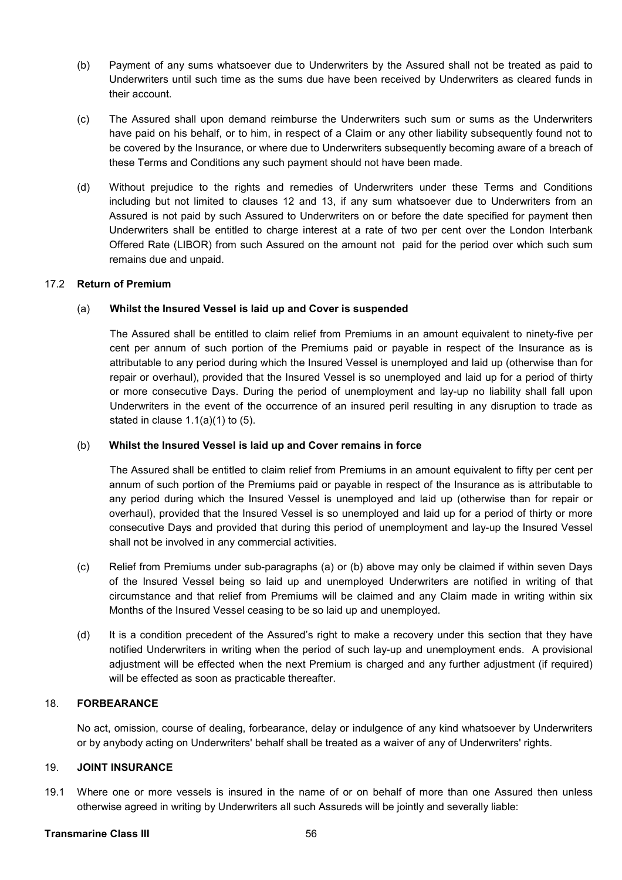(b) Payment of any sums whatsoever due to Underwriters by the Assured shall not be treated as paid to Underwriters until such time as the sums due have been received by Underwriters as cleared funds in their account.

(c) The Assured shall upon demand reimburse the Underwriters such sum or sums as the Underwriters have paid on his behalf, or to him, in respect of a Claim or any other liability subsequently found not to be covered by the Insurance, or where due to Underwriters subsequently becoming aware of a breach of these Terms and Conditions any such payment should not have been made.

(d) Without prejudice to the rights and remedies of Underwriters under these Terms and Conditions including but not limited to clauses 12 and 13, if any sum whatsoever due to Underwriters from an Assured is not paid by such Assured to Underwriters on or before the date specified for payment then Underwriters shall be entitled to charge interest at a rate of two per cent over the London Interbank Offered Rate (LIBOR) from such Assured on the amount not paid for the period over which such sum remains due and unpaid.

### 17.2 Return of Premium

#### (a) Whilst the Insured Vessel is laid up and Cover is suspended

The Assured shall be entitled to claim relief from Premiums in an amount equivalent to ninety-five per cent per annum of such portion of the Premiums paid or payable in respect of the Insurance as is attributable to any period during which the Insured Vessel is unemployed and laid up (otherwise than for repair or overhaul), provided that the Insured Vessel is so unemployed and laid up for a period of thirty or more consecutive Days. During the period of unemployment and lay-up no liability shall fall upon Underwriters in the event of the occurrence of an insured peril resulting in any disruption to trade as stated in clause 1.1(a)(1) to (5).

#### (b) Whilst the Insured Vessel is laid up and Cover remains in force

The Assured shall be entitled to claim relief from Premiums in an amount equivalent to fifty per cent per annum of such portion of the Premiums paid or payable in respect of the Insurance as is attributable to any period during which the Insured Vessel is unemployed and laid up (otherwise than for repair or overhaul), provided that the Insured Vessel is so unemployed and laid up for a period of thirty or more consecutive Days and provided that during this period of unemployment and lay-up the Insured Vessel shall not be involved in any commercial activities.

(c) Relief from Premiums under sub-paragraphs (a) or (b) above may only be claimed if within seven Days of the Insured Vessel being so laid up and unemployed Underwriters are notified in writing of that circumstance and that relief from Premiums will be claimed and any Claim made in writing within six Months of the Insured Vessel ceasing to be so laid up and unemployed.

(d) It is a condition precedent of the Assured's right to make a recovery under this section that they have notified Underwriters in writing when the period of such lay-up and unemployment ends. A provisional adjustment will be effected when the next Premium is charged and any further adjustment (if required) will be effected as soon as practicable thereafter.

## 18. FORBEARANCE

No act, omission, course of dealing, forbearance, delay or indulgence of any kind whatsoever by Underwriters or by anybody acting on Underwriters' behalf shall be treated as a waiver of any of Underwriters' rights.

## 19. JOINT INSURANCE

19.1 Where one or more vessels is insured in the name of or on behalf of more than one Assured then unless otherwise agreed in writing by Underwriters all such Assureds will be jointly and severally liable: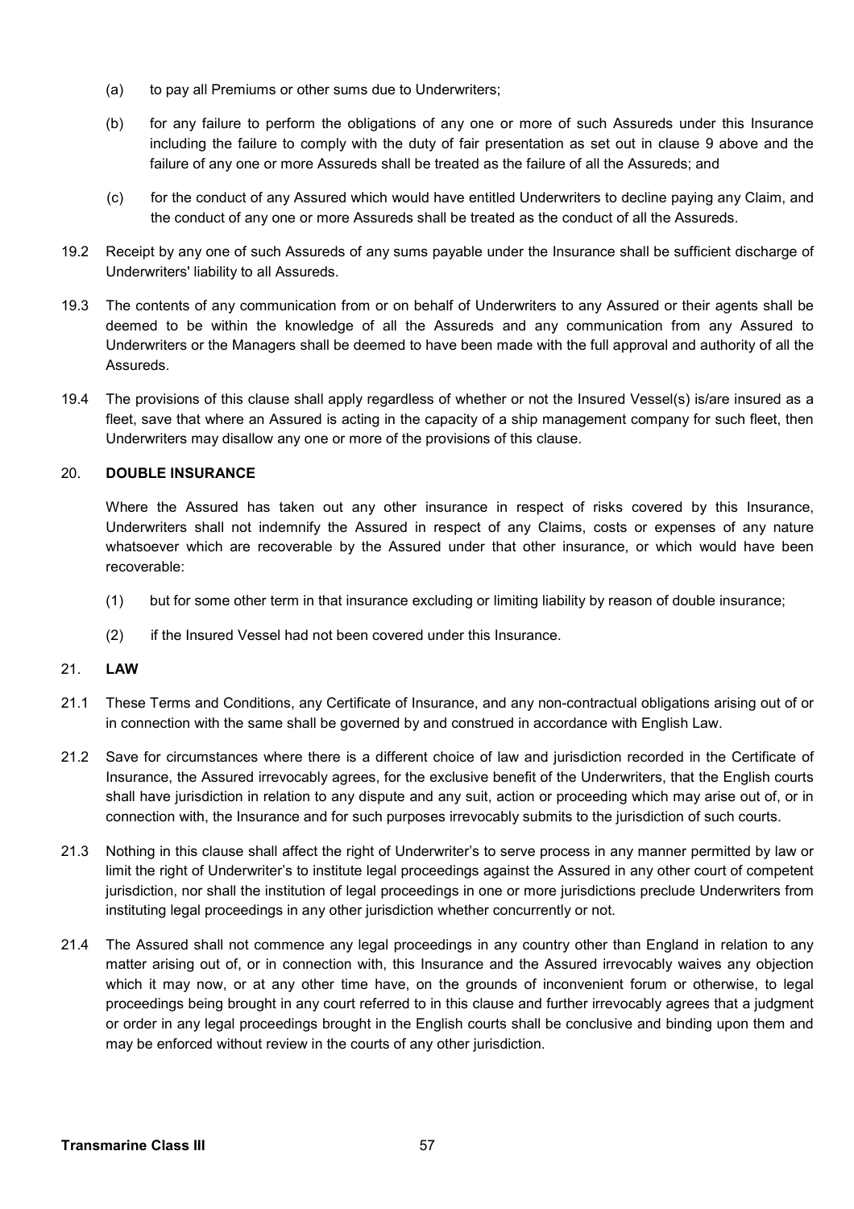(a) to pay all Premiums or other sums due to Underwriters;

(b) for any failure to perform the obligations of any one or more of such Assureds under this Insurance including the failure to comply with the duty of fair presentation as set out in clause 9 above and the failure of any one or more Assureds shall be treated as the failure of all the Assureds; and

(c) for the conduct of any Assured which would have entitled Underwriters to decline paying any Claim, and the conduct of any one or more Assureds shall be treated as the conduct of all the Assureds.

19.2 Receipt by any one of such Assureds of any sums payable under the Insurance shall be sufficient discharge of Underwriters' liability to all Assureds.

19.3 The contents of any communication from or on behalf of Underwriters to any Assured or their agents shall be deemed to be within the knowledge of all the Assureds and any communication from any Assured to Underwriters or the Managers shall be deemed to have been made with the full approval and authority of all the Assureds.

19.4 The provisions of this clause shall apply regardless of whether or not the Insured Vessel(s) is/are insured as a fleet, save that where an Assured is acting in the capacity of a ship management company for such fleet, then Underwriters may disallow any one or more of the provisions of this clause.

## 20. DOUBLE INSURANCE

Where the Assured has taken out any other insurance in respect of risks covered by this Insurance, Underwriters shall not indemnify the Assured in respect of any Claims, costs or expenses of any nature whatsoever which are recoverable by the Assured under that other insurance, or which would have been recoverable:

(1) but for some other term in that insurance excluding or limiting liability by reason of double insurance;

(2) if the Insured Vessel had not been covered under this Insurance.

## 21. LAW

21.1 These Terms and Conditions, any Certificate of Insurance, and any non-contractual obligations arising out of or in connection with the same shall be governed by and construed in accordance with English Law.

21.2 Save for circumstances where there is a different choice of law and jurisdiction recorded in the Certificate of Insurance, the Assured irrevocably agrees, for the exclusive benefit of the Underwriters, that the English courts shall have jurisdiction in relation to any dispute and any suit, action or proceeding which may arise out of, or in connection with, the Insurance and for such purposes irrevocably submits to the jurisdiction of such courts.

21.3 Nothing in this clause shall affect the right of Underwriter's to serve process in any manner permitted by law or limit the right of Underwriter's to institute legal proceedings against the Assured in any other court of competent jurisdiction, nor shall the institution of legal proceedings in one or more jurisdictions preclude Underwriters from instituting legal proceedings in any other jurisdiction whether concurrently or not.

21.4 The Assured shall not commence any legal proceedings in any country other than England in relation to any matter arising out of, or in connection with, this Insurance and the Assured irrevocably waives any objection which it may now, or at any other time have, on the grounds of inconvenient forum or otherwise, to legal proceedings being brought in any court referred to in this clause and further irrevocably agrees that a judgment or order in any legal proceedings brought in the English courts shall be conclusive and binding upon them and may be enforced without review in the courts of any other jurisdiction.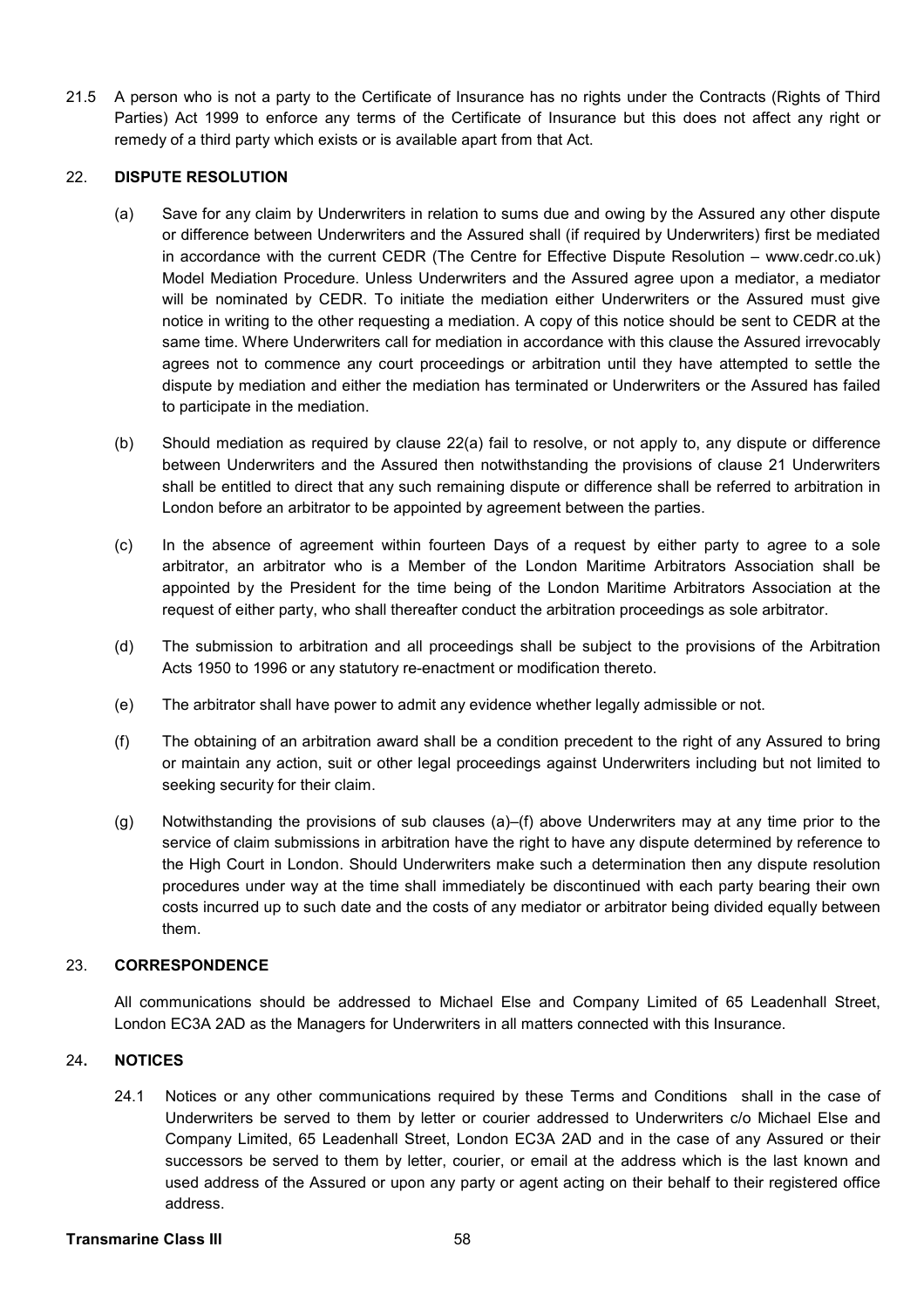21.5 A person who is not a party to the Certificate of Insurance has no rights under the Contracts (Rights of Third Parties) Act 1999 to enforce any terms of the Certificate of Insurance but this does not affect any right or remedy of a third party which exists or is available apart from that Act.

## 22. DISPUTE RESOLUTION

(a) Save for any claim by Underwriters in relation to sums due and owing by the Assured any other dispute or difference between Underwriters and the Assured shall (if required by Underwriters) first be mediated in accordance with the current CEDR (The Centre for Effective Dispute Resolution – www.cedr.co.uk) Model Mediation Procedure. Unless Underwriters and the Assured agree upon a mediator, a mediator will be nominated by CEDR. To initiate the mediation either Underwriters or the Assured must give notice in writing to the other requesting a mediation. A copy of this notice should be sent to CEDR at the same time. Where Underwriters call for mediation in accordance with this clause the Assured irrevocably agrees not to commence any court proceedings or arbitration until they have attempted to settle the dispute by mediation and either the mediation has terminated or Underwriters or the Assured has failed to participate in the mediation.

(b) Should mediation as required by clause 22(a) fail to resolve, or not apply to, any dispute or difference between Underwriters and the Assured then notwithstanding the provisions of clause 21 Underwriters shall be entitled to direct that any such remaining dispute or difference shall be referred to arbitration in London before an arbitrator to be appointed by agreement between the parties.

(c) In the absence of agreement within fourteen Days of a request by either party to agree to a sole arbitrator, an arbitrator who is a Member of the London Maritime Arbitrators Association shall be appointed by the President for the time being of the London Maritime Arbitrators Association at the request of either party, who shall thereafter conduct the arbitration proceedings as sole arbitrator.

(d) The submission to arbitration and all proceedings shall be subject to the provisions of the Arbitration Acts 1950 to 1996 or any statutory re-enactment or modification thereto.

(e) The arbitrator shall have power to admit any evidence whether legally admissible or not.

(f) The obtaining of an arbitration award shall be a condition precedent to the right of any Assured to bring or maintain any action, suit or other legal proceedings against Underwriters including but not limited to seeking security for their claim.

(g) Notwithstanding the provisions of sub clauses (a)–(f) above Underwriters may at any time prior to the service of claim submissions in arbitration have the right to have any dispute determined by reference to the High Court in London. Should Underwriters make such a determination then any dispute resolution procedures under way at the time shall immediately be discontinued with each party bearing their own costs incurred up to such date and the costs of any mediator or arbitrator being divided equally between them.

## 23. CORRESPONDENCE

All communications should be addressed to Michael Else and Company Limited of 65 Leadenhall Street, London EC3A 2AD as the Managers for Underwriters in all matters connected with this Insurance.

## 24. NOTICES

24.1 Notices or any other communications required by these Terms and Conditions shall in the case of Underwriters be served to them by letter or courier addressed to Underwriters c/o Michael Else and Company Limited, 65 Leadenhall Street, London EC3A 2AD and in the case of any Assured or their successors be served to them by letter, courier, or email at the address which is the last known and used address of the Assured or upon any party or agent acting on their behalf to their registered office address.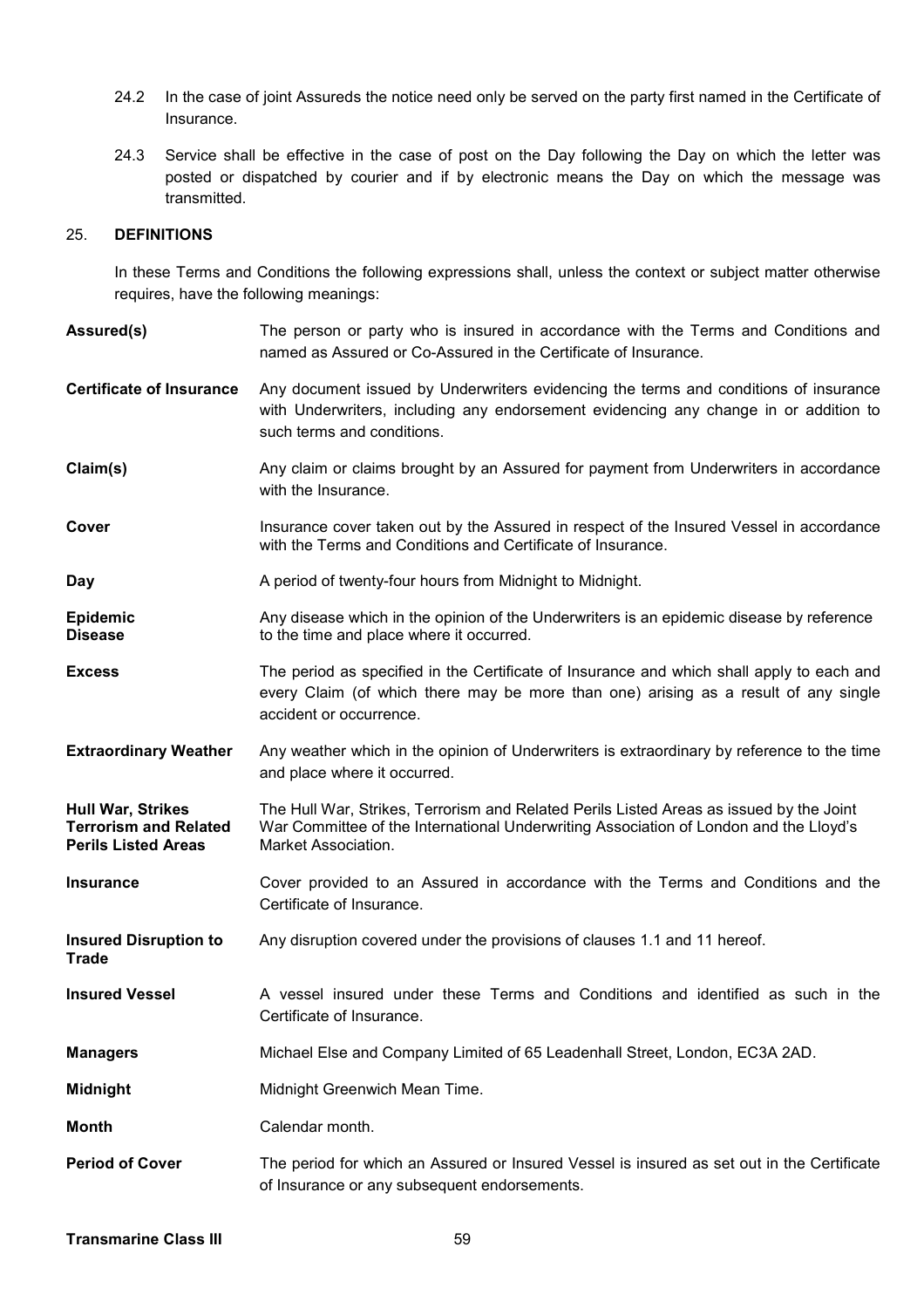24.2 In the case of joint Assureds the notice need only be served on the party first named in the Certificate of Insurance.

24.3 Service shall be effective in the case of post on the Day following the Day on which the letter was posted or dispatched by courier and if by electronic means the Day on which the message was transmitted.

## 25. DEFINITIONS

In these Terms and Conditions the following expressions shall, unless the context or subject matter otherwise requires, have the following meanings:

| | |
|---|---|
| **Assured(s)** | The person or party who is insured in accordance with the Terms and Conditions and named as Assured or Co-Assured in the Certificate of Insurance. |
| **Certificate of Insurance** | Any document issued by Underwriters evidencing the terms and conditions of insurance with Underwriters, including any endorsement evidencing any change in or addition to such terms and conditions. |
| **Claim(s)** | Any claim or claims brought by an Assured for payment from Underwriters in accordance with the Insurance. |
| **Cover** | Insurance cover taken out by the Assured in respect of the Insured Vessel in accordance with the Terms and Conditions and Certificate of Insurance. |
| **Day** | A period of twenty-four hours from Midnight to Midnight. |
| **Epidemic Disease** | Any disease which in the opinion of the Underwriters is an epidemic disease by reference to the time and place where it occurred. |
| **Excess** | The period as specified in the Certificate of Insurance and which shall apply to each and every Claim (of which there may be more than one) arising as a result of any single accident or occurrence. |
| **Extraordinary Weather** | Any weather which in the opinion of Underwriters is extraordinary by reference to the time and place where it occurred. |
| **Hull War, Strikes Terrorism and Related Perils Listed Areas** | The Hull War, Strikes, Terrorism and Related Perils Listed Areas as issued by the Joint War Committee of the International Underwriting Association of London and the Lloyd's Market Association. |
| **Insurance** | Cover provided to an Assured in accordance with the Terms and Conditions and the Certificate of Insurance. |
| **Insured Disruption to Trade** | Any disruption covered under the provisions of clauses 1.1 and 11 hereof. |
| **Insured Vessel** | A vessel insured under these Terms and Conditions and identified as such in the Certificate of Insurance. |
| **Managers** | Michael Else and Company Limited of 65 Leadenhall Street, London, EC3A 2AD. |
| **Midnight** | Midnight Greenwich Mean Time. |
| **Month** | Calendar month. |
| **Period of Cover** | The period for which an Assured or Insured Vessel is insured as set out in the Certificate of Insurance or any subsequent endorsements. |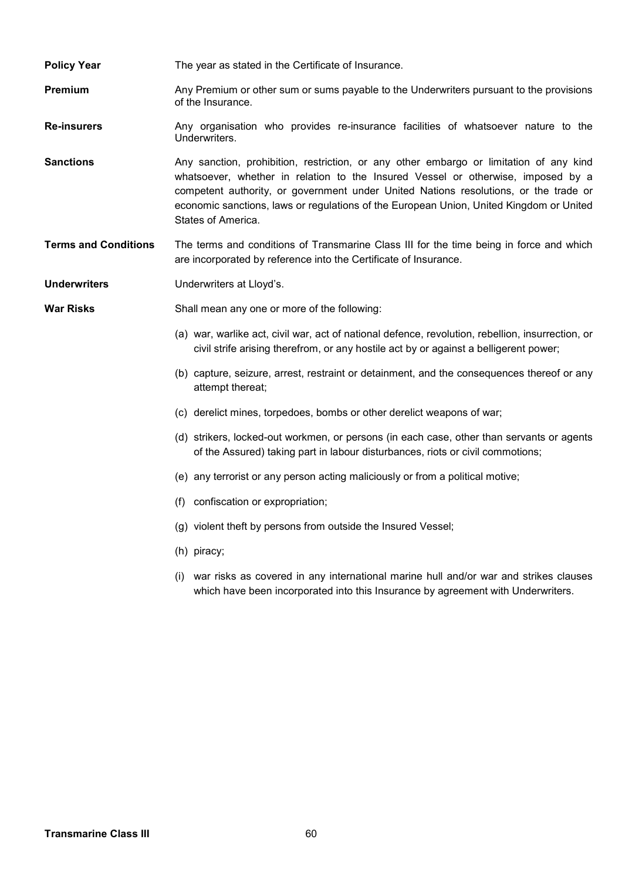**Policy Year** The year as stated in the Certificate of Insurance.

**Premium** Any Premium or other sum or sums payable to the Underwriters pursuant to the provisions of the Insurance.

**Re-insurers** Any organisation who provides re-insurance facilities of whatsoever nature to the Underwriters.

**Sanctions** Any sanction, prohibition, restriction, or any other embargo or limitation of any kind whatsoever, whether in relation to the Insured Vessel or otherwise, imposed by a competent authority, or government under United Nations resolutions, or the trade or economic sanctions, laws or regulations of the European Union, United Kingdom or United States of America.

**Terms and Conditions** The terms and conditions of Transmarine Class III for the time being in force and which are incorporated by reference into the Certificate of Insurance.

**Underwriters** Underwriters at Lloyd's.

**War Risks** Shall mean any one or more of the following:

(a) war, warlike act, civil war, act of national defence, revolution, rebellion, insurrection, or civil strife arising therefrom, or any hostile act by or against a belligerent power;

(b) capture, seizure, arrest, restraint or detainment, and the consequences thereof or any attempt thereat;

(c) derelict mines, torpedoes, bombs or other derelict weapons of war;

(d) strikers, locked-out workmen, or persons (in each case, other than servants or agents of the Assured) taking part in labour disturbances, riots or civil commotions;

(e) any terrorist or any person acting maliciously or from a political motive;

(f) confiscation or expropriation;

(g) violent theft by persons from outside the Insured Vessel;

(h) piracy;

(i) war risks as covered in any international marine hull and/or war and strikes clauses which have been incorporated into this Insurance by agreement with Underwriters.